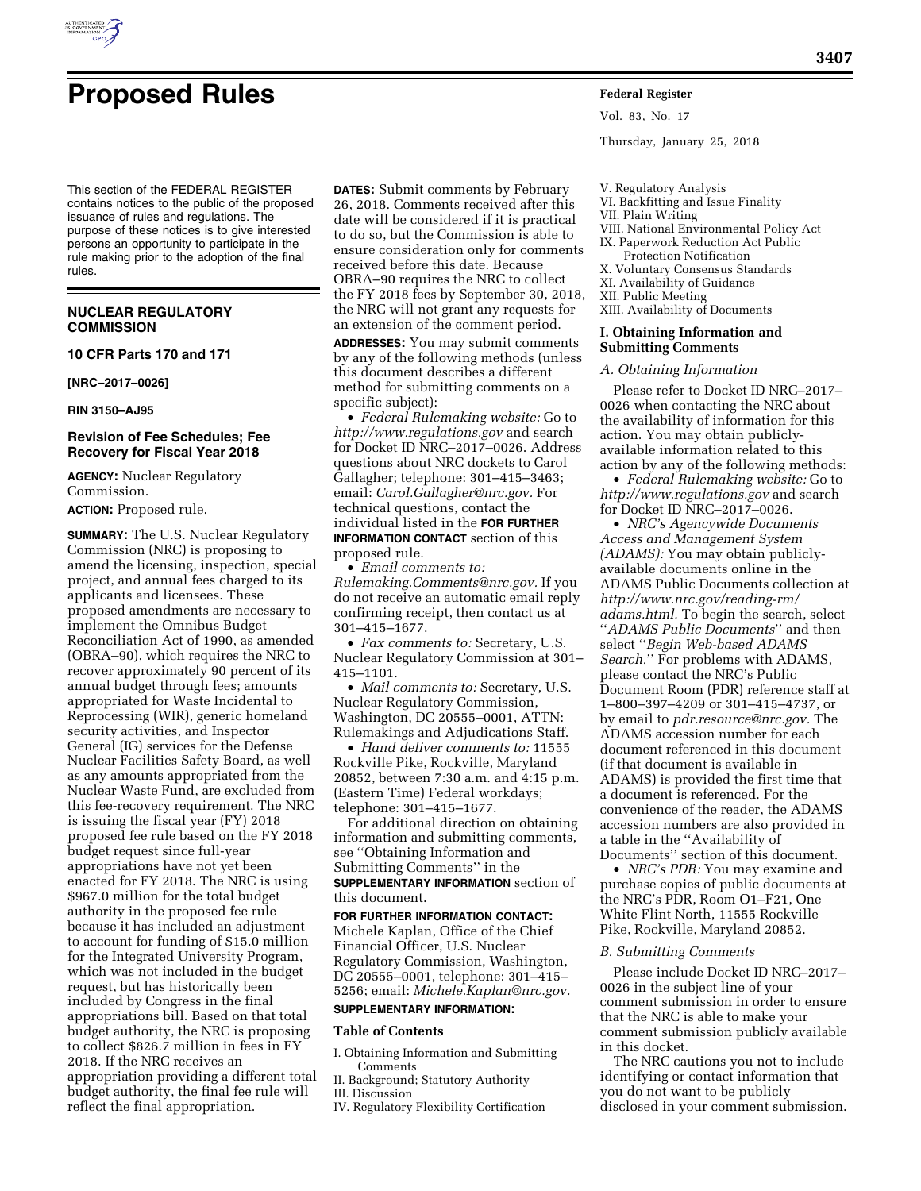# Proposed Rules

This section of the FEDERAL REGISTER contains notices to the public of the proposed issuance of rules and regulations. The purpose of these notices is to give interested persons an opportunity to participate in the rule making prior to the adoption of the final rules.

## NUCLEAR REGULATORY COMMISSION

### 10 CFR Parts 170 and 171

**[NRC–2017–0026]**

**RIN 3150–AJ95**

### Revision of Fee Schedules; Fee Recovery for Fiscal Year 2018

**AGENCY:** Nuclear Regulatory Commission.

**ACTION:** Proposed rule.

**SUMMARY:** The U.S. Nuclear Regulatory Commission (NRC) is proposing to amend the licensing, inspection, special project, and annual fees charged to its applicants and licensees. These proposed amendments are necessary to implement the Omnibus Budget Reconciliation Act of 1990, as amended (OBRA–90), which requires the NRC to recover approximately 90 percent of its annual budget through fees; amounts appropriated for Waste Incidental to Reprocessing (WIR), generic homeland security activities, and Inspector General (IG) services for the Defense Nuclear Facilities Safety Board, as well as any amounts appropriated from the Nuclear Waste Fund, are excluded from this fee-recovery requirement. The NRC is issuing the fiscal year (FY) 2018 proposed fee rule based on the FY 2018 budget request since full-year appropriations have not yet been enacted for FY 2018. The NRC is using \$967.0 million for the total budget authority in the proposed fee rule because it has included an adjustment to account for funding of \$15.0 million for the Integrated University Program, which was not included in the budget request, but has historically been included by Congress in the final appropriations bill. Based on that total budget authority, the NRC is proposing to collect \$826.7 million in fees in FY 2018. If the NRC receives an appropriation providing a different total budget authority, the final fee rule will reflect the final appropriation.

**DATES:** Submit comments by February 26, 2018. Comments received after this date will be considered if it is practical to do so, but the Commission is able to ensure consideration only for comments received before this date. Because OBRA–90 requires the NRC to collect the FY 2018 fees by September 30, 2018, the NRC will not grant any requests for an extension of the comment period.

**ADDRESSES:** You may submit comments by any of the following methods (unless this document describes a different method for submitting comments on a specific subject):

- *Federal Rulemaking website:* Go to *http://www.regulations.gov* and search for Docket ID NRC–2017–0026. Address questions about NRC dockets to Carol Gallagher; telephone: 301–415–3463; email: *Carol.Gallagher@nrc.gov.* For technical questions, contact the individual listed in the **FOR FURTHER INFORMATION CONTACT** section of this proposed rule.
- *Email comments to: Rulemaking.Comments@nrc.gov.* If you do not receive an automatic email reply confirming receipt, then contact us at 301–415–1677.
- *Fax comments to:* Secretary, U.S. Nuclear Regulatory Commission at 301–415–1101.
- *Mail comments to:* Secretary, U.S. Nuclear Regulatory Commission, Washington, DC 20555–0001, ATTN: Rulemakings and Adjudications Staff.
- *Hand deliver comments to:* 11555 Rockville Pike, Rockville, Maryland 20852, between 7:30 a.m. and 4:15 p.m. (Eastern Time) Federal workdays; telephone: 301–415–1677.

For additional direction on obtaining information and submitting comments, see "Obtaining Information and Submitting Comments" in the **SUPPLEMENTARY INFORMATION** section of this document.

**FOR FURTHER INFORMATION CONTACT:** Michele Kaplan, Office of the Chief Financial Officer, U.S. Nuclear Regulatory Commission, Washington, DC 20555–0001, telephone: 301–415–5256; email: *Michele.Kaplan@nrc.gov.*

**SUPPLEMENTARY INFORMATION:**

**Table of Contents**

I. Obtaining Information and Submitting Comments
II. Background; Statutory Authority
III. Discussion
IV. Regulatory Flexibility Certification
V. Regulatory Analysis
VI. Backfitting and Issue Finality
VII. Plain Writing
VIII. National Environmental Policy Act
IX. Paperwork Reduction Act Public Protection Notification
X. Voluntary Consensus Standards
XI. Availability of Guidance
XII. Public Meeting
XIII. Availability of Documents

## I. Obtaining Information and Submitting Comments

### A. Obtaining Information

Please refer to Docket ID NRC–2017–0026 when contacting the NRC about the availability of information for this action. You may obtain publicly-available information related to this action by any of the following methods:

- *Federal Rulemaking website:* Go to *http://www.regulations.gov* and search for Docket ID NRC–2017–0026.
- *NRC's Agencywide Documents Access and Management System (ADAMS):* You may obtain publicly-available documents online in the ADAMS Public Documents collection at *http://www.nrc.gov/reading-rm/adams.html.* To begin the search, select "*ADAMS Public Documents*" and then select "*Begin Web-based ADAMS Search.*" For problems with ADAMS, please contact the NRC's Public Document Room (PDR) reference staff at 1–800–397–4209 or 301–415–4737, or by email to *pdr.resource@nrc.gov.* The ADAMS accession number for each document referenced in this document (if that document is available in ADAMS) is provided the first time that a document is referenced. For the convenience of the reader, the ADAMS accession numbers are also provided in a table in the "Availability of Documents" section of this document.
- *NRC's PDR:* You may examine and purchase copies of public documents at the NRC's PDR, Room O1–F21, One White Flint North, 11555 Rockville Pike, Rockville, Maryland 20852.

### B. Submitting Comments

Please include Docket ID NRC–2017–0026 in the subject line of your comment submission in order to ensure that the NRC is able to make your comment submission publicly available in this docket.

The NRC cautions you not to include identifying or contact information that you do not want to be publicly disclosed in your comment submission.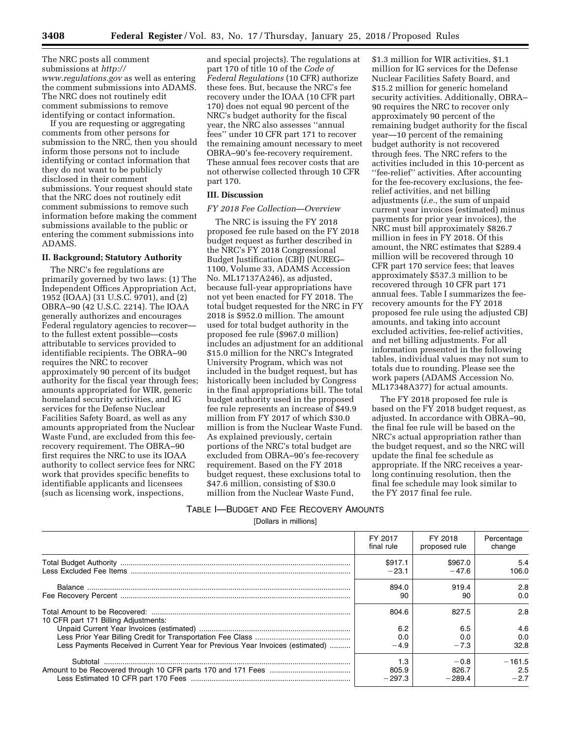The NRC posts all comment submissions at *http://www.regulations.gov* as well as entering the comment submissions into ADAMS. The NRC does not routinely edit comment submissions to remove identifying or contact information.

If you are requesting or aggregating comments from other persons for submission to the NRC, then you should inform those persons not to include identifying or contact information that they do not want to be publicly disclosed in their comment submissions. Your request should state that the NRC does not routinely edit comment submissions to remove such information before making the comment submissions available to the public or entering the comment submissions into ADAMS.

## II. Background; Statutory Authority

The NRC's fee regulations are primarily governed by two laws: (1) The Independent Offices Appropriation Act, 1952 (IOAA) (31 U.S.C. 9701), and (2) OBRA–90 (42 U.S.C. 2214). The IOAA generally authorizes and encourages Federal regulatory agencies to recover—to the fullest extent possible—costs attributable to services provided to identifiable recipients. The OBRA–90 requires the NRC to recover approximately 90 percent of its budget authority for the fiscal year through fees; amounts appropriated for WIR, generic homeland security activities, and IG services for the Defense Nuclear Facilities Safety Board, as well as any amounts appropriated from the Nuclear Waste Fund, are excluded from this fee-recovery requirement. The OBRA–90 first requires the NRC to use its IOAA authority to collect service fees for NRC work that provides specific benefits to identifiable applicants and licensees (such as licensing work, inspections, and special projects). The regulations at part 170 of title 10 of the *Code of Federal Regulations* (10 CFR) authorize these fees. But, because the NRC's fee recovery under the IOAA (10 CFR part 170) does not equal 90 percent of the NRC's budget authority for the fiscal year, the NRC also assesses "annual fees" under 10 CFR part 171 to recover the remaining amount necessary to meet OBRA–90's fee-recovery requirement. These annual fees recover costs that are not otherwise collected through 10 CFR part 170.

## III. Discussion

### *FY 2018 Fee Collection—Overview*

The NRC is issuing the FY 2018 proposed fee rule based on the FY 2018 budget request as further described in the NRC's FY 2018 Congressional Budget Justification (CBJ) (NUREG–1100, Volume 33, ADAMS Accession No. ML17137A246), as adjusted, because full-year appropriations have not yet been enacted for FY 2018. The total budget requested for the NRC in FY 2018 is $952.0 million. The amount used for total budget authority in the proposed fee rule ($967.0 million) includes an adjustment for an additional $15.0 million for the NRC's Integrated University Program, which was not included in the budget request, but has historically been included by Congress in the final appropriations bill. The total budget authority used in the proposed fee rule represents an increase of $49.9 million from FY 2017 of which $30.0 million is from the Nuclear Waste Fund. As explained previously, certain portions of the NRC's total budget are excluded from OBRA–90's fee-recovery requirement. Based on the FY 2018 budget request, these exclusions total to $47.6 million, consisting of $30.0 million from the Nuclear Waste Fund, $1.3 million for WIR activities, $1.1 million for IG services for the Defense Nuclear Facilities Safety Board, and $15.2 million for generic homeland security activities. Additionally, OBRA–90 requires the NRC to recover only approximately 90 percent of the remaining budget authority for the fiscal year—10 percent of the remaining budget authority is not recovered through fees. The NRC refers to the activities included in this 10-percent as "fee-relief" activities. After accounting for the fee-recovery exclusions, the fee-relief activities, and net billing adjustments (*i.e.,* the sum of unpaid current year invoices (estimated) minus payments for prior year invoices), the NRC must bill approximately $826.7 million in fees in FY 2018. Of this amount, the NRC estimates that $289.4 million will be recovered through 10 CFR part 170 service fees; that leaves approximately $537.3 million to be recovered through 10 CFR part 171 annual fees. Table I summarizes the fee-recovery amounts for the FY 2018 proposed fee rule using the adjusted CBJ amounts, and taking into account excluded activities, fee-relief activities, and net billing adjustments. For all information presented in the following tables, individual values may not sum to totals due to rounding. Please see the work papers (ADAMS Accession No. ML17348A377) for actual amounts.

The FY 2018 proposed fee rule is based on the FY 2018 budget request, as adjusted. In accordance with OBRA–90, the final fee rule will be based on the NRC's actual appropriation rather than the budget request, and so the NRC will update the final fee schedule as appropriate. If the NRC receives a year-long continuing resolution, then the final fee schedule may look similar to the FY 2017 final fee rule.

TABLE I—BUDGET AND FEE RECOVERY AMOUNTS

[Dollars in millions]

| | FY 2017 final rule | FY 2018 proposed rule | Percentage change |
|---|---|---|---|
| Total Budget Authority | $917.1 | $967.0 | 5.4 |
| Less Excluded Fee Items | −23.1 | −47.6 | 106.0 |
| Balance | 894.0 | 919.4 | 2.8 |
| Fee Recovery Percent | 90 | 90 | 0.0 |
| Total Amount to be Recovered: | 804.6 | 827.5 | 2.8 |
| 10 CFR part 171 Billing Adjustments: | | | |
| Unpaid Current Year Invoices (estimated) | 6.2 | 6.5 | 4.6 |
| Less Prior Year Billing Credit for Transportation Fee Class | 0.0 | 0.0 | 0.0 |
| Less Payments Received in Current Year for Previous Year Invoices (estimated) | −4.9 | −7.3 | 32.8 |
| Subtotal | 1.3 | −0.8 | −161.5 |
| Amount to be Recovered through 10 CFR parts 170 and 171 Fees | 805.9 | 826.7 | 2.5 |
| Less Estimated 10 CFR part 170 Fees | −297.3 | −289.4 | −2.7 |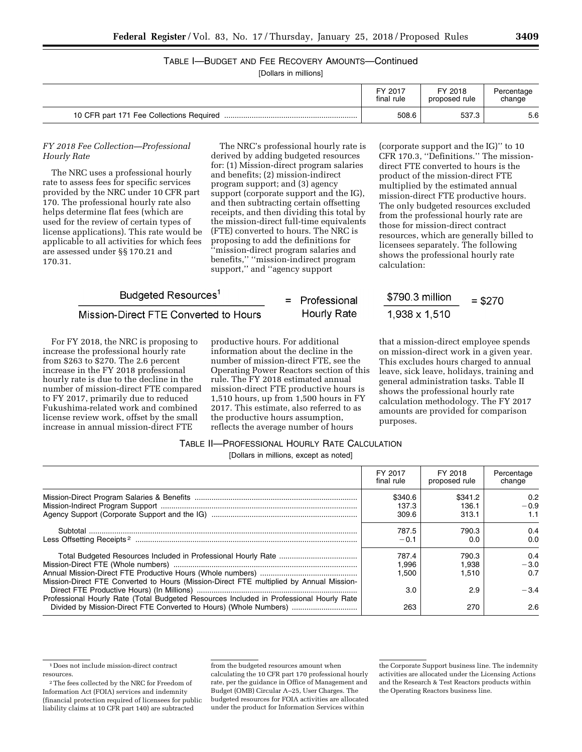TABLE I—BUDGET AND FEE RECOVERY AMOUNTS—Continued

[Dollars in millions]

| | FY 2017 final rule | FY 2018 proposed rule | Percentage change |
|---|---|---|---|
| 10 CFR part 171 Fee Collections Required | 508.6 | 537.3 | 5.6 |

*FY 2018 Fee Collection—Professional Hourly Rate*

The NRC uses a professional hourly rate to assess fees for specific services provided by the NRC under 10 CFR part 170. The professional hourly rate also helps determine flat fees (which are used for the review of certain types of license applications). This rate would be applicable to all activities for which fees are assessed under §§ 170.21 and 170.31.

The NRC's professional hourly rate is derived by adding budgeted resources for: (1) Mission-direct program salaries and benefits; (2) mission-indirect program support; and (3) agency support (corporate support and the IG), and then subtracting certain offsetting receipts, and then dividing this total by the mission-direct full-time equivalents (FTE) converted to hours. The NRC is proposing to add the definitions for ''mission-direct program salaries and benefits,'' ''mission-indirect program support,'' and ''agency support (corporate support and the IG)'' to 10 CFR 170.3, ''Definitions.'' The mission-direct FTE converted to hours is the product of the mission-direct FTE multiplied by the estimated annual mission-direct FTE productive hours. The only budgeted resources excluded from the professional hourly rate are those for mission-direct contract resources, which are generally billed to licensees separately. The following shows the professional hourly rate calculation:

$$\frac{\text{Budgeted Resources}^{1}}{\text{Mission-Direct FTE Converted to Hours}} = \text{Professional Hourly Rate} \qquad \frac{\$790.3 \text{ million}}{1{,}938 \times 1{,}510} = \$270$$

For FY 2018, the NRC is proposing to increase the professional hourly rate from $263 to $270. The 2.6 percent increase in the FY 2018 professional hourly rate is due to the decline in the number of mission-direct FTE compared to FY 2017, primarily due to reduced Fukushima-related work and combined license review work, offset by the small increase in annual mission-direct FTE productive hours. For additional information about the decline in the number of mission-direct FTE, see the Operating Power Reactors section of this rule. The FY 2018 estimated annual mission-direct FTE productive hours is 1,510 hours, up from 1,500 hours in FY 2017. This estimate, also referred to as the productive hours assumption, reflects the average number of hours that a mission-direct employee spends on mission-direct work in a given year. This excludes hours charged to annual leave, sick leave, holidays, training and general administration tasks. Table II shows the professional hourly rate calculation methodology. The FY 2017 amounts are provided for comparison purposes.

TABLE II—PROFESSIONAL HOURLY RATE CALCULATION

[Dollars in millions, except as noted]

| | FY 2017 final rule | FY 2018 proposed rule | Percentage change |
|---|---|---|---|
| Mission-Direct Program Salaries & Benefits | $340.6 | $341.2 | 0.2 |
| Mission-Indirect Program Support | 137.3 | 136.1 | −0.9 |
| Agency Support (Corporate Support and the IG) | 309.6 | 313.1 | 1.1 |
| Subtotal | 787.5 | 790.3 | 0.4 |
| Less Offsetting Receipts [2] | −0.1 | 0.0 | 0.0 |
| Total Budgeted Resources Included in Professional Hourly Rate | 787.4 | 790.3 | 0.4 |
| Mission-Direct FTE (Whole numbers) | 1,996 | 1,938 | −3.0 |
| Annual Mission-Direct FTE Productive Hours (Whole numbers) | 1,500 | 1,510 | 0.7 |
| Mission-Direct FTE Converted to Hours (Mission-Direct FTE multiplied by Annual Mission-Direct FTE Productive Hours) (In Millions) | 3.0 | 2.9 | −3.4 |
| Professional Hourly Rate (Total Budgeted Resources Included in Professional Hourly Rate Divided by Mission-Direct FTE Converted to Hours) (Whole Numbers) | 263 | 270 | 2.6 |

[1] Does not include mission-direct contract resources.

[2] The fees collected by the NRC for Freedom of Information Act (FOIA) services and indemnity (financial protection required of licensees for public liability claims at 10 CFR part 140) are subtracted from the budgeted resources amount when calculating the 10 CFR part 170 professional hourly rate, per the guidance in Office of Management and Budget (OMB) Circular A–25, User Charges. The budgeted resources for FOIA activities are allocated under the product for Information Services within the Corporate Support business line. The indemnity activities are allocated under the Licensing Actions and the Research & Test Reactors products within the Operating Reactors business line.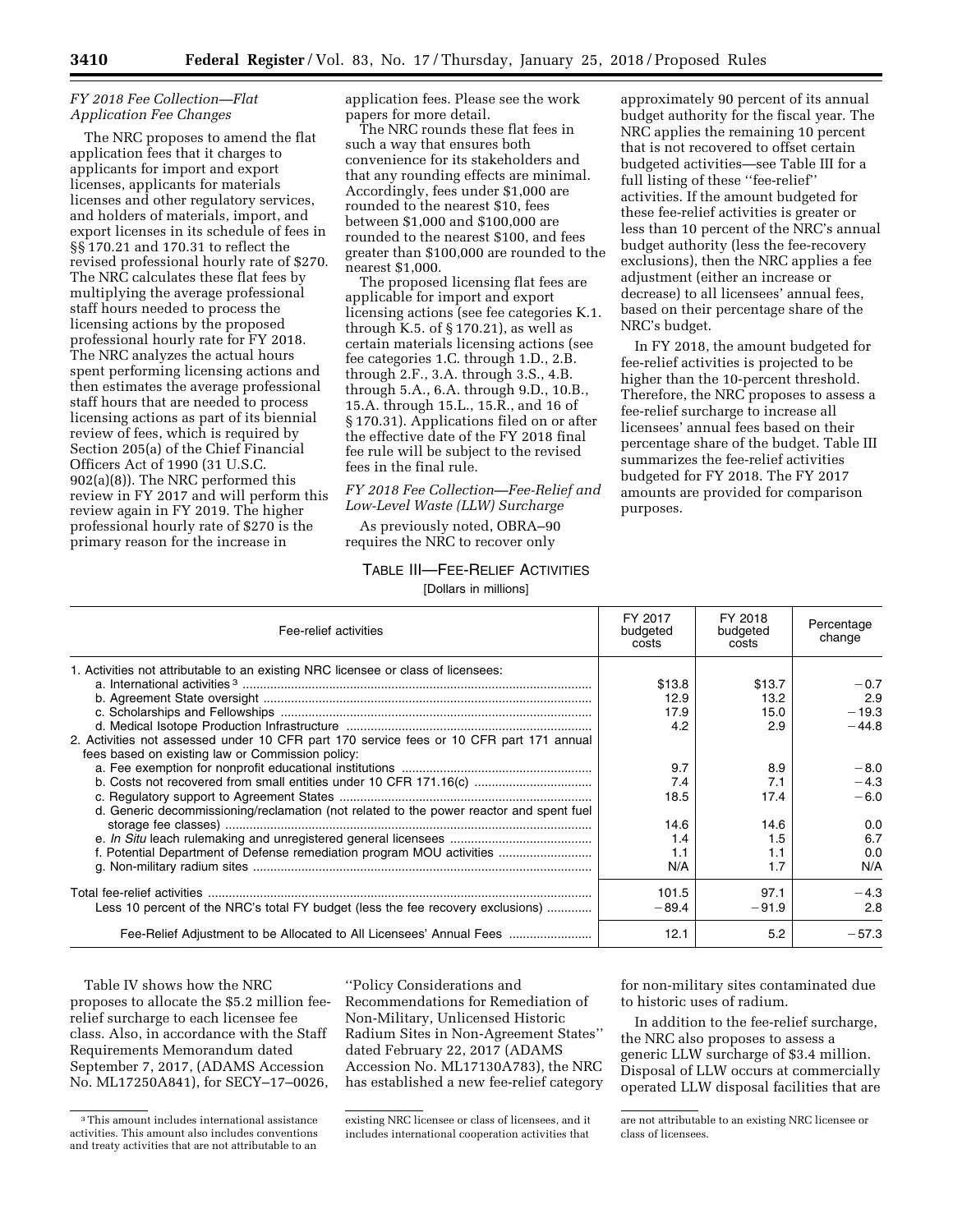*FY 2018 Fee Collection—Flat Application Fee Changes*

The NRC proposes to amend the flat application fees that it charges to applicants for import and export licenses, applicants for materials licenses and other regulatory services, and holders of materials, import, and export licenses in its schedule of fees in §§ 170.21 and 170.31 to reflect the revised professional hourly rate of $270. The NRC calculates these flat fees by multiplying the average professional staff hours needed to process the licensing actions by the proposed professional hourly rate for FY 2018. The NRC analyzes the actual hours spent performing licensing actions and then estimates the average professional staff hours that are needed to process licensing actions as part of its biennial review of fees, which is required by Section 205(a) of the Chief Financial Officers Act of 1990 (31 U.S.C. 902(a)(8)). The NRC performed this review in FY 2017 and will perform this review again in FY 2019. The higher professional hourly rate of $270 is the primary reason for the increase in application fees. Please see the work papers for more detail.

The NRC rounds these flat fees in such a way that ensures both convenience for its stakeholders and that any rounding effects are minimal. Accordingly, fees under $1,000 are rounded to the nearest $10, fees between $1,000 and $100,000 are rounded to the nearest $100, and fees greater than $100,000 are rounded to the nearest $1,000.

The proposed licensing flat fees are applicable for import and export licensing actions (see fee categories K.1. through K.5. of § 170.21), as well as certain materials licensing actions (see fee categories 1.C. through 1.D., 2.B. through 2.F., 3.A. through 3.S., 4.B. through 5.A., 6.A. through 9.D., 10.B., 15.A. through 15.L., 15.R., and 16 of § 170.31). Applications filed on or after the effective date of the FY 2018 final fee rule will be subject to the revised fees in the final rule.

*FY 2018 Fee Collection—Fee-Relief and Low-Level Waste (LLW) Surcharge*

As previously noted, OBRA–90 requires the NRC to recover only approximately 90 percent of its annual budget authority for the fiscal year. The NRC applies the remaining 10 percent that is not recovered to offset certain budgeted activities—see Table III for a full listing of these ''fee-relief'' activities. If the amount budgeted for these fee-relief activities is greater or less than 10 percent of the NRC's annual budget authority (less the fee-recovery exclusions), then the NRC applies a fee adjustment (either an increase or decrease) to all licensees' annual fees, based on their percentage share of the NRC's budget.

In FY 2018, the amount budgeted for fee-relief activities is projected to be higher than the 10-percent threshold. Therefore, the NRC proposes to assess a fee-relief surcharge to increase all licensees' annual fees based on their percentage share of the budget. Table III summarizes the fee-relief activities budgeted for FY 2018. The FY 2017 amounts are provided for comparison purposes.

TABLE III—FEE-RELIEF ACTIVITIES

[Dollars in millions]

| Fee-relief activities | FY 2017 budgeted costs | FY 2018 budgeted costs | Percentage change |
|---|---|---|---|
| 1. Activities not attributable to an existing NRC licensee or class of licensees: | | | |
| a. International activities [3] | $13.8 | $13.7 | −0.7 |
| b. Agreement State oversight | 12.9 | 13.2 | 2.9 |
| c. Scholarships and Fellowships | 17.9 | 15.0 | −19.3 |
| d. Medical Isotope Production Infrastructure | 4.2 | 2.9 | −44.8 |
| 2. Activities not assessed under 10 CFR part 170 service fees or 10 CFR part 171 annual fees based on existing law or Commission policy: | | | |
| a. Fee exemption for nonprofit educational institutions | 9.7 | 8.9 | −8.0 |
| b. Costs not recovered from small entities under 10 CFR 171.16(c) | 7.4 | 7.1 | −4.3 |
| c. Regulatory support to Agreement States | 18.5 | 17.4 | −6.0 |
| d. Generic decommissioning/reclamation (not related to the power reactor and spent fuel storage fee classes) | 14.6 | 14.6 | 0.0 |
| e. *In Situ* leach rulemaking and unregistered general licensees | 1.4 | 1.5 | 6.7 |
| f. Potential Department of Defense remediation program MOU activities | 1.1 | 1.1 | 0.0 |
| g. Non-military radium sites | N/A | 1.7 | N/A |
| Total fee-relief activities | 101.5 | 97.1 | −4.3 |
| Less 10 percent of the NRC's total FY budget (less the fee recovery exclusions) | −89.4 | −91.9 | 2.8 |
| Fee-Relief Adjustment to be Allocated to All Licensees' Annual Fees | 12.1 | 5.2 | −57.3 |

Table IV shows how the NRC proposes to allocate the $5.2 million fee-relief surcharge to each licensee fee class. Also, in accordance with the Staff Requirements Memorandum dated September 7, 2017, (ADAMS Accession No. ML17250A841), for SECY–17–0026, ''Policy Considerations and Recommendations for Remediation of Non-Military, Unlicensed Historic Radium Sites in Non-Agreement States'' dated February 22, 2017 (ADAMS Accession No. ML17130A783), the NRC has established a new fee-relief category for non-military sites contaminated due to historic uses of radium.

In addition to the fee-relief surcharge, the NRC also proposes to assess a generic LLW surcharge of $3.4 million. Disposal of LLW occurs at commercially operated LLW disposal facilities that are

[3] This amount includes international assistance activities. This amount also includes conventions and treaty activities that are not attributable to an existing NRC licensee or class of licensees, and it includes international cooperation activities that are not attributable to an existing NRC licensee or class of licensees.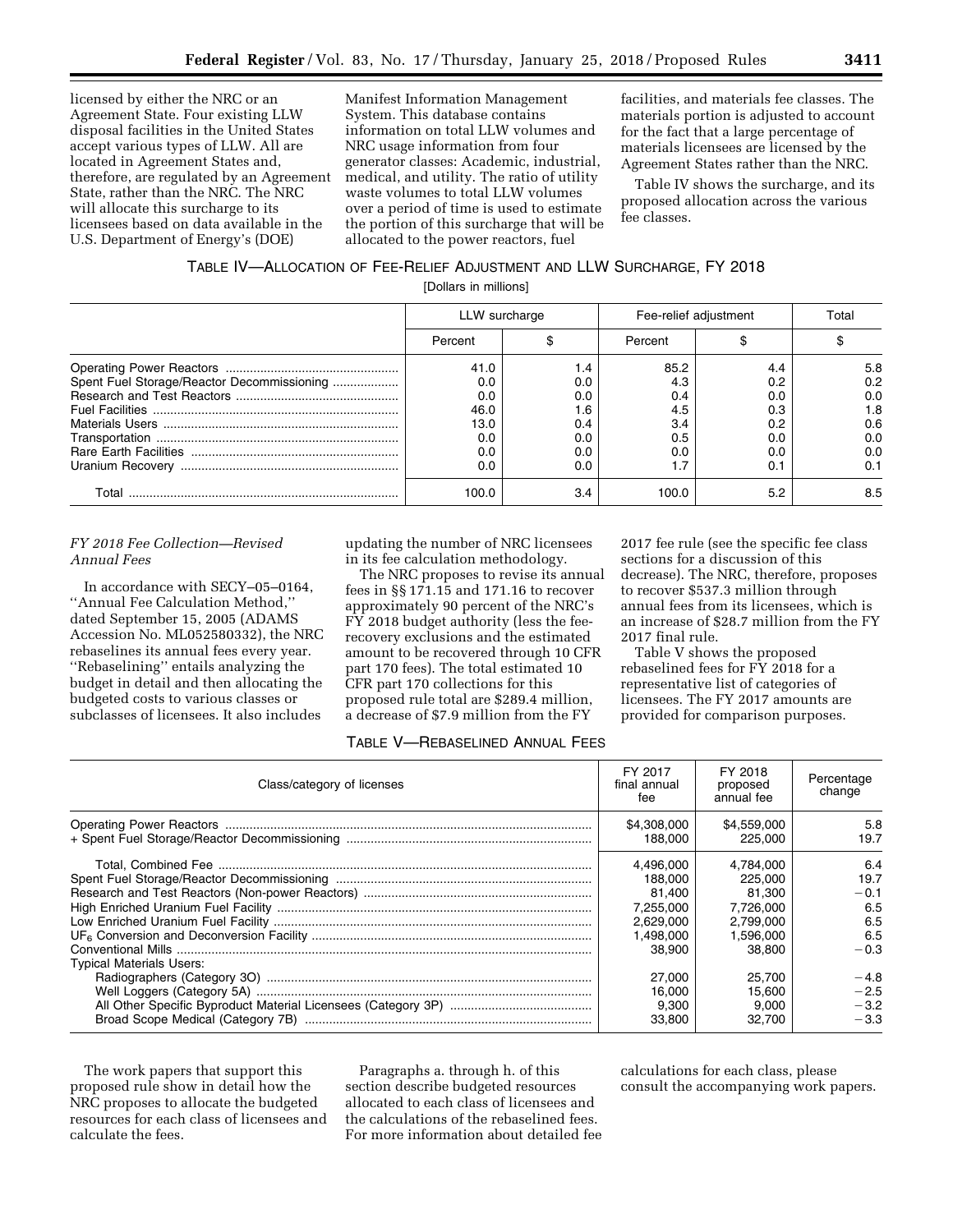licensed by either the NRC or an Agreement State. Four existing LLW disposal facilities in the United States accept various types of LLW. All are located in Agreement States and, therefore, are regulated by an Agreement State, rather than the NRC. The NRC will allocate this surcharge to its licensees based on data available in the U.S. Department of Energy's (DOE) Manifest Information Management System. This database contains information on total LLW volumes and NRC usage information from four generator classes: Academic, industrial, medical, and utility. The ratio of utility waste volumes to total LLW volumes over a period of time is used to estimate the portion of this surcharge that will be allocated to the power reactors, fuel facilities, and materials fee classes. The materials portion is adjusted to account for the fact that a large percentage of materials licensees are licensed by the Agreement States rather than the NRC.

Table IV shows the surcharge, and its proposed allocation across the various fee classes.

TABLE IV—ALLOCATION OF FEE-RELIEF ADJUSTMENT AND LLW SURCHARGE, FY 2018

[Dollars in millions]

| | LLW surcharge | | Fee-relief adjustment | | Total |
|---|---|---|---|---|---|
| | Percent | $ | Percent | $ | $ |
| Operating Power Reactors | 41.0 | 1.4 | 85.2 | 4.4 | 5.8 |
| Spent Fuel Storage/Reactor Decommissioning | 0.0 | 0.0 | 4.3 | 0.2 | 0.2 |
| Research and Test Reactors | 0.0 | 0.0 | 0.4 | 0.0 | 0.0 |
| Fuel Facilities | 46.0 | 1.6 | 4.5 | 0.3 | 1.8 |
| Materials Users | 13.0 | 0.4 | 3.4 | 0.2 | 0.6 |
| Transportation | 0.0 | 0.0 | 0.5 | 0.0 | 0.0 |
| Rare Earth Facilities | 0.0 | 0.0 | 0.0 | 0.0 | 0.0 |
| Uranium Recovery | 0.0 | 0.0 | 1.7 | 0.1 | 0.1 |
| Total | 100.0 | 3.4 | 100.0 | 5.2 | 8.5 |

*FY 2018 Fee Collection—Revised Annual Fees*

In accordance with SECY–05–0164, ''Annual Fee Calculation Method,'' dated September 15, 2005 (ADAMS Accession No. ML052580332), the NRC rebaselines its annual fees every year. ''Rebaselining'' entails analyzing the budget in detail and then allocating the budgeted costs to various classes or subclasses of licensees. It also includes updating the number of NRC licensees in its fee calculation methodology.

The NRC proposes to revise its annual fees in §§ 171.15 and 171.16 to recover approximately 90 percent of the NRC's FY 2018 budget authority (less the fee-recovery exclusions and the estimated amount to be recovered through 10 CFR part 170 fees). The total estimated 10 CFR part 170 collections for this proposed rule total are $289.4 million, a decrease of $7.9 million from the FY 2017 fee rule (see the specific fee class sections for a discussion of this decrease). The NRC, therefore, proposes to recover $537.3 million through annual fees from its licensees, which is an increase of $28.7 million from the FY 2017 final rule.

Table V shows the proposed rebaselined fees for FY 2018 for a representative list of categories of licensees. The FY 2017 amounts are provided for comparison purposes.

TABLE V—REBASELINED ANNUAL FEES

| Class/category of licenses | FY 2017 final annual fee | FY 2018 proposed annual fee | Percentage change |
|---|---|---|---|
| Operating Power Reactors | $4,308,000 | $4,559,000 | 5.8 |
| + Spent Fuel Storage/Reactor Decommissioning | 188,000 | 225,000 | 19.7 |
| Total, Combined Fee | 4,496,000 | 4,784,000 | 6.4 |
| Spent Fuel Storage/Reactor Decommissioning | 188,000 | 225,000 | 19.7 |
| Research and Test Reactors (Non-power Reactors) | 81,400 | 81,300 | −0.1 |
| High Enriched Uranium Fuel Facility | 7,255,000 | 7,726,000 | 6.5 |
| Low Enriched Uranium Fuel Facility | 2,629,000 | 2,799,000 | 6.5 |
| $UF_6$ Conversion and Deconversion Facility | 1,498,000 | 1,596,000 | 6.5 |
| Conventional Mills | 38,900 | 38,800 | −0.3 |
| Typical Materials Users: | | | |
| Radiographers (Category 3O) | 27,000 | 25,700 | −4.8 |
| Well Loggers (Category 5A) | 16,000 | 15,600 | −2.5 |
| All Other Specific Byproduct Material Licensees (Category 3P) | 9,300 | 9,000 | −3.2 |
| Broad Scope Medical (Category 7B) | 33,800 | 32,700 | −3.3 |

The work papers that support this proposed rule show in detail how the NRC proposes to allocate the budgeted resources for each class of licensees and calculate the fees.

Paragraphs a. through h. of this section describe budgeted resources allocated to each class of licensees and the calculations of the rebaselined fees. For more information about detailed fee calculations for each class, please consult the accompanying work papers.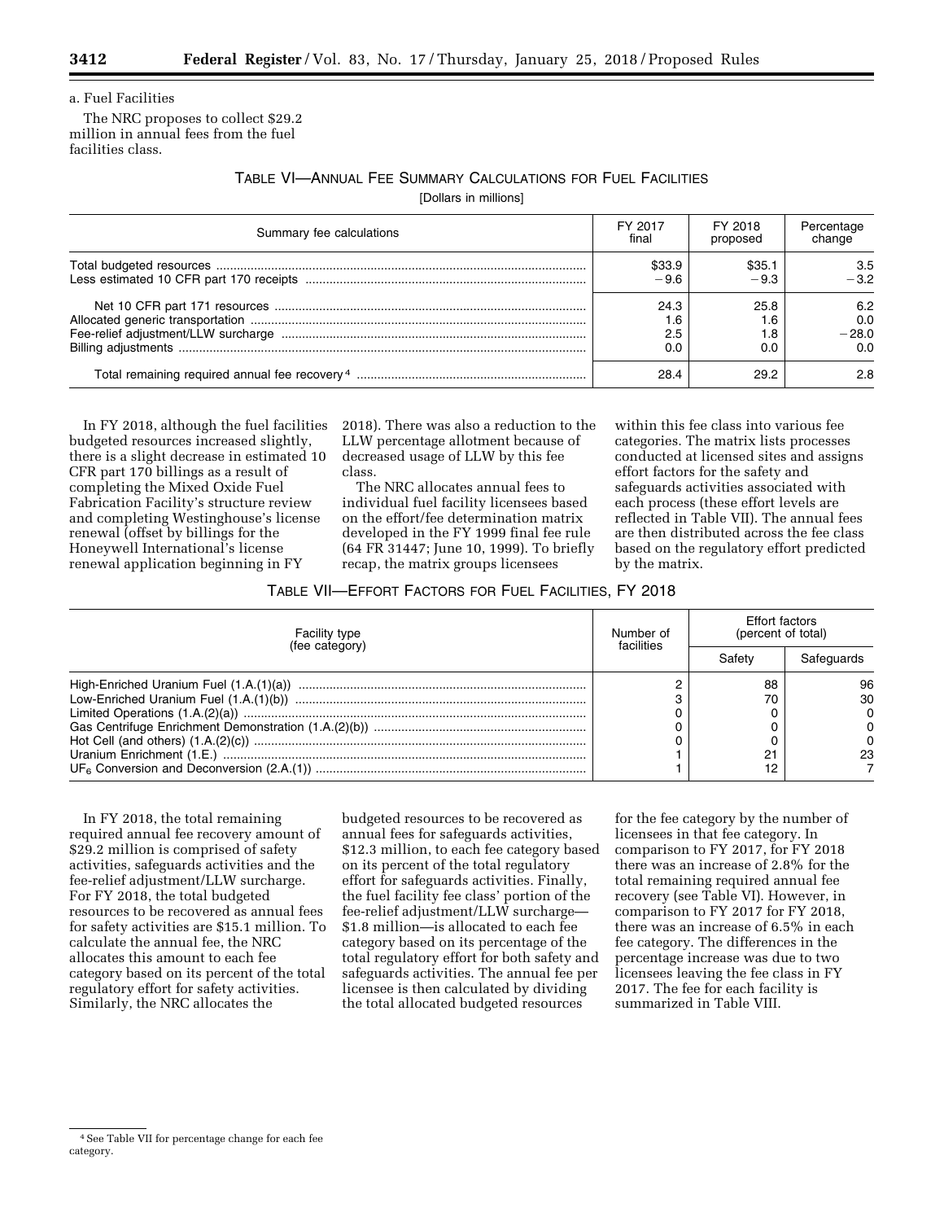a. Fuel Facilities

The NRC proposes to collect $29.2 million in annual fees from the fuel facilities class.

TABLE VI—ANNUAL FEE SUMMARY CALCULATIONS FOR FUEL FACILITIES

[Dollars in millions]

| Summary fee calculations | FY 2017 final | FY 2018 proposed | Percentage change |
|---|---|---|---|
| Total budgeted resources | $33.9 | $35.1 | 3.5 |
| Less estimated 10 CFR part 170 receipts | −9.6 | −9.3 | −3.2 |
| Net 10 CFR part 171 resources | 24.3 | 25.8 | 6.2 |
| Allocated generic transportation | 1.6 | 1.6 | 0.0 |
| Fee-relief adjustment/LLW surcharge | 2.5 | 1.8 | −28.0 |
| Billing adjustments | 0.0 | 0.0 | 0.0 |
| Total remaining required annual fee recovery [4] | 28.4 | 29.2 | 2.8 |

In FY 2018, although the fuel facilities budgeted resources increased slightly, there is a slight decrease in estimated 10 CFR part 170 billings as a result of completing the Mixed Oxide Fuel Fabrication Facility's structure review and completing Westinghouse's license renewal (offset by billings for the Honeywell International's license renewal application beginning in FY 2018). There was also a reduction to the LLW percentage allotment because of decreased usage of LLW by this fee class.

The NRC allocates annual fees to individual fuel facility licensees based on the effort/fee determination matrix developed in the FY 1999 final fee rule (64 FR 31447; June 10, 1999). To briefly recap, the matrix groups licensees within this fee class into various fee categories. The matrix lists processes conducted at licensed sites and assigns effort factors for the safety and safeguards activities associated with each process (these effort levels are reflected in Table VII). The annual fees are then distributed across the fee class based on the regulatory effort predicted by the matrix.

TABLE VII—EFFORT FACTORS FOR FUEL FACILITIES, FY 2018

| Facility type (fee category) | Number of facilities | Effort factors (percent of total) | |
|---|---|---|---|
| | | Safety | Safeguards |
| High-Enriched Uranium Fuel (1.A.(1)(a)) | 2 | 88 | 96 |
| Low-Enriched Uranium Fuel (1.A.(1)(b)) | 3 | 70 | 30 |
| Limited Operations (1.A.(2)(a)) | 0 | 0 | 0 |
| Gas Centrifuge Enrichment Demonstration (1.A.(2)(b)) | 0 | 0 | 0 |
| Hot Cell (and others) (1.A.(2)(c)) | 0 | 0 | 0 |
| Uranium Enrichment (1.E.) | 1 | 21 | 23 |
| $UF_6$ Conversion and Deconversion (2.A.(1)) | 1 | 12 | 7 |

In FY 2018, the total remaining required annual fee recovery amount of $29.2 million is comprised of safety activities, safeguards activities and the fee-relief adjustment/LLW surcharge. For FY 2018, the total budgeted resources to be recovered as annual fees for safety activities are $15.1 million. To calculate the annual fee, the NRC allocates this amount to each fee category based on its percent of the total regulatory effort for safety activities. Similarly, the NRC allocates the budgeted resources to be recovered as annual fees for safeguards activities, $12.3 million, to each fee category based on its percent of the total regulatory effort for safeguards activities. Finally, the fuel facility fee class' portion of the fee-relief adjustment/LLW surcharge—$1.8 million—is allocated to each fee category based on its percentage of the total regulatory effort for both safety and safeguards activities. The annual fee per licensee is then calculated by dividing the total allocated budgeted resources for the fee category by the number of licensees in that fee category. In comparison to FY 2017, for FY 2018 there was an increase of 2.8% for the total remaining required annual fee recovery (see Table VI). However, in comparison to FY 2017 for FY 2018, there was an increase of 6.5% in each fee category. The differences in the percentage increase was due to two licensees leaving the fee class in FY 2017. The fee for each facility is summarized in Table VIII.

[4] See Table VII for percentage change for each fee category.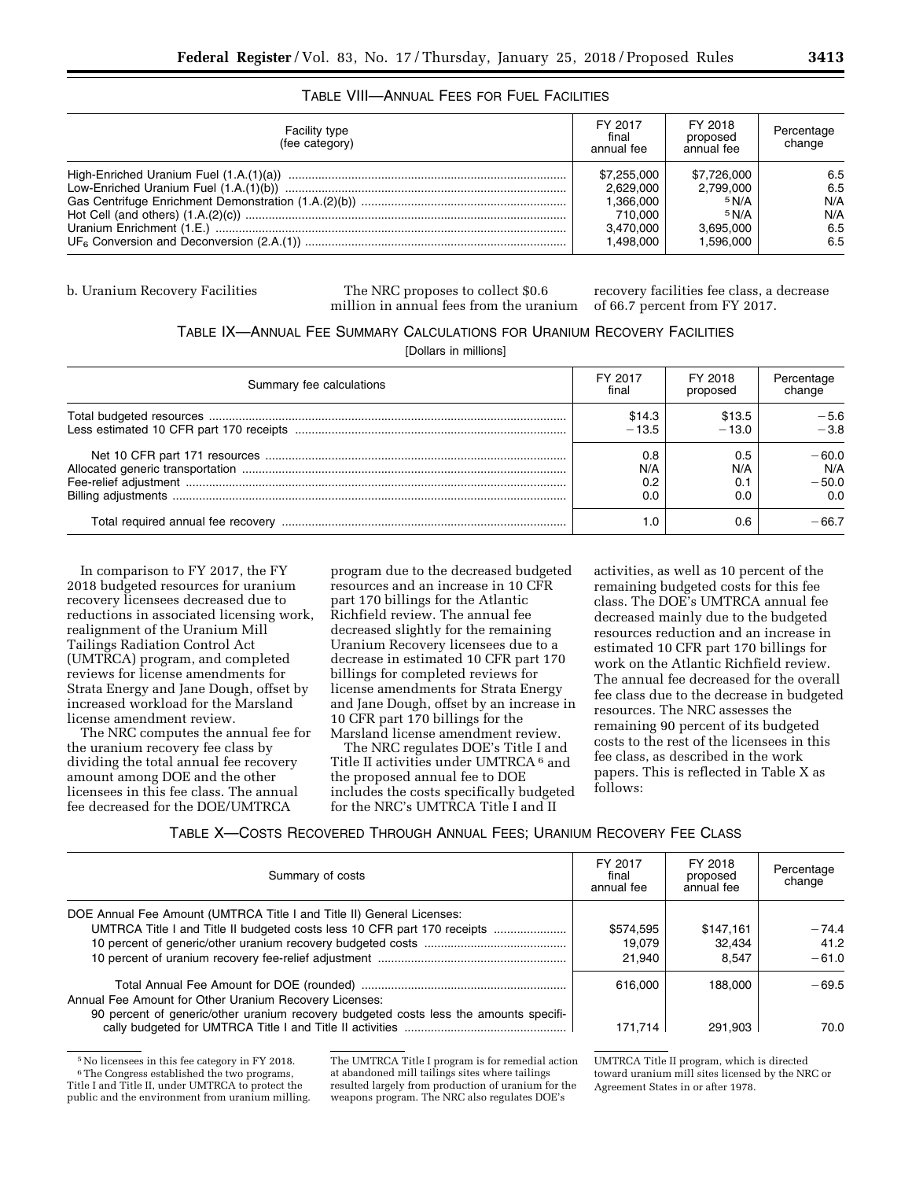TABLE VIII—ANNUAL FEES FOR FUEL FACILITIES

| Facility type (fee category) | FY 2017 final annual fee | FY 2018 proposed annual fee | Percentage change |
|---|---|---|---|
| High-Enriched Uranium Fuel (1.A.(1)(a)) | $7,255,000 | $7,726,000 | 6.5 |
| Low-Enriched Uranium Fuel (1.A.(1)(b)) | 2,629,000 | 2,799,000 | 6.5 |
| Gas Centrifuge Enrichment Demonstration (1.A.(2)(b)) | 1,366,000 | [5] N/A | N/A |
| Hot Cell (and others) (1.A.(2)(c)) | 710,000 | [5] N/A | N/A |
| Uranium Enrichment (1.E.) | 3,470,000 | 3,695,000 | 6.5 |
| $UF_6$ Conversion and Deconversion (2.A.(1)) | 1,498,000 | 1,596,000 | 6.5 |

b. Uranium Recovery Facilities

The NRC proposes to collect $0.6 million in annual fees from the uranium recovery facilities fee class, a decrease of 66.7 percent from FY 2017.

TABLE IX—ANNUAL FEE SUMMARY CALCULATIONS FOR URANIUM RECOVERY FACILITIES

[Dollars in millions]

| Summary fee calculations | FY 2017 final | FY 2018 proposed | Percentage change |
|---|---|---|---|
| Total budgeted resources | $14.3 | $13.5 | −5.6 |
| Less estimated 10 CFR part 170 receipts | −13.5 | −13.0 | −3.8 |
| Net 10 CFR part 171 resources | 0.8 | 0.5 | −60.0 |
| Allocated generic transportation | N/A | N/A | N/A |
| Fee-relief adjustment | 0.2 | 0.1 | −50.0 |
| Billing adjustments | 0.0 | 0.0 | 0.0 |
| Total required annual fee recovery | 1.0 | 0.6 | −66.7 |

In comparison to FY 2017, the FY 2018 budgeted resources for uranium recovery licensees decreased due to reductions in associated licensing work, realignment of the Uranium Mill Tailings Radiation Control Act (UMTRCA) program, and completed reviews for license amendments for Strata Energy and Jane Dough, offset by increased workload for the Marsland license amendment review.

The NRC computes the annual fee for the uranium recovery fee class by dividing the total annual fee recovery amount among DOE and the other licensees in this fee class. The annual fee decreased for the DOE/UMTRCA program due to the decreased budgeted resources and an increase in 10 CFR part 170 billings for the Atlantic Richfield review. The annual fee decreased slightly for the remaining Uranium Recovery licensees due to a decrease in estimated 10 CFR part 170 billings for completed reviews for license amendments for Strata Energy and Jane Dough, offset by an increase in 10 CFR part 170 billings for the Marsland license amendment review.

The NRC regulates DOE's Title I and Title II activities under UMTRCA [6] and the proposed annual fee to DOE includes the costs specifically budgeted for the NRC's UMTRCA Title I and II activities, as well as 10 percent of the remaining budgeted costs for this fee class. The DOE's UMTRCA annual fee decreased mainly due to the budgeted resources reduction and an increase in estimated 10 CFR part 170 billings for work on the Atlantic Richfield review. The annual fee decreased for the overall fee class due to the decrease in budgeted resources. The NRC assesses the remaining 90 percent of its budgeted costs to the rest of the licensees in this fee class, as described in the work papers. This is reflected in Table X as follows:

TABLE X—COSTS RECOVERED THROUGH ANNUAL FEES; URANIUM RECOVERY FEE CLASS

| Summary of costs | FY 2017 final annual fee | FY 2018 proposed annual fee | Percentage change |
|---|---|---|---|
| DOE Annual Fee Amount (UMTRCA Title I and Title II) General Licenses: | | | |
| UMTRCA Title I and Title II budgeted costs less 10 CFR part 170 receipts | $574,595 | $147,161 | −74.4 |
| 10 percent of generic/other uranium recovery budgeted costs | 19,079 | 32,434 | 41.2 |
| 10 percent of uranium recovery fee-relief adjustment | 21,940 | 8,547 | −61.0 |
| Total Annual Fee Amount for DOE (rounded) | 616,000 | 188,000 | −69.5 |
| Annual Fee Amount for Other Uranium Recovery Licenses: | | | |
| 90 percent of generic/other uranium recovery budgeted costs less the amounts specifically budgeted for UMTRCA Title I and Title II activities | 171,714 | 291,903 | 70.0 |

[5] No licensees in this fee category in FY 2018.

[6] The Congress established the two programs, Title I and Title II, under UMTRCA to protect the public and the environment from uranium milling. The UMTRCA Title I program is for remedial action at abandoned mill tailings sites where tailings resulted largely from production of uranium for the weapons program. The NRC also regulates DOE's UMTRCA Title II program, which is directed toward uranium mill sites licensed by the NRC or Agreement States in or after 1978.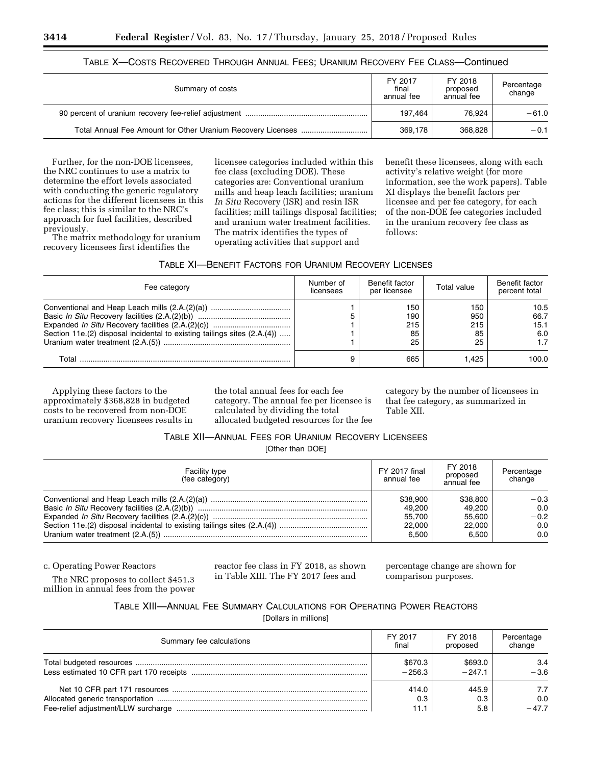TABLE X—COSTS RECOVERED THROUGH ANNUAL FEES; URANIUM RECOVERY FEE CLASS—Continued

| Summary of costs | FY 2017 final annual fee | FY 2018 proposed annual fee | Percentage change |
|---|---|---|---|
| 90 percent of uranium recovery fee-relief adjustment | 197,464 | 76,924 | −61.0 |
| Total Annual Fee Amount for Other Uranium Recovery Licenses | 369,178 | 368,828 | −0.1 |

Further, for the non-DOE licensees, the NRC continues to use a matrix to determine the effort levels associated with conducting the generic regulatory actions for the different licensees in this fee class; this is similar to the NRC's approach for fuel facilities, described previously.

The matrix methodology for uranium recovery licensees first identifies the licensee categories included within this fee class (excluding DOE). These categories are: Conventional uranium mills and heap leach facilities; uranium *In Situ* Recovery (ISR) and resin ISR facilities; mill tailings disposal facilities; and uranium water treatment facilities. The matrix identifies the types of operating activities that support and benefit these licensees, along with each activity's relative weight (for more information, see the work papers). Table XI displays the benefit factors per licensee and per fee category, for each of the non-DOE fee categories included in the uranium recovery fee class as follows:

TABLE XI—BENEFIT FACTORS FOR URANIUM RECOVERY LICENSES

| Fee category | Number of licensees | Benefit factor per licensee | Total value | Benefit factor percent total |
|---|---|---|---|---|
| Conventional and Heap Leach mills (2.A.(2)(a)) | 1 | 150 | 150 | 10.5 |
| Basic *In Situ* Recovery facilities (2.A.(2)(b)) | 5 | 190 | 950 | 66.7 |
| Expanded *In Situ* Recovery facilities (2.A.(2)(c)) | 1 | 215 | 215 | 15.1 |
| Section 11e.(2) disposal incidental to existing tailings sites (2.A.(4)) | 1 | 85 | 85 | 6.0 |
| Uranium water treatment (2.A.(5)) | 1 | 25 | 25 | 1.7 |
| Total | 9 | 665 | 1,425 | 100.0 |

Applying these factors to the approximately $368,828 in budgeted costs to be recovered from non-DOE uranium recovery licensees results in the total annual fees for each fee category. The annual fee per licensee is calculated by dividing the total allocated budgeted resources for the fee category by the number of licensees in that fee category, as summarized in Table XII.

TABLE XII—ANNUAL FEES FOR URANIUM RECOVERY LICENSEES

[Other than DOE]

| Facility type (fee category) | FY 2017 final annual fee | FY 2018 proposed annual fee | Percentage change |
|---|---|---|---|
| Conventional and Heap Leach mills (2.A.(2)(a)) | $38,900 | $38,800 | −0.3 |
| Basic *In Situ* Recovery facilities (2.A.(2)(b)) | 49,200 | 49,200 | 0.0 |
| Expanded *In Situ* Recovery facilities (2.A.(2)(c)) | 55,700 | 55,600 | −0.2 |
| Section 11e.(2) disposal incidental to existing tailings sites (2.A.(4)) | 22,000 | 22,000 | 0.0 |
| Uranium water treatment (2.A.(5)) | 6,500 | 6,500 | 0.0 |

c. Operating Power Reactors

The NRC proposes to collect $451.3 million in annual fees from the power reactor fee class in FY 2018, as shown in Table XIII. The FY 2017 fees and percentage change are shown for comparison purposes.

TABLE XIII—ANNUAL FEE SUMMARY CALCULATIONS FOR OPERATING POWER REACTORS

[Dollars in millions]

| Summary fee calculations | FY 2017 final | FY 2018 proposed | Percentage change |
|---|---|---|---|
| Total budgeted resources | $670.3 | $693.0 | 3.4 |
| Less estimated 10 CFR part 170 receipts | −256.3 | −247.1 | −3.6 |
| Net 10 CFR part 171 resources | 414.0 | 445.9 | 7.7 |
| Allocated generic transportation | 0.3 | 0.3 | 0.0 |
| Fee-relief adjustment/LLW surcharge | 11.1 | 5.8 | −47.7 |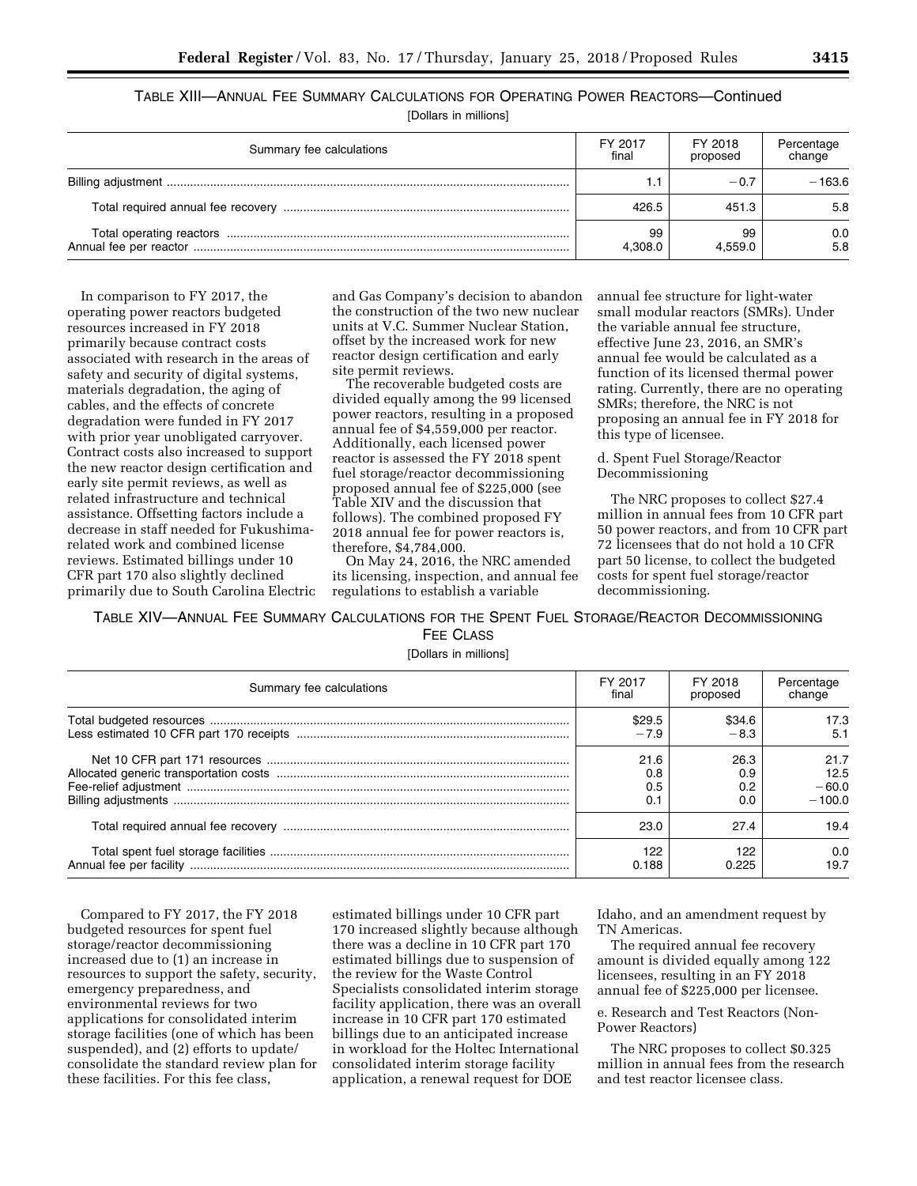TABLE XIII—ANNUAL FEE SUMMARY CALCULATIONS FOR OPERATING POWER REACTORS—Continued

[Dollars in millions]

| Summary fee calculations | FY 2017 final | FY 2018 proposed | Percentage change |
|---|---|---|---|
| Billing adjustment | 1.1 | −0.7 | −163.6 |
| Total required annual fee recovery | 426.5 | 451.3 | 5.8 |
| Total operating reactors | 99 | 99 | 0.0 |
| Annual fee per reactor | 4,308.0 | 4,559.0 | 5.8 |

In comparison to FY 2017, the operating power reactors budgeted resources increased in FY 2018 primarily because contract costs associated with research in the areas of safety and security of digital systems, materials degradation, the aging of cables, and the effects of concrete degradation were funded in FY 2017 with prior year unobligated carryover. Contract costs also increased to support the new reactor design certification and early site permit reviews, as well as related infrastructure and technical assistance. Offsetting factors include a decrease in staff needed for Fukushima-related work and combined license reviews. Estimated billings under 10 CFR part 170 also slightly declined primarily due to South Carolina Electric and Gas Company's decision to abandon the construction of the two new nuclear units at V.C. Summer Nuclear Station, offset by the increased work for new reactor design certification and early site permit reviews.

The recoverable budgeted costs are divided equally among the 99 licensed power reactors, resulting in a proposed annual fee of $4,559,000 per reactor. Additionally, each licensed power reactor is assessed the FY 2018 spent fuel storage/reactor decommissioning proposed annual fee of $225,000 (see Table XIV and the discussion that follows). The combined proposed FY 2018 annual fee for power reactors is, therefore, $4,784,000.

On May 24, 2016, the NRC amended its licensing, inspection, and annual fee regulations to establish a variable annual fee structure for light-water small modular reactors (SMRs). Under the variable annual fee structure, effective June 23, 2016, an SMR's annual fee would be calculated as a function of its licensed thermal power rating. Currently, there are no operating SMRs; therefore, the NRC is not proposing an annual fee in FY 2018 for this type of licensee.

d. Spent Fuel Storage/Reactor Decommissioning

The NRC proposes to collect $27.4 million in annual fees from 10 CFR part 50 power reactors, and from 10 CFR part 72 licensees that do not hold a 10 CFR part 50 license, to collect the budgeted costs for spent fuel storage/reactor decommissioning.

TABLE XIV—ANNUAL FEE SUMMARY CALCULATIONS FOR THE SPENT FUEL STORAGE/REACTOR DECOMMISSIONING FEE CLASS

[Dollars in millions]

| Summary fee calculations | FY 2017 final | FY 2018 proposed | Percentage change |
|---|---|---|---|
| Total budgeted resources | $29.5 | $34.6 | 17.3 |
| Less estimated 10 CFR part 170 receipts | −7.9 | −8.3 | 5.1 |
| Net 10 CFR part 171 resources | 21.6 | 26.3 | 21.7 |
| Allocated generic transportation costs | 0.8 | 0.9 | 12.5 |
| Fee-relief adjustment | 0.5 | 0.2 | −60.0 |
| Billing adjustments | 0.1 | 0.0 | −100.0 |
| Total required annual fee recovery | 23.0 | 27.4 | 19.4 |
| Total spent fuel storage facilities | 122 | 122 | 0.0 |
| Annual fee per facility | 0.188 | 0.225 | 19.7 |

Compared to FY 2017, the FY 2018 budgeted resources for spent fuel storage/reactor decommissioning increased due to (1) an increase in resources to support the safety, security, emergency preparedness, and environmental reviews for two applications for consolidated interim storage facilities (one of which has been suspended), and (2) efforts to update/consolidate the standard review plan for these facilities. For this fee class, estimated billings under 10 CFR part 170 increased slightly because although there was a decline in 10 CFR part 170 estimated billings due to suspension of the review for the Waste Control Specialists consolidated interim storage facility application, there was an overall increase in 10 CFR part 170 estimated billings due to an anticipated increase in workload for the Holtec International consolidated interim storage facility application, a renewal request for DOE Idaho, and an amendment request by TN Americas.

The required annual fee recovery amount is divided equally among 122 licensees, resulting in an FY 2018 annual fee of $225,000 per licensee.

e. Research and Test Reactors (Non-Power Reactors)

The NRC proposes to collect $0.325 million in annual fees from the research and test reactor licensee class.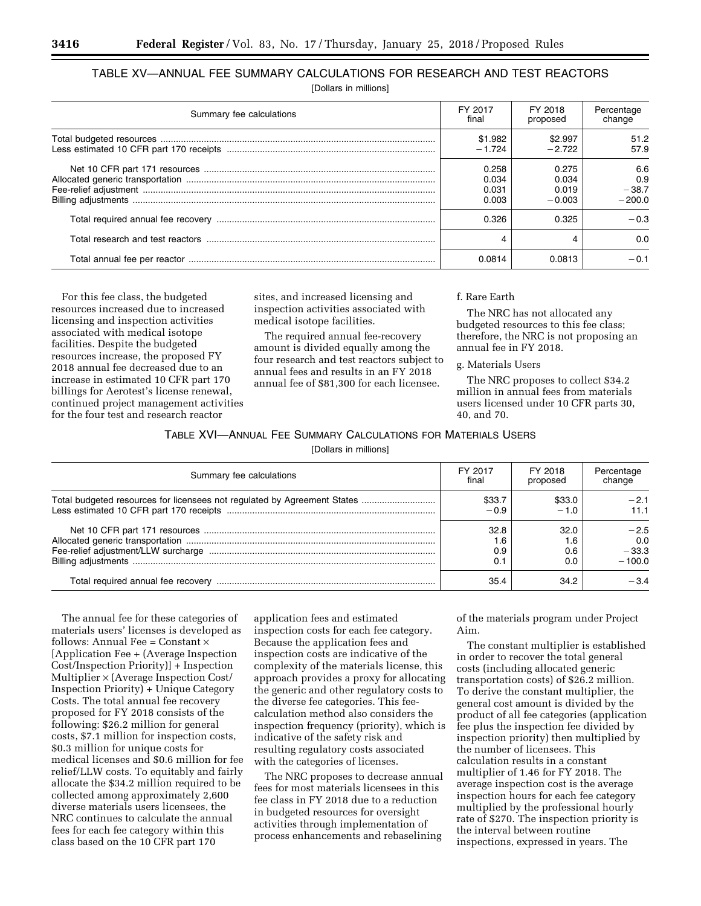TABLE XV—ANNUAL FEE SUMMARY CALCULATIONS FOR RESEARCH AND TEST REACTORS

[Dollars in millions]

| Summary fee calculations | FY 2017 final | FY 2018 proposed | Percentage change |
|---|---|---|---|
| Total budgeted resources | $1.982 | $2.997 | 51.2 |
| Less estimated 10 CFR part 170 receipts | −1.724 | −2.722 | 57.9 |
| Net 10 CFR part 171 resources | 0.258 | 0.275 | 6.6 |
| Allocated generic transportation | 0.034 | 0.034 | 0.9 |
| Fee-relief adjustment | 0.031 | 0.019 | −38.7 |
| Billing adjustments | 0.003 | −0.003 | −200.0 |
| Total required annual fee recovery | 0.326 | 0.325 | −0.3 |
| Total research and test reactors | 4 | 4 | 0.0 |
| Total annual fee per reactor | 0.0814 | 0.0813 | −0.1 |

For this fee class, the budgeted resources increased due to increased licensing and inspection activities associated with medical isotope facilities. Despite the budgeted resources increase, the proposed FY 2018 annual fee decreased due to an increase in estimated 10 CFR part 170 billings for Aerotest's license renewal, continued project management activities for the four test and research reactor sites, and increased licensing and inspection activities associated with medical isotope facilities.

The required annual fee-recovery amount is divided equally among the four research and test reactors subject to annual fees and results in an FY 2018 annual fee of $81,300 for each licensee.

f. Rare Earth

The NRC has not allocated any budgeted resources to this fee class; therefore, the NRC is not proposing an annual fee in FY 2018.

g. Materials Users

The NRC proposes to collect $34.2 million in annual fees from materials users licensed under 10 CFR parts 30, 40, and 70.

TABLE XVI—ANNUAL FEE SUMMARY CALCULATIONS FOR MATERIALS USERS

[Dollars in millions]

| Summary fee calculations | FY 2017 final | FY 2018 proposed | Percentage change |
|---|---|---|---|
| Total budgeted resources for licensees not regulated by Agreement States | $33.7 | $33.0 | −2.1 |
| Less estimated 10 CFR part 170 receipts | −0.9 | −1.0 | 11.1 |
| Net 10 CFR part 171 resources | 32.8 | 32.0 | −2.5 |
| Allocated generic transportation | 1.6 | 1.6 | 0.0 |
| Fee-relief adjustment/LLW surcharge | 0.9 | 0.6 | −33.3 |
| Billing adjustments | 0.1 | 0.0 | −100.0 |
| Total required annual fee recovery | 35.4 | 34.2 | −3.4 |

The annual fee for these categories of materials users' licenses is developed as follows: Annual Fee = Constant × [Application Fee + (Average Inspection Cost/Inspection Priority)] + Inspection Multiplier × (Average Inspection Cost/Inspection Priority) + Unique Category Costs. The total annual fee recovery proposed for FY 2018 consists of the following: $26.2 million for general costs, $7.1 million for inspection costs, $0.3 million for unique costs for medical licenses and $0.6 million for fee relief/LLW costs. To equitably and fairly allocate the $34.2 million required to be collected among approximately 2,600 diverse materials users licensees, the NRC continues to calculate the annual fees for each fee category within this class based on the 10 CFR part 170 application fees and estimated inspection costs for each fee category. Because the application fees and inspection costs are indicative of the complexity of the materials license, this approach provides a proxy for allocating the generic and other regulatory costs to the diverse fee categories. This fee-calculation method also considers the inspection frequency (priority), which is indicative of the safety risk and resulting regulatory costs associated with the categories of licenses.

The NRC proposes to decrease annual fees for most materials licensees in this fee class in FY 2018 due to a reduction in budgeted resources for oversight activities through implementation of process enhancements and rebaselining of the materials program under Project Aim.

The constant multiplier is established in order to recover the total general costs (including allocated generic transportation costs) of $26.2 million. To derive the constant multiplier, the general cost amount is divided by the product of all fee categories (application fee plus the inspection fee divided by inspection priority) then multiplied by the number of licensees. This calculation results in a constant multiplier of 1.46 for FY 2018. The average inspection cost is the average inspection hours for each fee category multiplied by the professional hourly rate of $270. The inspection priority is the interval between routine inspections, expressed in years. The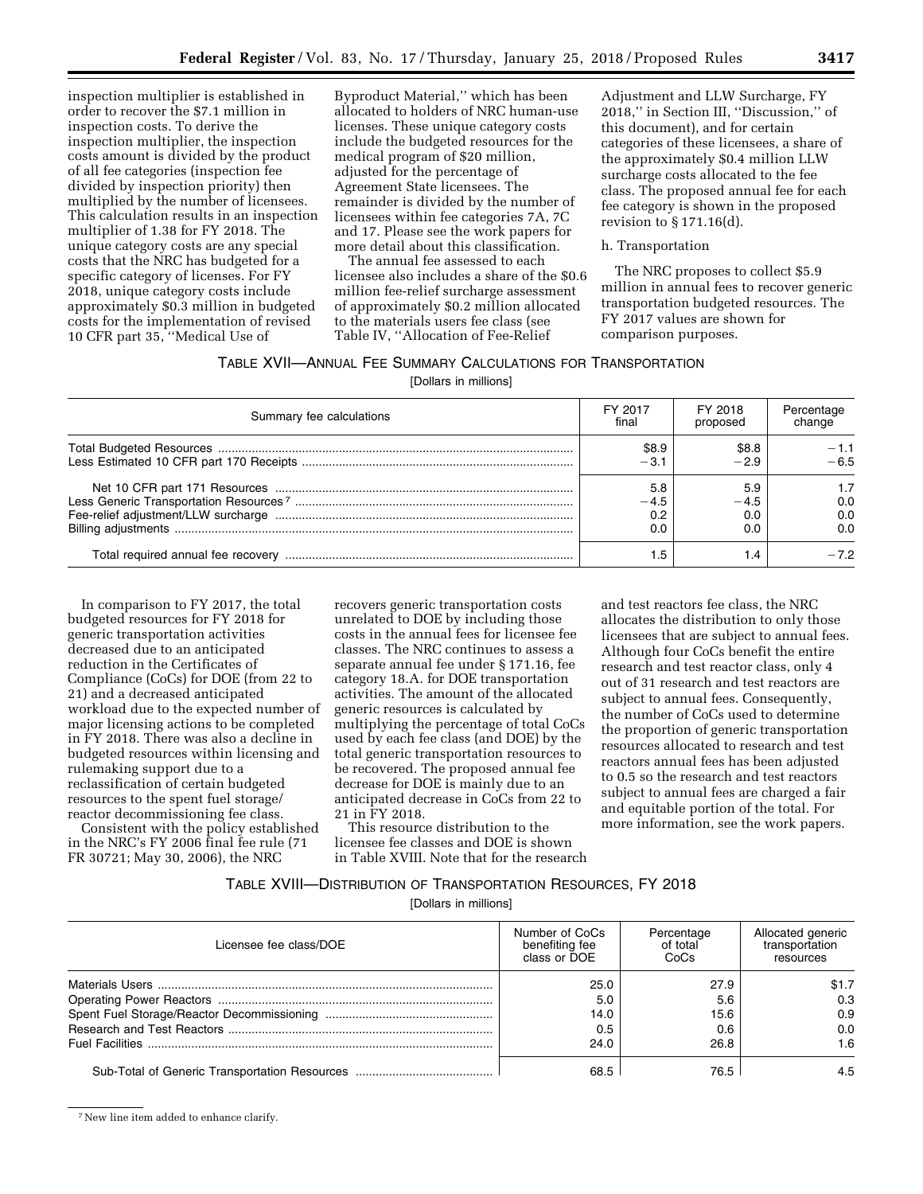inspection multiplier is established in order to recover the $7.1 million in inspection costs. To derive the inspection multiplier, the inspection costs amount is divided by the product of all fee categories (inspection fee divided by inspection priority) then multiplied by the number of licensees. This calculation results in an inspection multiplier of 1.38 for FY 2018. The unique category costs are any special costs that the NRC has budgeted for a specific category of licenses. For FY 2018, unique category costs include approximately $0.3 million in budgeted costs for the implementation of revised 10 CFR part 35, ''Medical Use of Byproduct Material,'' which has been allocated to holders of NRC human-use licenses. These unique category costs include the budgeted resources for the medical program of $20 million, adjusted for the percentage of Agreement State licensees. The remainder is divided by the number of licensees within fee categories 7A, 7C and 17. Please see the work papers for more detail about this classification.

The annual fee assessed to each licensee also includes a share of the $0.6 million fee-relief surcharge assessment of approximately $0.2 million allocated to the materials users fee class (see Table IV, ''Allocation of Fee-Relief Adjustment and LLW Surcharge, FY 2018,'' in Section III, ''Discussion,'' of this document), and for certain categories of these licensees, a share of the approximately $0.4 million LLW surcharge costs allocated to the fee class. The proposed annual fee for each fee category is shown in the proposed revision to § 171.16(d).

h. Transportation

The NRC proposes to collect $5.9 million in annual fees to recover generic transportation budgeted resources. The FY 2017 values are shown for comparison purposes.

TABLE XVII—ANNUAL FEE SUMMARY CALCULATIONS FOR TRANSPORTATION

[Dollars in millions]

| Summary fee calculations | FY 2017 final | FY 2018 proposed | Percentage change |
|---|---|---|---|
| Total Budgeted Resources | $8.9 | $8.8 | −1.1 |
| Less Estimated 10 CFR part 170 Receipts | −3.1 | −2.9 | −6.5 |
| Net 10 CFR part 171 Resources | 5.8 | 5.9 | 1.7 |
| Less Generic Transportation Resources [7] | −4.5 | −4.5 | 0.0 |
| Fee-relief adjustment/LLW surcharge | 0.2 | 0.0 | 0.0 |
| Billing adjustments | 0.0 | 0.0 | 0.0 |
| Total required annual fee recovery | 1.5 | 1.4 | −7.2 |

In comparison to FY 2017, the total budgeted resources for FY 2018 for generic transportation activities decreased due to an anticipated reduction in the Certificates of Compliance (CoCs) for DOE (from 22 to 21) and a decreased anticipated workload due to the expected number of major licensing actions to be completed in FY 2018. There was also a decline in budgeted resources within licensing and rulemaking support due to a reclassification of certain budgeted resources to the spent fuel storage/reactor decommissioning fee class.

Consistent with the policy established in the NRC's FY 2006 final fee rule (71 FR 30721; May 30, 2006), the NRC recovers generic transportation costs unrelated to DOE by including those costs in the annual fees for licensee fee classes. The NRC continues to assess a separate annual fee under § 171.16, fee category 18.A. for DOE transportation activities. The amount of the allocated generic resources is calculated by multiplying the percentage of total CoCs used by each fee class (and DOE) by the total generic transportation resources to be recovered. The proposed annual fee decrease for DOE is mainly due to an anticipated decrease in CoCs from 22 to 21 in FY 2018.

This resource distribution to the licensee fee classes and DOE is shown in Table XVIII. Note that for the research and test reactors fee class, the NRC allocates the distribution to only those licensees that are subject to annual fees. Although four CoCs benefit the entire research and test reactor class, only 4 out of 31 research and test reactors are subject to annual fees. Consequently, the number of CoCs used to determine the proportion of generic transportation resources allocated to research and test reactors annual fees has been adjusted to 0.5 so the research and test reactors subject to annual fees are charged a fair and equitable portion of the total. For more information, see the work papers.

TABLE XVIII—DISTRIBUTION OF TRANSPORTATION RESOURCES, FY 2018

[Dollars in millions]

| Licensee fee class/DOE | Number of CoCs benefiting fee class or DOE | Percentage of total CoCs | Allocated generic transportation resources |
|---|---|---|---|
| Materials Users | 25.0 | 27.9 | $1.7 |
| Operating Power Reactors | 5.0 | 5.6 | 0.3 |
| Spent Fuel Storage/Reactor Decommissioning | 14.0 | 15.6 | 0.9 |
| Research and Test Reactors | 0.5 | 0.6 | 0.0 |
| Fuel Facilities | 24.0 | 26.8 | 1.6 |
| Sub-Total of Generic Transportation Resources | 68.5 | 76.5 | 4.5 |

[7] New line item added to enhance clarify.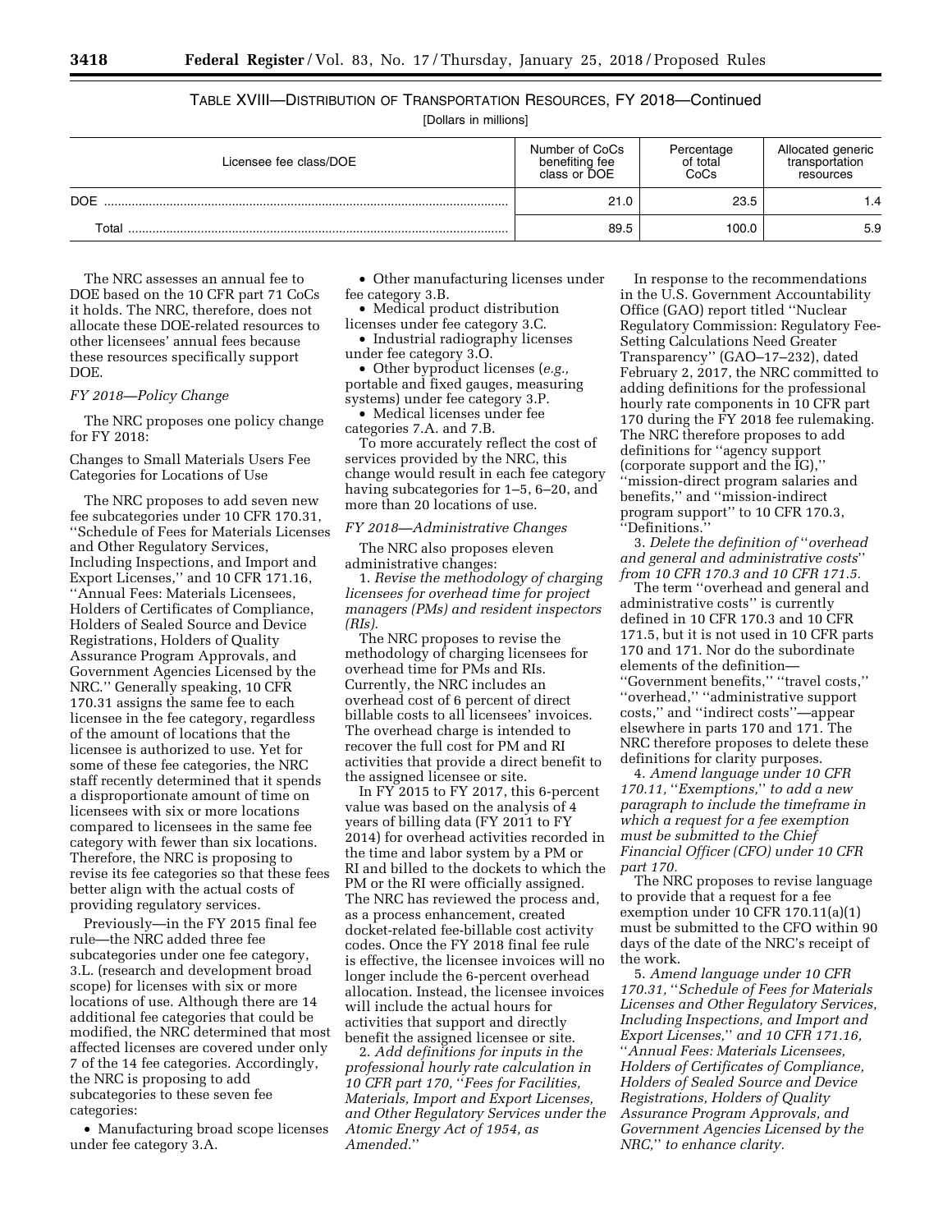TABLE XVIII—DISTRIBUTION OF TRANSPORTATION RESOURCES, FY 2018—Continued

[Dollars in millions]

| Licensee fee class/DOE | Number of CoCs benefiting fee class or DOE | Percentage of total CoCs | Allocated generic transportation resources |
|---|---|---|---|
| DOE | 21.0 | 23.5 | 1.4 |
| Total | 89.5 | 100.0 | 5.9 |

The NRC assesses an annual fee to DOE based on the 10 CFR part 71 CoCs it holds. The NRC, therefore, does not allocate these DOE-related resources to other licensees' annual fees because these resources specifically support DOE.

*FY 2018—Policy Change*

The NRC proposes one policy change for FY 2018:

Changes to Small Materials Users Fee Categories for Locations of Use

The NRC proposes to add seven new fee subcategories under 10 CFR 170.31, ''Schedule of Fees for Materials Licenses and Other Regulatory Services, Including Inspections, and Import and Export Licenses,'' and 10 CFR 171.16, ''Annual Fees: Materials Licensees, Holders of Certificates of Compliance, Holders of Sealed Source and Device Registrations, Holders of Quality Assurance Program Approvals, and Government Agencies Licensed by the NRC.'' Generally speaking, 10 CFR 170.31 assigns the same fee to each licensee in the fee category, regardless of the amount of locations that the licensee is authorized to use. Yet for some of these fee categories, the NRC staff recently determined that it spends a disproportionate amount of time on licensees with six or more locations compared to licensees in the same fee category with fewer than six locations. Therefore, the NRC is proposing to revise its fee categories so that these fees better align with the actual costs of providing regulatory services.

Previously—in the FY 2015 final fee rule—the NRC added three fee subcategories under one fee category, 3.L. (research and development broad scope) for licenses with six or more locations of use. Although there are 14 additional fee categories that could be modified, the NRC determined that most affected licenses are covered under only 7 of the 14 fee categories. Accordingly, the NRC is proposing to add subcategories to these seven fee categories:

- Manufacturing broad scope licenses under fee category 3.A.
- Other manufacturing licenses under fee category 3.B.
- Medical product distribution licenses under fee category 3.C.
- Industrial radiography licenses under fee category 3.O.
- Other byproduct licenses (*e.g.,* portable and fixed gauges, measuring systems) under fee category 3.P.
- Medical licenses under fee categories 7.A. and 7.B.

To more accurately reflect the cost of services provided by the NRC, this change would result in each fee category having subcategories for 1–5, 6–20, and more than 20 locations of use.

*FY 2018—Administrative Changes*

The NRC also proposes eleven administrative changes:

1. *Revise the methodology of charging licensees for overhead time for project managers (PMs) and resident inspectors (RIs).*

The NRC proposes to revise the methodology of charging licensees for overhead time for PMs and RIs. Currently, the NRC includes an overhead cost of 6 percent of direct billable costs to all licensees' invoices. The overhead charge is intended to recover the full cost for PM and RI activities that provide a direct benefit to the assigned licensee or site.

In FY 2015 to FY 2017, this 6-percent value was based on the analysis of 4 years of billing data (FY 2011 to FY 2014) for overhead activities recorded in the time and labor system by a PM or RI and billed to the dockets to which the PM or the RI were officially assigned. The NRC has reviewed the process and, as a process enhancement, created docket-related fee-billable cost activity codes. Once the FY 2018 final fee rule is effective, the licensee invoices will no longer include the 6-percent overhead allocation. Instead, the licensee invoices will include the actual hours for activities that support and directly benefit the assigned licensee or site.

2. *Add definitions for inputs in the professional hourly rate calculation in 10 CFR part 170, ''Fees for Facilities, Materials, Import and Export Licenses, and Other Regulatory Services under the Atomic Energy Act of 1954, as Amended.''*

In response to the recommendations in the U.S. Government Accountability Office (GAO) report titled ''Nuclear Regulatory Commission: Regulatory Fee-Setting Calculations Need Greater Transparency'' (GAO–17–232), dated February 2, 2017, the NRC committed to adding definitions for the professional hourly rate components in 10 CFR part 170 during the FY 2018 fee rulemaking. The NRC therefore proposes to add definitions for ''agency support (corporate support and the IG),'' ''mission-direct program salaries and benefits,'' and ''mission-indirect program support'' to 10 CFR 170.3, ''Definitions.''

3. *Delete the definition of ''overhead and general and administrative costs'' from 10 CFR 170.3 and 10 CFR 171.5.*

The term ''overhead and general and administrative costs'' is currently defined in 10 CFR 170.3 and 10 CFR 171.5, but it is not used in 10 CFR parts 170 and 171. Nor do the subordinate elements of the definition—''Government benefits,'' ''travel costs,'' ''overhead,'' ''administrative support costs,'' and ''indirect costs''—appear elsewhere in parts 170 and 171. The NRC therefore proposes to delete these definitions for clarity purposes.

4. *Amend language under 10 CFR 170.11, ''Exemptions,'' to add a new paragraph to include the timeframe in which a request for a fee exemption must be submitted to the Chief Financial Officer (CFO) under 10 CFR part 170.*

The NRC proposes to revise language to provide that a request for a fee exemption under 10 CFR 170.11(a)(1) must be submitted to the CFO within 90 days of the date of the NRC's receipt of the work.

5. *Amend language under 10 CFR 170.31, ''Schedule of Fees for Materials Licenses and Other Regulatory Services, Including Inspections, and Import and Export Licenses,'' and 10 CFR 171.16, ''Annual Fees: Materials Licensees, Holders of Certificates of Compliance, Holders of Sealed Source and Device Registrations, Holders of Quality Assurance Program Approvals, and Government Agencies Licensed by the NRC,'' to enhance clarity.*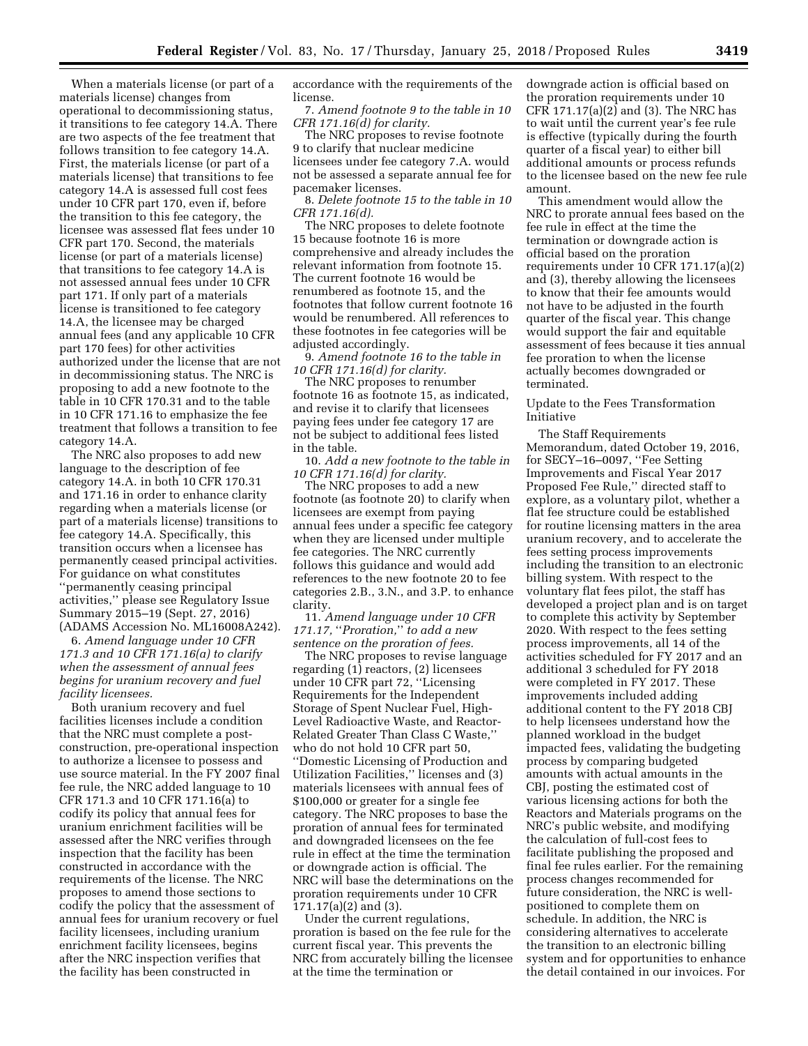When a materials license (or part of a materials license) changes from operational to decommissioning status, it transitions to fee category 14.A. There are two aspects of the fee treatment that follows transition to fee category 14.A. First, the materials license (or part of a materials license) that transitions to fee category 14.A is assessed full cost fees under 10 CFR part 170, even if, before the transition to this fee category, the licensee was assessed flat fees under 10 CFR part 170. Second, the materials license (or part of a materials license) that transitions to fee category 14.A is not assessed annual fees under 10 CFR part 171. If only part of a materials license is transitioned to fee category 14.A, the licensee may be charged annual fees (and any applicable 10 CFR part 170 fees) for other activities authorized under the license that are not in decommissioning status. The NRC is proposing to add a new footnote to the table in 10 CFR 170.31 and to the table in 10 CFR 171.16 to emphasize the fee treatment that follows a transition to fee category 14.A.

The NRC also proposes to add new language to the description of fee category 14.A. in both 10 CFR 170.31 and 171.16 in order to enhance clarity regarding when a materials license (or part of a materials license) transitions to fee category 14.A. Specifically, this transition occurs when a licensee has permanently ceased principal activities. For guidance on what constitutes ''permanently ceasing principal activities,'' please see Regulatory Issue Summary 2015–19 (Sept. 27, 2016) (ADAMS Accession No. ML16008A242).

6. *Amend language under 10 CFR 171.3 and 10 CFR 171.16(a) to clarify when the assessment of annual fees begins for uranium recovery and fuel facility licensees.*

Both uranium recovery and fuel facilities licenses include a condition that the NRC must complete a post-construction, pre-operational inspection to authorize a licensee to possess and use source material. In the FY 2007 final fee rule, the NRC added language to 10 CFR 171.3 and 10 CFR 171.16(a) to codify its policy that annual fees for uranium enrichment facilities will be assessed after the NRC verifies through inspection that the facility has been constructed in accordance with the requirements of the license. The NRC proposes to amend those sections to codify the policy that the assessment of annual fees for uranium recovery or fuel facility licensees, including uranium enrichment facility licensees, begins after the NRC inspection verifies that the facility has been constructed in accordance with the requirements of the license.

7. *Amend footnote 9 to the table in 10 CFR 171.16(d) for clarity.*

The NRC proposes to revise footnote 9 to clarify that nuclear medicine licensees under fee category 7.A. would not be assessed a separate annual fee for pacemaker licenses.

8. *Delete footnote 15 to the table in 10 CFR 171.16(d).*

The NRC proposes to delete footnote 15 because footnote 16 is more comprehensive and already includes the relevant information from footnote 15. The current footnote 16 would be renumbered as footnote 15, and the footnotes that follow current footnote 16 would be renumbered. All references to these footnotes in fee categories will be adjusted accordingly.

9. *Amend footnote 16 to the table in 10 CFR 171.16(d) for clarity.*

The NRC proposes to renumber footnote 16 as footnote 15, as indicated, and revise it to clarify that licensees paying fees under fee category 17 are not be subject to additional fees listed in the table.

10. *Add a new footnote to the table in 10 CFR 171.16(d) for clarity.*

The NRC proposes to add a new footnote (as footnote 20) to clarify when licensees are exempt from paying annual fees under a specific fee category when they are licensed under multiple fee categories. The NRC currently follows this guidance and would add references to the new footnote 20 to fee categories 2.B., 3.N., and 3.P. to enhance clarity.

11. *Amend language under 10 CFR 171.17, ''Proration,'' to add a new sentence on the proration of fees.*

The NRC proposes to revise language regarding (1) reactors, (2) licensees under 10 CFR part 72, ''Licensing Requirements for the Independent Storage of Spent Nuclear Fuel, High-Level Radioactive Waste, and Reactor-Related Greater Than Class C Waste,'' who do not hold 10 CFR part 50, ''Domestic Licensing of Production and Utilization Facilities,'' licenses and (3) materials licensees with annual fees of $100,000 or greater for a single fee category. The NRC proposes to base the proration of annual fees for terminated and downgraded licensees on the fee rule in effect at the time the termination or downgrade action is official. The NRC will base the determinations on the proration requirements under 10 CFR 171.17(a)(2) and (3).

Under the current regulations, proration is based on the fee rule for the current fiscal year. This prevents the NRC from accurately billing the licensee at the time the termination or downgrade action is official based on the proration requirements under 10 CFR 171.17(a)(2) and (3). The NRC has to wait until the current year's fee rule is effective (typically during the fourth quarter of a fiscal year) to either bill additional amounts or process refunds to the licensee based on the new fee rule amount.

This amendment would allow the NRC to prorate annual fees based on the fee rule in effect at the time the termination or downgrade action is official based on the proration requirements under 10 CFR 171.17(a)(2) and (3), thereby allowing the licensees to know that their fee amounts would not have to be adjusted in the fourth quarter of the fiscal year. This change would support the fair and equitable assessment of fees because it ties annual fee proration to when the license actually becomes downgraded or terminated.

Update to the Fees Transformation Initiative

The Staff Requirements Memorandum, dated October 19, 2016, for SECY–16–0097, ''Fee Setting Improvements and Fiscal Year 2017 Proposed Fee Rule,'' directed staff to explore, as a voluntary pilot, whether a flat fee structure could be established for routine licensing matters in the area uranium recovery, and to accelerate the fees setting process improvements including the transition to an electronic billing system. With respect to the voluntary flat fees pilot, the staff has developed a project plan and is on target to complete this activity by September 2020. With respect to the fees setting process improvements, all 14 of the activities scheduled for FY 2017 and an additional 3 scheduled for FY 2018 were completed in FY 2017. These improvements included adding additional content to the FY 2018 CBJ to help licensees understand how the planned workload in the budget impacted fees, validating the budgeting process by comparing budgeted amounts with actual amounts in the CBJ, posting the estimated cost of various licensing actions for both the Reactors and Materials programs on the NRC's public website, and modifying the calculation of full-cost fees to facilitate publishing the proposed and final fee rules earlier. For the remaining process changes recommended for future consideration, the NRC is well-positioned to complete them on schedule. In addition, the NRC is considering alternatives to accelerate the transition to an electronic billing system and for opportunities to enhance the detail contained in our invoices. For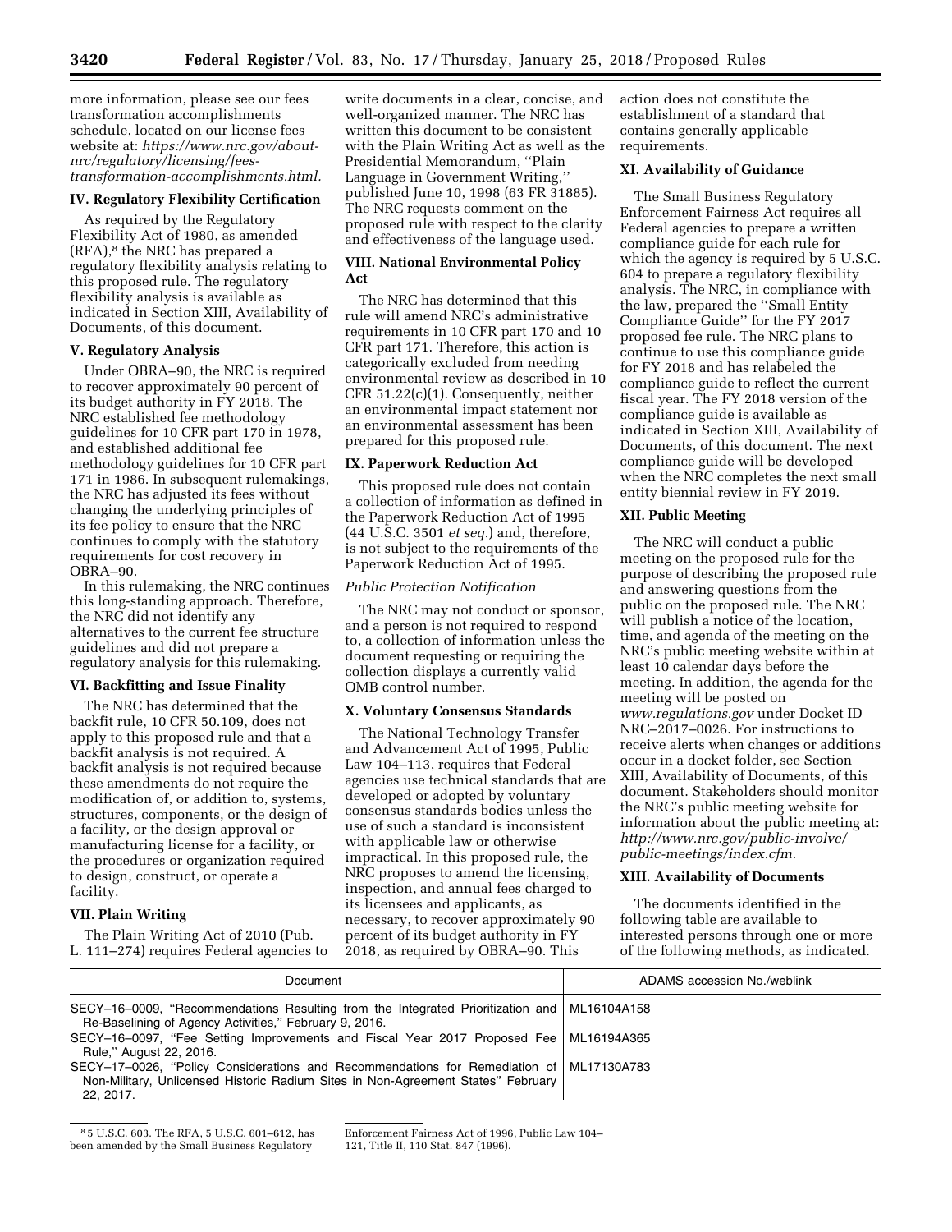more information, please see our fees transformation accomplishments schedule, located on our license fees website at: *https://www.nrc.gov/about-nrc/regulatory/licensing/fees-transformation-accomplishments.html.*

### IV. Regulatory Flexibility Certification

As required by the Regulatory Flexibility Act of 1980, as amended (RFA),[8] the NRC has prepared a regulatory flexibility analysis relating to this proposed rule. The regulatory flexibility analysis is available as indicated in Section XIII, Availability of Documents, of this document.

### V. Regulatory Analysis

Under OBRA–90, the NRC is required to recover approximately 90 percent of its budget authority in FY 2018. The NRC established fee methodology guidelines for 10 CFR part 170 in 1978, and established additional fee methodology guidelines for 10 CFR part 171 in 1986. In subsequent rulemakings, the NRC has adjusted its fees without changing the underlying principles of its fee policy to ensure that the NRC continues to comply with the statutory requirements for cost recovery in OBRA–90.

In this rulemaking, the NRC continues this long-standing approach. Therefore, the NRC did not identify any alternatives to the current fee structure guidelines and did not prepare a regulatory analysis for this rulemaking.

### VI. Backfitting and Issue Finality

The NRC has determined that the backfit rule, 10 CFR 50.109, does not apply to this proposed rule and that a backfit analysis is not required. A backfit analysis is not required because these amendments do not require the modification of, or addition to, systems, structures, components, or the design of a facility, or the design approval or manufacturing license for a facility, or the procedures or organization required to design, construct, or operate a facility.

### VII. Plain Writing

The Plain Writing Act of 2010 (Pub. L. 111–274) requires Federal agencies to write documents in a clear, concise, and well-organized manner. The NRC has written this document to be consistent with the Plain Writing Act as well as the Presidential Memorandum, ''Plain Language in Government Writing,'' published June 10, 1998 (63 FR 31885). The NRC requests comment on the proposed rule with respect to the clarity and effectiveness of the language used.

### VIII. National Environmental Policy Act

The NRC has determined that this rule will amend NRC's administrative requirements in 10 CFR part 170 and 10 CFR part 171. Therefore, this action is categorically excluded from needing environmental review as described in 10 CFR 51.22(c)(1). Consequently, neither an environmental impact statement nor an environmental assessment has been prepared for this proposed rule.

### IX. Paperwork Reduction Act

This proposed rule does not contain a collection of information as defined in the Paperwork Reduction Act of 1995 (44 U.S.C. 3501 *et seq.*) and, therefore, is not subject to the requirements of the Paperwork Reduction Act of 1995.

*Public Protection Notification*

The NRC may not conduct or sponsor, and a person is not required to respond to, a collection of information unless the document requesting or requiring the collection displays a currently valid OMB control number.

### X. Voluntary Consensus Standards

The National Technology Transfer and Advancement Act of 1995, Public Law 104–113, requires that Federal agencies use technical standards that are developed or adopted by voluntary consensus standards bodies unless the use of such a standard is inconsistent with applicable law or otherwise impractical. In this proposed rule, the NRC proposes to amend the licensing, inspection, and annual fees charged to its licensees and applicants, as necessary, to recover approximately 90 percent of its budget authority in FY 2018, as required by OBRA–90. This action does not constitute the establishment of a standard that contains generally applicable requirements.

### XI. Availability of Guidance

The Small Business Regulatory Enforcement Fairness Act requires all Federal agencies to prepare a written compliance guide for each rule for which the agency is required by 5 U.S.C. 604 to prepare a regulatory flexibility analysis. The NRC, in compliance with the law, prepared the ''Small Entity Compliance Guide'' for the FY 2017 proposed fee rule. The NRC plans to continue to use this compliance guide for FY 2018 and has relabeled the compliance guide to reflect the current fiscal year. The FY 2018 version of the compliance guide is available as indicated in Section XIII, Availability of Documents, of this document. The next compliance guide will be developed when the NRC completes the next small entity biennial review in FY 2019.

### XII. Public Meeting

The NRC will conduct a public meeting on the proposed rule for the purpose of describing the proposed rule and answering questions from the public on the proposed rule. The NRC will publish a notice of the location, time, and agenda of the meeting on the NRC's public meeting website within at least 10 calendar days before the meeting. In addition, the agenda for the meeting will be posted on *www.regulations.gov* under Docket ID NRC–2017–0026. For instructions to receive alerts when changes or additions occur in a docket folder, see Section XIII, Availability of Documents, of this document. Stakeholders should monitor the NRC's public meeting website for information about the public meeting at: *http://www.nrc.gov/public-involve/public-meetings/index.cfm.*

### XIII. Availability of Documents

The documents identified in the following table are available to interested persons through one or more of the following methods, as indicated.

| Document | ADAMS accession No./weblink |
|---|---|
| SECY–16–0009, ''Recommendations Resulting from the Integrated Prioritization and Re-Baselining of Agency Activities,'' February 9, 2016. | ML16104A158 |
| SECY–16–0097, ''Fee Setting Improvements and Fiscal Year 2017 Proposed Fee Rule,'' August 22, 2016. | ML16194A365 |
| SECY–17–0026, ''Policy Considerations and Recommendations for Remediation of Non-Military, Unlicensed Historic Radium Sites in Non-Agreement States'' February 22, 2017. | ML17130A783 |

[8] 5 U.S.C. 603. The RFA, 5 U.S.C. 601–612, has been amended by the Small Business Regulatory Enforcement Fairness Act of 1996, Public Law 104–121, Title II, 110 Stat. 847 (1996).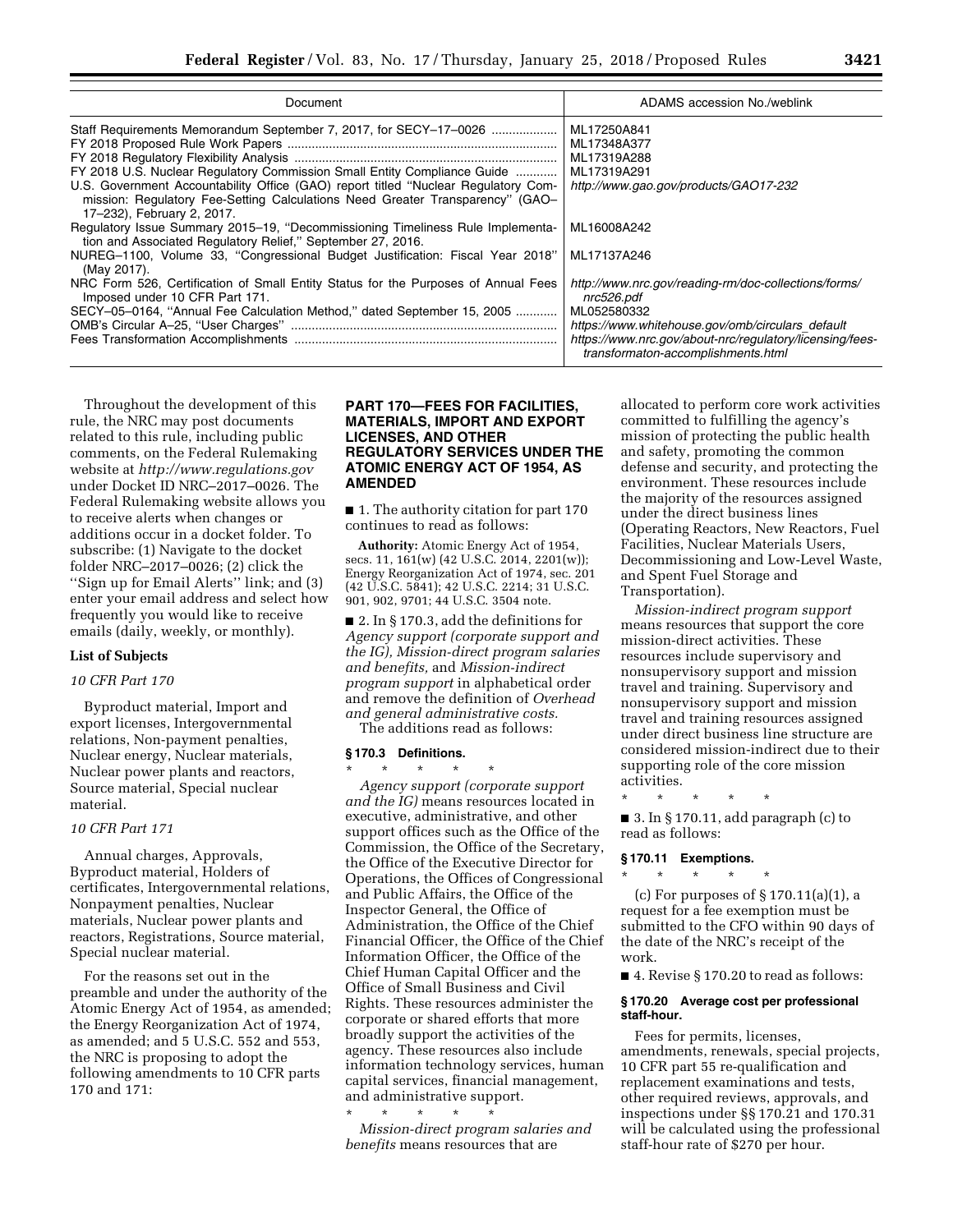| Document | ADAMS accession No./weblink |
| --- | --- |
| Staff Requirements Memorandum September 7, 2017, for SECY–17–0026 | ML17250A841 |
| FY 2018 Proposed Rule Work Papers | ML17348A377 |
| FY 2018 Regulatory Flexibility Analysis | ML17319A288 |
| FY 2018 U.S. Nuclear Regulatory Commission Small Entity Compliance Guide | ML17319A291 |
| U.S. Government Accountability Office (GAO) report titled "Nuclear Regulatory Commission: Regulatory Fee-Setting Calculations Need Greater Transparency" (GAO–17–232), February 2, 2017. | *http://www.gao.gov/products/GAO17-232* |
| Regulatory Issue Summary 2015–19, "Decommissioning Timeliness Rule Implementation and Associated Regulatory Relief," September 27, 2016. | ML16008A242 |
| NUREG–1100, Volume 33, "Congressional Budget Justification: Fiscal Year 2018" (May 2017). | ML17137A246 |
| NRC Form 526, Certification of Small Entity Status for the Purposes of Annual Fees Imposed under 10 CFR Part 171. | *http://www.nrc.gov/reading-rm/doc-collections/forms/nrc526.pdf* |
| SECY–05–0164, "Annual Fee Calculation Method," dated September 15, 2005 | ML052580332 |
| OMB's Circular A–25, "User Charges" | *https://www.whitehouse.gov/omb/circulars_default* |
| Fees Transformation Accomplishments | *https://www.nrc.gov/about-nrc/regulatory/licensing/fees-transformaton-accomplishments.html* |

Throughout the development of this rule, the NRC may post documents related to this rule, including public comments, on the Federal Rulemaking website at *http://www.regulations.gov* under Docket ID NRC–2017–0026. The Federal Rulemaking website allows you to receive alerts when changes or additions occur in a docket folder. To subscribe: (1) Navigate to the docket folder NRC–2017–0026; (2) click the "Sign up for Email Alerts" link; and (3) enter your email address and select how frequently you would like to receive emails (daily, weekly, or monthly).

**List of Subjects**

*10 CFR Part 170*

Byproduct material, Import and export licenses, Intergovernmental relations, Non-payment penalties, Nuclear energy, Nuclear materials, Nuclear power plants and reactors, Source material, Special nuclear material.

*10 CFR Part 171*

Annual charges, Approvals, Byproduct material, Holders of certificates, Intergovernmental relations, Nonpayment penalties, Nuclear materials, Nuclear power plants and reactors, Registrations, Source material, Special nuclear material.

For the reasons set out in the preamble and under the authority of the Atomic Energy Act of 1954, as amended; the Energy Reorganization Act of 1974, as amended; and 5 U.S.C. 552 and 553, the NRC is proposing to adopt the following amendments to 10 CFR parts 170 and 171:

**PART 170—FEES FOR FACILITIES, MATERIALS, IMPORT AND EXPORT LICENSES, AND OTHER REGULATORY SERVICES UNDER THE ATOMIC ENERGY ACT OF 1954, AS AMENDED**

■ 1. The authority citation for part 170 continues to read as follows:

**Authority:** Atomic Energy Act of 1954, secs. 11, 161(w) (42 U.S.C. 2014, 2201(w)); Energy Reorganization Act of 1974, sec. 201 (42 U.S.C. 5841); 42 U.S.C. 2214; 31 U.S.C. 901, 902, 9701; 44 U.S.C. 3504 note.

■ 2. In § 170.3, add the definitions for *Agency support (corporate support and the IG), Mission-direct program salaries and benefits,* and *Mission-indirect program support* in alphabetical order and remove the definition of *Overhead and general administrative costs.*

The additions read as follows:

**§ 170.3 Definitions.**

\* \* \* \* \*

*Agency support (corporate support and the IG)* means resources located in executive, administrative, and other support offices such as the Office of the Commission, the Office of the Secretary, the Office of the Executive Director for Operations, the Offices of Congressional and Public Affairs, the Office of the Inspector General, the Office of Administration, the Office of the Chief Financial Officer, the Office of the Chief Information Officer, the Office of the Chief Human Capital Officer and the Office of Small Business and Civil Rights. These resources administer the corporate or shared efforts that more broadly support the activities of the agency. These resources also include information technology services, human capital services, financial management, and administrative support.

\* \* \* \* \*

*Mission-direct program salaries and benefits* means resources that are allocated to perform core work activities committed to fulfilling the agency's mission of protecting the public health and safety, promoting the common defense and security, and protecting the environment. These resources include the majority of the resources assigned under the direct business lines (Operating Reactors, New Reactors, Fuel Facilities, Nuclear Materials Users, Decommissioning and Low-Level Waste, and Spent Fuel Storage and Transportation).

*Mission-indirect program support* means resources that support the core mission-direct activities. These resources include supervisory and nonsupervisory support and mission travel and training. Supervisory and nonsupervisory support and mission travel and training resources assigned under direct business line structure are considered mission-indirect due to their supporting role of the core mission activities.

\* \* \* \* \*

■ 3. In § 170.11, add paragraph (c) to read as follows:

**§ 170.11 Exemptions.**

\* \* \* \* \*

(c) For purposes of § 170.11(a)(1), a request for a fee exemption must be submitted to the CFO within 90 days of the date of the NRC's receipt of the work.

■ 4. Revise § 170.20 to read as follows:

**§ 170.20 Average cost per professional staff-hour.**

Fees for permits, licenses, amendments, renewals, special projects, 10 CFR part 55 re-qualification and replacement examinations and tests, other required reviews, approvals, and inspections under §§ 170.21 and 170.31 will be calculated using the professional staff-hour rate of $270 per hour.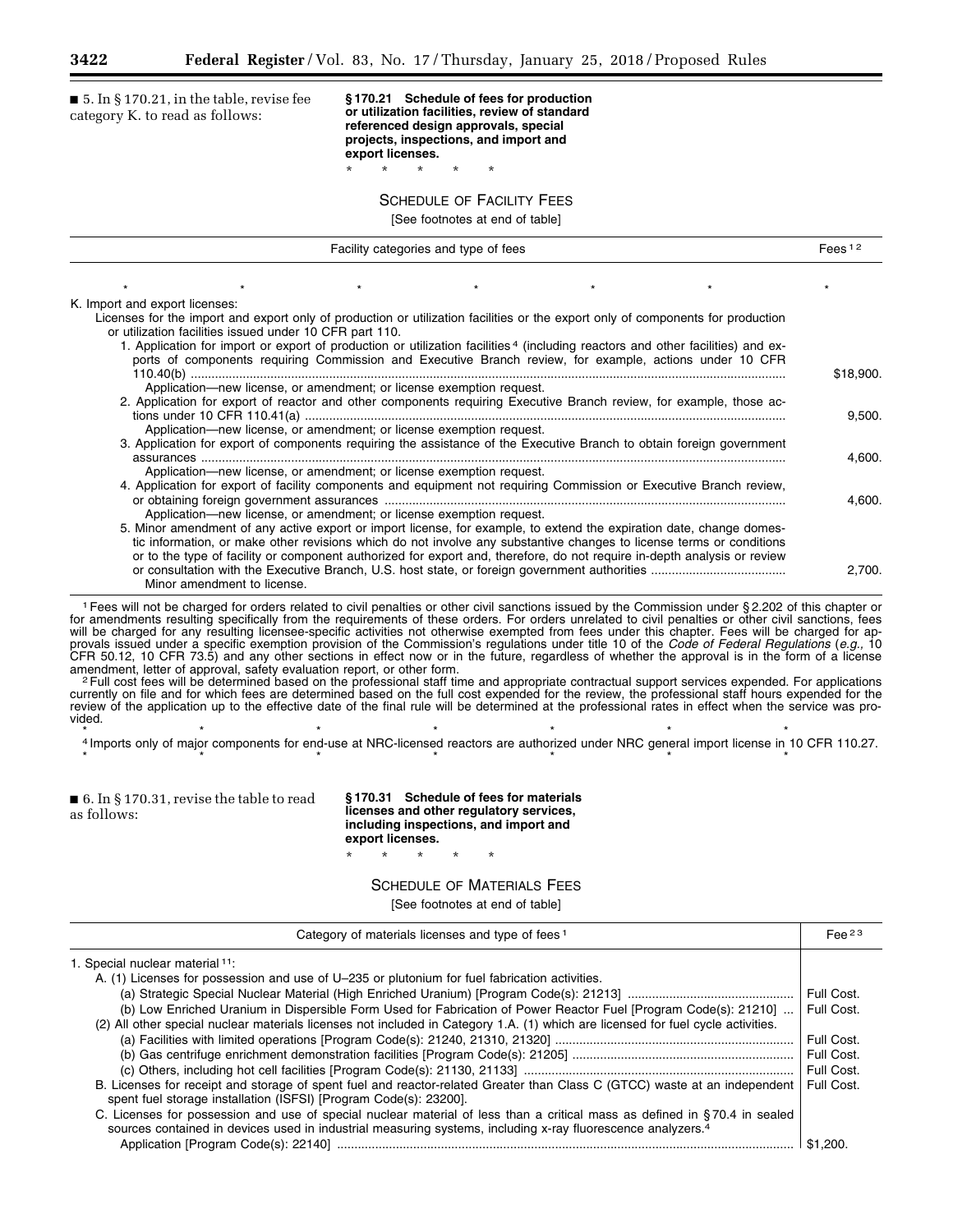■ 5. In § 170.21, in the table, revise fee category K. to read as follows:

**§ 170.21 Schedule of fees for production or utilization facilities, review of standard referenced design approvals, special projects, inspections, and import and export licenses.**

\* \* \* \* \*

SCHEDULE OF FACILITY FEES

[See footnotes at end of table]

| Facility categories and type of fees | Fees [1 2] |
|---|---|
| \* \* \* \* \* \* | \* |
| K. Import and export licenses: | |
| Licenses for the import and export only of production or utilization facilities or the export only of components for production or utilization facilities issued under 10 CFR part 110. | |
| 1. Application for import or export of production or utilization facilities [4] (including reactors and other facilities) and exports of components requiring Commission and Executive Branch review, for example, actions under 10 CFR 110.40(b) | $18,900. |
| Application—new license, or amendment; or license exemption request. | |
| 2. Application for export of reactor and other components requiring Executive Branch review, for example, those actions under 10 CFR 110.41(a) | 9,500. |
| Application—new license, or amendment; or license exemption request. | |
| 3. Application for export of components requiring the assistance of the Executive Branch to obtain foreign government assurances | 4,600. |
| Application—new license, or amendment; or license exemption request. | |
| 4. Application for export of facility components and equipment not requiring Commission or Executive Branch review, or obtaining foreign government assurances | 4,600. |
| Application—new license, or amendment; or license exemption request. | |
| 5. Minor amendment of any active export or import license, for example, to extend the expiration date, change domestic information, or make other revisions which do not involve any substantive changes to license terms or conditions or to the type of facility or component authorized for export and, therefore, do not require in-depth analysis or review or consultation with the Executive Branch, U.S. host state, or foreign government authorities | 2,700. |
| Minor amendment to license. | |

[1] Fees will not be charged for orders related to civil penalties or other civil sanctions issued by the Commission under § 2.202 of this chapter or for amendments resulting specifically from the requirements of these orders. For orders unrelated to civil penalties or other civil sanctions, fees will be charged for any resulting licensee-specific activities not otherwise exempted from fees under this chapter. Fees will be charged for approvals issued under a specific exemption provision of the Commission's regulations under title 10 of the *Code of Federal Regulations* (*e.g.,* 10 CFR 50.12, 10 CFR 73.5) and any other sections in effect now or in the future, regardless of whether the approval is in the form of a license amendment, letter of approval, safety evaluation report, or other form.

[2] Full cost fees will be determined based on the professional staff time and appropriate contractual support services expended. For applications currently on file and for which fees are determined based on the full cost expended for the review, the professional staff hours expended for the review of the application up to the effective date of the final rule will be determined at the professional rates in effect when the service was provided.

\* \* \* \* \* \* \*

[4] Imports only of major components for end-use at NRC-licensed reactors are authorized under NRC general import license in 10 CFR 110.27.

\* \* \* \* \* \* \*

■ 6. In § 170.31, revise the table to read as follows:

**§ 170.31 Schedule of fees for materials licenses and other regulatory services, including inspections, and import and export licenses.**

\* \* \* \* \*

SCHEDULE OF MATERIALS FEES

[See footnotes at end of table]

| Category of materials licenses and type of fees [1] | Fee [2 3] |
|---|---|
| 1. Special nuclear material [11]: | |
| A. (1) Licenses for possession and use of U–235 or plutonium for fuel fabrication activities. | |
| (a) Strategic Special Nuclear Material (High Enriched Uranium) [Program Code(s): 21213] | Full Cost. |
| (b) Low Enriched Uranium in Dispersible Form Used for Fabrication of Power Reactor Fuel [Program Code(s): 21210] | Full Cost. |
| (2) All other special nuclear materials licenses not included in Category 1.A. (1) which are licensed for fuel cycle activities. | |
| (a) Facilities with limited operations [Program Code(s): 21240, 21310, 21320] | Full Cost. |
| (b) Gas centrifuge enrichment demonstration facilities [Program Code(s): 21205] | Full Cost. |
| (c) Others, including hot cell facilities [Program Code(s): 21130, 21133] | Full Cost. |
| B. Licenses for receipt and storage of spent fuel and reactor-related Greater than Class C (GTCC) waste at an independent spent fuel storage installation (ISFSI) [Program Code(s): 23200]. | Full Cost. |
| C. Licenses for possession and use of special nuclear material of less than a critical mass as defined in § 70.4 in sealed sources contained in devices used in industrial measuring systems, including x-ray fluorescence analyzers.[4] | |
| Application [Program Code(s): 22140] | $1,200. |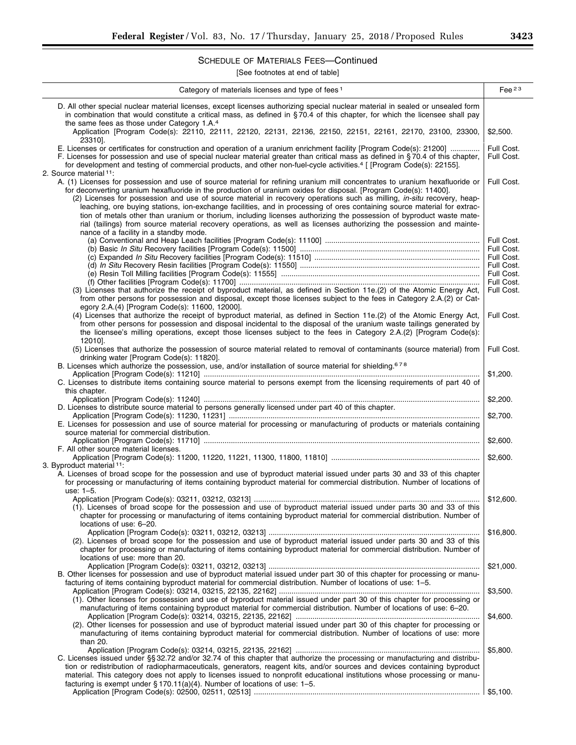## SCHEDULE OF MATERIALS FEES—Continued

[See footnotes at end of table]

| Category of materials licenses and type of fees [1] | Fee [2 3] |
|---|---|
| D. All other special nuclear material licenses, except licenses authorizing special nuclear material in sealed or unsealed form in combination that would constitute a critical mass, as defined in § 70.4 of this chapter, for which the licensee shall pay the same fees as those under Category 1.A.[4] | |
| Application [Program Code(s): 22110, 22111, 22120, 22131, 22136, 22150, 22151, 22161, 22170, 23100, 23300, 23310]. | $2,500. |
| E. Licenses or certificates for construction and operation of a uranium enrichment facility [Program Code(s): 21200] | Full Cost. |
| F. Licenses for possession and use of special nuclear material greater than critical mass as defined in § 70.4 of this chapter, for development and testing of commercial products, and other non-fuel-cycle activities.[4] [ [Program Code(s): 22155]. | Full Cost. |
| 2. Source material [11]: | |
| A. (1) Licenses for possession and use of source material for refining uranium mill concentrates to uranium hexafluoride or for deconverting uranium hexafluoride in the production of uranium oxides for disposal. [Program Code(s): 11400]. | Full Cost. |
| (2) Licenses for possession and use of source material in recovery operations such as milling, *in-situ* recovery, heap-leaching, ore buying stations, ion-exchange facilities, and in processing of ores containing source material for extraction of metals other than uranium or thorium, including licenses authorizing the possession of byproduct waste material (tailings) from source material recovery operations, as well as licenses authorizing the possession and maintenance of a facility in a standby mode. | |
| (a) Conventional and Heap Leach facilities [Program Code(s): 11100] | Full Cost. |
| (b) Basic *In Situ* Recovery facilities [Program Code(s): 11500] | Full Cost. |
| (c) Expanded *In Situ* Recovery facilities [Program Code(s): 11510] | Full Cost. |
| (d) *In Situ* Recovery Resin facilities [Program Code(s): 11550] | Full Cost. |
| (e) Resin Toll Milling facilities [Program Code(s): 11555] | Full Cost. |
| (f) Other facilities [Program Code(s): 11700] | Full Cost. |
| (3) Licenses that authorize the receipt of byproduct material, as defined in Section 11e.(2) of the Atomic Energy Act, from other persons for possession and disposal, except those licenses subject to the fees in Category 2.A.(2) or Category 2.A.(4) [Program Code(s): 11600, 12000]. | Full Cost. |
| (4) Licenses that authorize the receipt of byproduct material, as defined in Section 11e.(2) of the Atomic Energy Act, from other persons for possession and disposal incidental to the disposal of the uranium waste tailings generated by the licensee's milling operations, except those licenses subject to the fees in Category 2.A.(2) [Program Code(s): 12010]. | Full Cost. |
| (5) Licenses that authorize the possession of source material related to removal of contaminants (source material) from drinking water [Program Code(s): 11820]. | Full Cost. |
| B. Licenses which authorize the possession, use, and/or installation of source material for shielding.[6 7 8] | |
| Application [Program Code(s): 11210] | $1,200. |
| C. Licenses to distribute items containing source material to persons exempt from the licensing requirements of part 40 of this chapter. | |
| Application [Program Code(s): 11240] | $2,200. |
| D. Licenses to distribute source material to persons generally licensed under part 40 of this chapter. | |
| Application [Program Code(s): 11230, 11231] | $2,700. |
| E. Licenses for possession and use of source material for processing or manufacturing of products or materials containing source material for commercial distribution. | |
| Application [Program Code(s): 11710] | $2,600. |
| F. All other source material licenses. | |
| Application [Program Code(s): 11200, 11220, 11221, 11300, 11800, 11810] | $2,600. |
| 3. Byproduct material [11]: | |
| A. Licenses of broad scope for the possession and use of byproduct material issued under parts 30 and 33 of this chapter for processing or manufacturing of items containing byproduct material for commercial distribution. Number of locations of use: 1–5. | |
| Application [Program Code(s): 03211, 03212, 03213] | $12,600. |
| (1). Licenses of broad scope for the possession and use of byproduct material issued under parts 30 and 33 of this chapter for processing or manufacturing of items containing byproduct material for commercial distribution. Number of locations of use: 6–20. | |
| Application [Program Code(s): 03211, 03212, 03213] | $16,800. |
| (2). Licenses of broad scope for the possession and use of byproduct material issued under parts 30 and 33 of this chapter for processing or manufacturing of items containing byproduct material for commercial distribution. Number of locations of use: more than 20. | |
| Application [Program Code(s): 03211, 03212, 03213] | $21,000. |
| B. Other licenses for possession and use of byproduct material issued under part 30 of this chapter for processing or manufacturing of items containing byproduct material for commercial distribution. Number of locations of use: 1–5. | |
| Application [Program Code(s): 03214, 03215, 22135, 22162] | $3,500. |
| (1). Other licenses for possession and use of byproduct material issued under part 30 of this chapter for processing or manufacturing of items containing byproduct material for commercial distribution. Number of locations of use: 6–20. | |
| Application [Program Code(s): 03214, 03215, 22135, 22162] | $4,600. |
| (2). Other licenses for possession and use of byproduct material issued under part 30 of this chapter for processing or manufacturing of items containing byproduct material for commercial distribution. Number of locations of use: more than 20. | |
| Application [Program Code(s): 03214, 03215, 22135, 22162] | $5,800. |
| C. Licenses issued under §§ 32.72 and/or 32.74 of this chapter that authorize the processing or manufacturing and distribution or redistribution of radiopharmaceuticals, generators, reagent kits, and/or sources and devices containing byproduct material. This category does not apply to licenses issued to nonprofit educational institutions whose processing or manufacturing is exempt under § 170.11(a)(4). Number of locations of use: 1–5. | |
| Application [Program Code(s): 02500, 02511, 02513] | $5,100. |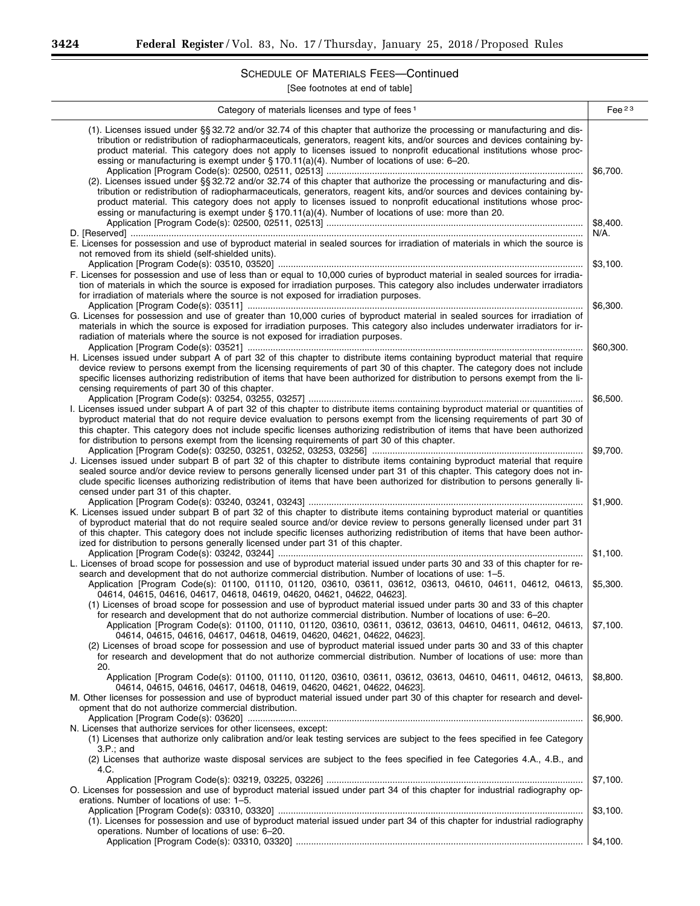SCHEDULE OF MATERIALS FEES—Continued

[See footnotes at end of table]

| Category of materials licenses and type of fees [1] | Fee [2 3] |
| --- | --- |
| (1). Licenses issued under §§ 32.72 and/or 32.74 of this chapter that authorize the processing or manufacturing and distribution or redistribution of radiopharmaceuticals, generators, reagent kits, and/or sources and devices containing byproduct material. This category does not apply to licenses issued to nonprofit educational institutions whose processing or manufacturing is exempt under § 170.11(a)(4). Number of locations of use: 6–20. | |
| Application [Program Code(s): 02500, 02511, 02513] | $6,700. |
| (2). Licenses issued under §§ 32.72 and/or 32.74 of this chapter that authorize the processing or manufacturing and distribution or redistribution of radiopharmaceuticals, generators, reagent kits, and/or sources and devices containing byproduct material. This category does not apply to licenses issued to nonprofit educational institutions whose processing or manufacturing is exempt under § 170.11(a)(4). Number of locations of use: more than 20. | |
| Application [Program Code(s): 02500, 02511, 02513] | $8,400. |
| D. [Reserved] | N/A. |
| E. Licenses for possession and use of byproduct material in sealed sources for irradiation of materials in which the source is not removed from its shield (self-shielded units). | |
| Application [Program Code(s): 03510, 03520] | $3,100. |
| F. Licenses for possession and use of less than or equal to 10,000 curies of byproduct material in sealed sources for irradiation of materials in which the source is exposed for irradiation purposes. This category also includes underwater irradiators for irradiation of materials where the source is not exposed for irradiation purposes. | |
| Application [Program Code(s): 03511] | $6,300. |
| G. Licenses for possession and use of greater than 10,000 curies of byproduct material in sealed sources for irradiation of materials in which the source is exposed for irradiation purposes. This category also includes underwater irradiators for irradiation of materials where the source is not exposed for irradiation purposes. | |
| Application [Program Code(s): 03521] | $60,300. |
| H. Licenses issued under subpart A of part 32 of this chapter to distribute items containing byproduct material that require device review to persons exempt from the licensing requirements of part 30 of this chapter. The category does not include specific licenses authorizing redistribution of items that have been authorized for distribution to persons exempt from the licensing requirements of part 30 of this chapter. | |
| Application [Program Code(s): 03254, 03255, 03257] | $6,500. |
| I. Licenses issued under subpart A of part 32 of this chapter to distribute items containing byproduct material or quantities of byproduct material that do not require device evaluation to persons exempt from the licensing requirements of part 30 of this chapter. This category does not include specific licenses authorizing redistribution of items that have been authorized for distribution to persons exempt from the licensing requirements of part 30 of this chapter. | |
| Application [Program Code(s): 03250, 03251, 03252, 03253, 03256] | $9,700. |
| J. Licenses issued under subpart B of part 32 of this chapter to distribute items containing byproduct material that require sealed source and/or device review to persons generally licensed under part 31 of this chapter. This category does not include specific licenses authorizing redistribution of items that have been authorized for distribution to persons generally licensed under part 31 of this chapter. | |
| Application [Program Code(s): 03240, 03241, 03243] | $1,900. |
| K. Licenses issued under subpart B of part 32 of this chapter to distribute items containing byproduct material or quantities of byproduct material that do not require sealed source and/or device review to persons generally licensed under part 31 of this chapter. This category does not include specific licenses authorizing redistribution of items that have been authorized for distribution to persons generally licensed under part 31 of this chapter. | |
| Application [Program Code(s): 03242, 03244] | $1,100. |
| L. Licenses of broad scope for possession and use of byproduct material issued under parts 30 and 33 of this chapter for research and development that do not authorize commercial distribution. Number of locations of use: 1–5. | |
| Application [Program Code(s): 01100, 01110, 01120, 03610, 03611, 03612, 03613, 04610, 04611, 04612, 04613, 04614, 04615, 04616, 04617, 04618, 04619, 04620, 04621, 04622, 04623]. | $5,300. |
| (1) Licenses of broad scope for possession and use of byproduct material issued under parts 30 and 33 of this chapter for research and development that do not authorize commercial distribution. Number of locations of use: 6–20. | |
| Application [Program Code(s): 01100, 01110, 01120, 03610, 03611, 03612, 03613, 04610, 04611, 04612, 04613, 04614, 04615, 04616, 04617, 04618, 04619, 04620, 04621, 04622, 04623]. | $7,100. |
| (2) Licenses of broad scope for possession and use of byproduct material issued under parts 30 and 33 of this chapter for research and development that do not authorize commercial distribution. Number of locations of use: more than 20. | |
| Application [Program Code(s): 01100, 01110, 01120, 03610, 03611, 03612, 03613, 04610, 04611, 04612, 04613, 04614, 04615, 04616, 04617, 04618, 04619, 04620, 04621, 04622, 04623]. | $8,800. |
| M. Other licenses for possession and use of byproduct material issued under part 30 of this chapter for research and development that do not authorize commercial distribution. | |
| Application [Program Code(s): 03620] | $6,900. |
| N. Licenses that authorize services for other licensees, except: | |
| (1) Licenses that authorize only calibration and/or leak testing services are subject to the fees specified in fee Category 3.P.; and | |
| (2) Licenses that authorize waste disposal services are subject to the fees specified in fee Categories 4.A., 4.B., and 4.C. | |
| Application [Program Code(s): 03219, 03225, 03226] | $7,100. |
| O. Licenses for possession and use of byproduct material issued under part 34 of this chapter for industrial radiography operations. Number of locations of use: 1–5. | |
| Application [Program Code(s): 03310, 03320] | $3,100. |
| (1). Licenses for possession and use of byproduct material issued under part 34 of this chapter for industrial radiography operations. Number of locations of use: 6–20. | |
| Application [Program Code(s): 03310, 03320] | $4,100. |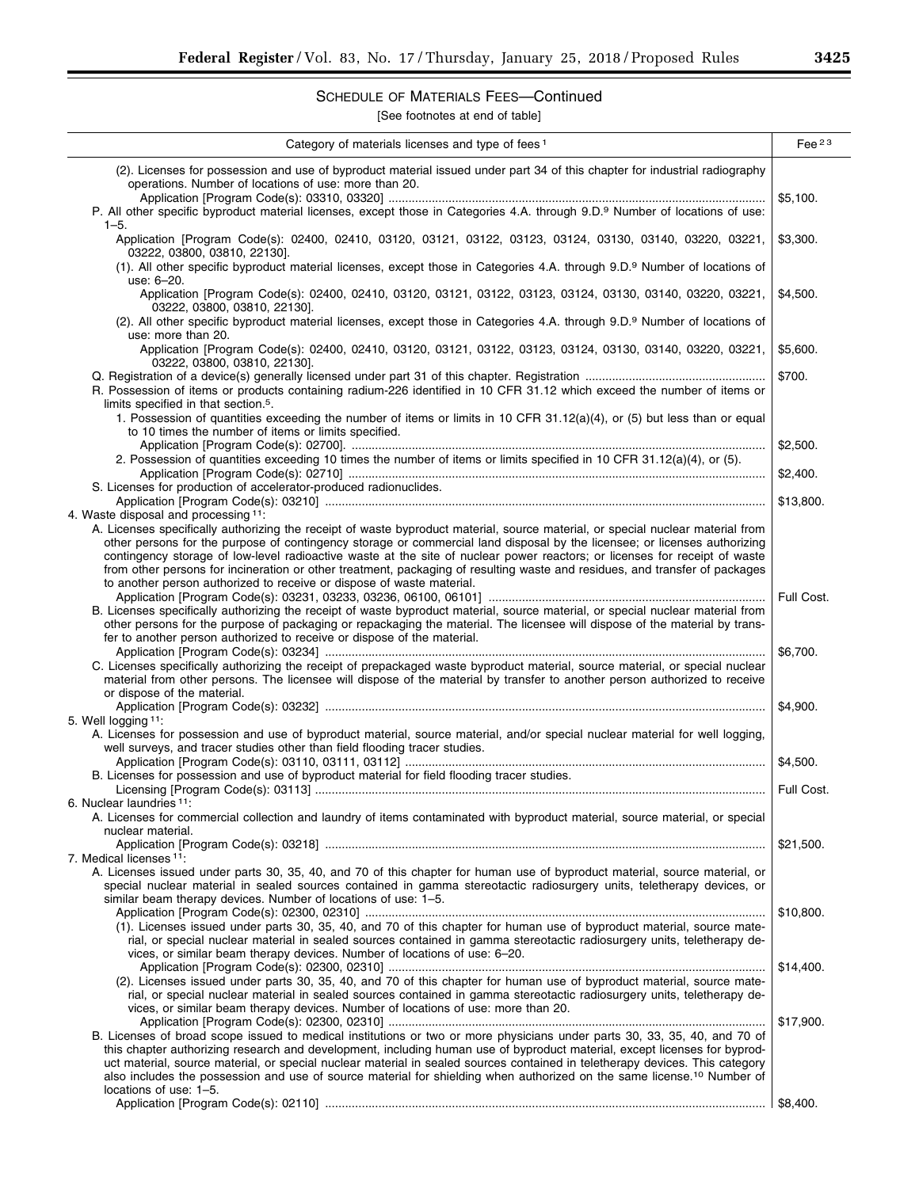## SCHEDULE OF MATERIALS FEES—Continued

[See footnotes at end of table]

| Category of materials licenses and type of fees [1] | Fee [2 3] |
|---|---|
| (2). Licenses for possession and use of byproduct material issued under part 34 of this chapter for industrial radiography operations. Number of locations of use: more than 20. | |
| Application [Program Code(s): 03310, 03320] | $5,100. |
| P. All other specific byproduct material licenses, except those in Categories 4.A. through 9.D.[9] Number of locations of use: 1–5. | |
| Application [Program Code(s): 02400, 02410, 03120, 03121, 03122, 03123, 03124, 03130, 03140, 03220, 03221, 03222, 03800, 03810, 22130]. | $3,300. |
| (1). All other specific byproduct material licenses, except those in Categories 4.A. through 9.D.[9] Number of locations of use: 6–20. | |
| Application [Program Code(s): 02400, 02410, 03120, 03121, 03122, 03123, 03124, 03130, 03140, 03220, 03221, 03222, 03800, 03810, 22130]. | $4,500. |
| (2). All other specific byproduct material licenses, except those in Categories 4.A. through 9.D.[9] Number of locations of use: more than 20. | |
| Application [Program Code(s): 02400, 02410, 03120, 03121, 03122, 03123, 03124, 03130, 03140, 03220, 03221, 03222, 03800, 03810, 22130]. | $5,600. |
| Q. Registration of a device(s) generally licensed under part 31 of this chapter. Registration | $700. |
| R. Possession of items or products containing radium-226 identified in 10 CFR 31.12 which exceed the number of items or limits specified in that section.[5]. | |
| 1. Possession of quantities exceeding the number of items or limits in 10 CFR 31.12(a)(4), or (5) but less than or equal to 10 times the number of items or limits specified. | |
| Application [Program Code(s): 02700]. | $2,500. |
| 2. Possession of quantities exceeding 10 times the number of items or limits specified in 10 CFR 31.12(a)(4), or (5). | |
| Application [Program Code(s): 02710] | $2,400. |
| S. Licenses for production of accelerator-produced radionuclides. | |
| Application [Program Code(s): 03210] | $13,800. |
| 4. Waste disposal and processing [11]: | |
| A. Licenses specifically authorizing the receipt of waste byproduct material, source material, or special nuclear material from other persons for the purpose of contingency storage or commercial land disposal by the licensee; or licenses authorizing contingency storage of low-level radioactive waste at the site of nuclear power reactors; or licenses for receipt of waste from other persons for incineration or other treatment, packaging of resulting waste and residues, and transfer of packages to another person authorized to receive or dispose of waste material. | |
| Application [Program Code(s): 03231, 03233, 03236, 06100, 06101] | Full Cost. |
| B. Licenses specifically authorizing the receipt of waste byproduct material, source material, or special nuclear material from other persons for the purpose of packaging or repackaging the material. The licensee will dispose of the material by transfer to another person authorized to receive or dispose of the material. | |
| Application [Program Code(s): 03234] | $6,700. |
| C. Licenses specifically authorizing the receipt of prepackaged waste byproduct material, source material, or special nuclear material from other persons. The licensee will dispose of the material by transfer to another person authorized to receive or dispose of the material. | |
| Application [Program Code(s): 03232] | $4,900. |
| 5. Well logging [11]: | |
| A. Licenses for possession and use of byproduct material, source material, and/or special nuclear material for well logging, well surveys, and tracer studies other than field flooding tracer studies. | |
| Application [Program Code(s): 03110, 03111, 03112] | $4,500. |
| B. Licenses for possession and use of byproduct material for field flooding tracer studies. | |
| Licensing [Program Code(s): 03113] | Full Cost. |
| 6. Nuclear laundries [11]: | |
| A. Licenses for commercial collection and laundry of items contaminated with byproduct material, source material, or special nuclear material. | |
| Application [Program Code(s): 03218] | $21,500. |
| 7. Medical licenses [11]: | |
| A. Licenses issued under parts 30, 35, 40, and 70 of this chapter for human use of byproduct material, source material, or special nuclear material in sealed sources contained in gamma stereotactic radiosurgery units, teletherapy devices, or similar beam therapy devices. Number of locations of use: 1–5. | |
| Application [Program Code(s): 02300, 02310] | $10,800. |
| (1). Licenses issued under parts 30, 35, 40, and 70 of this chapter for human use of byproduct material, source material, or special nuclear material in sealed sources contained in gamma stereotactic radiosurgery units, teletherapy devices, or similar beam therapy devices. Number of locations of use: 6–20. | |
| Application [Program Code(s): 02300, 02310] | $14,400. |
| (2). Licenses issued under parts 30, 35, 40, and 70 of this chapter for human use of byproduct material, source material, or special nuclear material in sealed sources contained in gamma stereotactic radiosurgery units, teletherapy devices, or similar beam therapy devices. Number of locations of use: more than 20. | |
| Application [Program Code(s): 02300, 02310] | $17,900. |
| B. Licenses of broad scope issued to medical institutions or two or more physicians under parts 30, 33, 35, 40, and 70 of this chapter authorizing research and development, including human use of byproduct material, except licenses for byproduct material, source material, or special nuclear material in sealed sources contained in teletherapy devices. This category also includes the possession and use of source material for shielding when authorized on the same license.[10] Number of locations of use: 1–5. | |
| Application [Program Code(s): 02110] | $8,400. |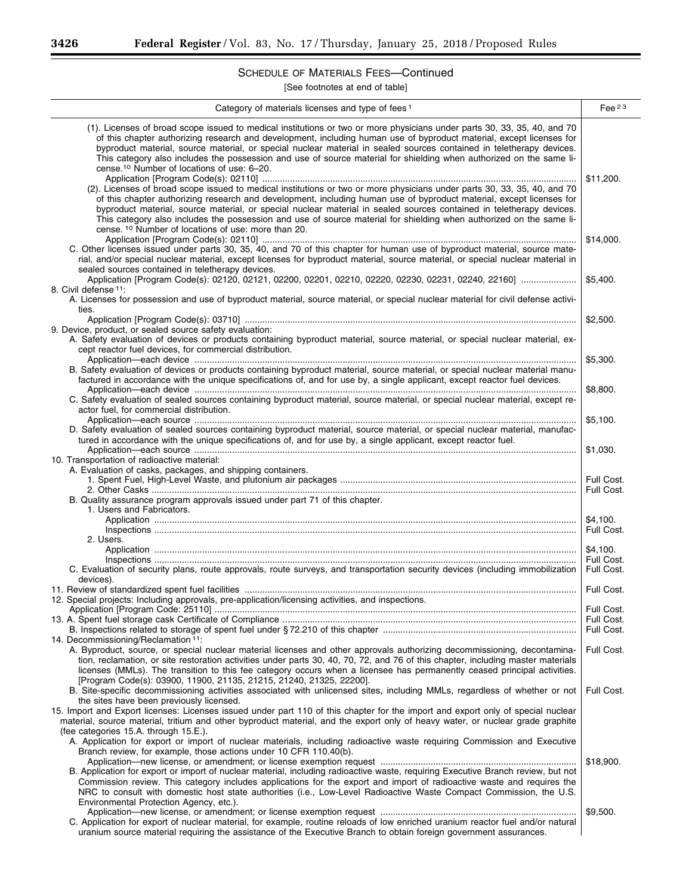## SCHEDULE OF MATERIALS FEES—Continued

[See footnotes at end of table]

| Category of materials licenses and type of fees [1] | Fee [2 3] |
|---|---|
| (1). Licenses of broad scope issued to medical institutions or two or more physicians under parts 30, 33, 35, 40, and 70 of this chapter authorizing research and development, including human use of byproduct material, except licenses for byproduct material, source material, or special nuclear material in sealed sources contained in teletherapy devices. This category also includes the possession and use of source material for shielding when authorized on the same license.[10] Number of locations of use: 6–20. | |
| Application [Program Code(s): 02110] | $11,200. |
| (2). Licenses of broad scope issued to medical institutions or two or more physicians under parts 30, 33, 35, 40, and 70 of this chapter authorizing research and development, including human use of byproduct material, except licenses for byproduct material, source material, or special nuclear material in sealed sources contained in teletherapy devices. This category also includes the possession and use of source material for shielding when authorized on the same license. [10] Number of locations of use: more than 20. | |
| Application [Program Code(s): 02110] | $14,000. |
| C. Other licenses issued under parts 30, 35, 40, and 70 of this chapter for human use of byproduct material, source material, and/or special nuclear material, except licenses for byproduct material, source material, or special nuclear material in sealed sources contained in teletherapy devices. | |
| Application [Program Code(s): 02120, 02121, 02200, 02201, 02210, 02220, 02230, 02231, 02240, 22160] | $5,400. |
| 8. Civil defense [11]: | |
| A. Licenses for possession and use of byproduct material, source material, or special nuclear material for civil defense activities. | |
| Application [Program Code(s): 03710] | $2,500. |
| 9. Device, product, or sealed source safety evaluation: | |
| A. Safety evaluation of devices or products containing byproduct material, source material, or special nuclear material, except reactor fuel devices, for commercial distribution. | |
| Application—each device | $5,300. |
| B. Safety evaluation of devices or products containing byproduct material, source material, or special nuclear material manufactured in accordance with the unique specifications of, and for use by, a single applicant, except reactor fuel devices. | |
| Application—each device | $8,800. |
| C. Safety evaluation of sealed sources containing byproduct material, source material, or special nuclear material, except reactor fuel, for commercial distribution. | |
| Application—each source | $5,100. |
| D. Safety evaluation of sealed sources containing byproduct material, source material, or special nuclear material, manufactured in accordance with the unique specifications of, and for use by, a single applicant, except reactor fuel. | |
| Application—each source | $1,030. |
| 10. Transportation of radioactive material: | |
| A. Evaluation of casks, packages, and shipping containers. | |
| 1. Spent Fuel, High-Level Waste, and plutonium air packages | Full Cost. |
| 2. Other Casks | Full Cost. |
| B. Quality assurance program approvals issued under part 71 of this chapter. | |
| 1. Users and Fabricators. | |
| Application | $4,100. |
| Inspections | Full Cost. |
| 2. Users. | |
| Application | $4,100. |
| Inspections | Full Cost. |
| C. Evaluation of security plans, route approvals, route surveys, and transportation security devices (including immobilization devices). | Full Cost. |
| 11. Review of standardized spent fuel facilities | Full Cost. |
| 12. Special projects: Including approvals, pre-application/licensing activities, and inspections. | |
| Application [Program Code: 25110] | Full Cost. |
| 13. A. Spent fuel storage cask Certificate of Compliance | Full Cost. |
| B. Inspections related to storage of spent fuel under § 72.210 of this chapter | Full Cost. |
| 14. Decommissioning/Reclamation [11]: | |
| A. Byproduct, source, or special nuclear material licenses and other approvals authorizing decommissioning, decontamination, reclamation, or site restoration activities under parts 30, 40, 70, 72, and 76 of this chapter, including master materials licenses (MMLs). The transition to this fee category occurs when a licensee has permanently ceased principal activities. [Program Code(s): 03900, 11900, 21135, 21215, 21240, 21325, 22200]. | Full Cost. |
| B. Site-specific decommissioning activities associated with unlicensed sites, including MMLs, regardless of whether or not the sites have been previously licensed. | Full Cost. |
| 15. Import and Export licenses: Licenses issued under part 110 of this chapter for the import and export only of special nuclear material, source material, tritium and other byproduct material, and the export only of heavy water, or nuclear grade graphite (fee categories 15.A. through 15.E.). | |
| A. Application for export or import of nuclear materials, including radioactive waste requiring Commission and Executive Branch review, for example, those actions under 10 CFR 110.40(b). | |
| Application—new license, or amendment; or license exemption request | $18,900. |
| B. Application for export or import of nuclear material, including radioactive waste, requiring Executive Branch review, but not Commission review. This category includes applications for the export and import of radioactive waste and requires the NRC to consult with domestic host state authorities (i.e., Low-Level Radioactive Waste Compact Commission, the U.S. Environmental Protection Agency, etc.). | |
| Application—new license, or amendment; or license exemption request | $9,500. |
| C. Application for export of nuclear material, for example, routine reloads of low enriched uranium reactor fuel and/or natural uranium source material requiring the assistance of the Executive Branch to obtain foreign government assurances. | |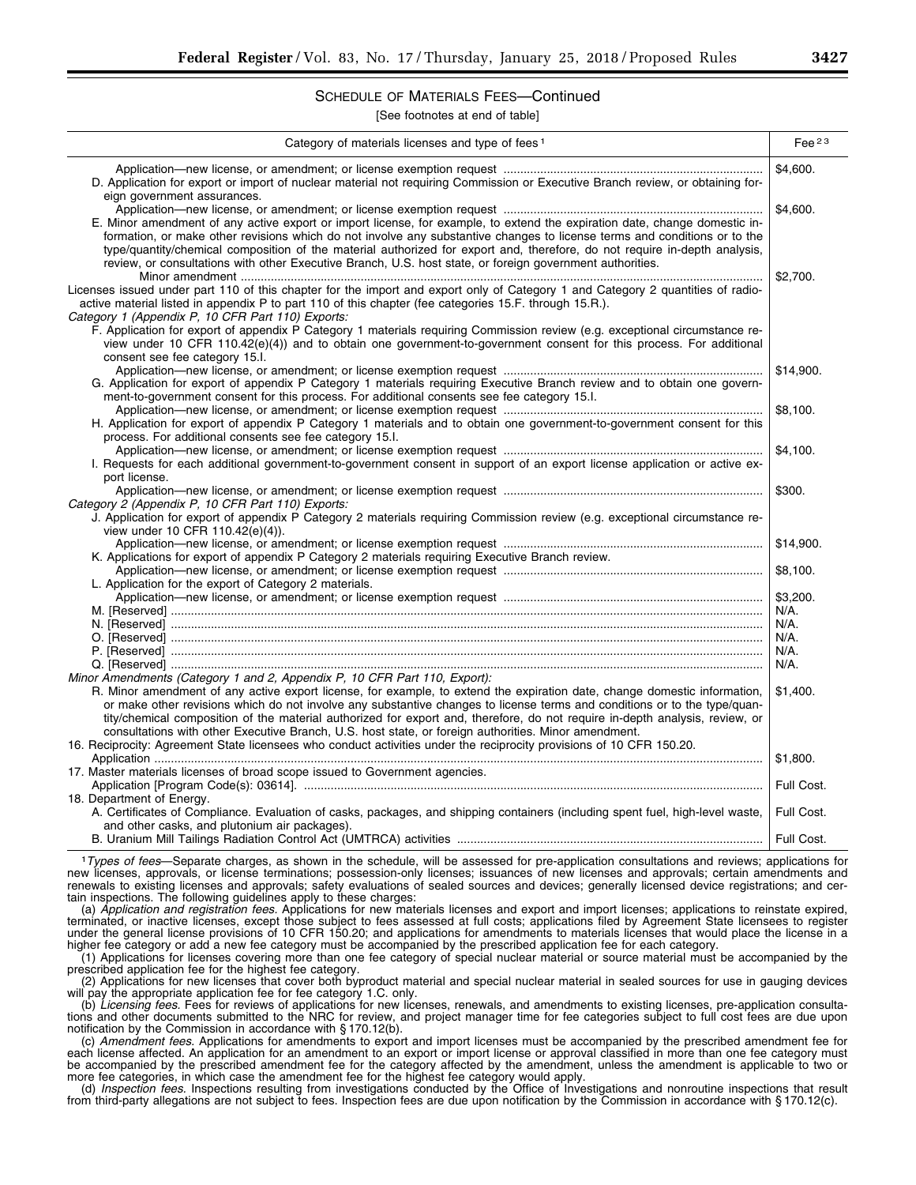SCHEDULE OF MATERIALS FEES—Continued

[See footnotes at end of table]

| Category of materials licenses and type of fees [1] | Fee [2 3] |
| --- | --- |
| Application—new license, or amendment; or license exemption request | $4,600. |
| D. Application for export or import of nuclear material not requiring Commission or Executive Branch review, or obtaining foreign government assurances. | |
| Application—new license, or amendment; or license exemption request | $4,600. |
| E. Minor amendment of any active export or import license, for example, to extend the expiration date, change domestic information, or make other revisions which do not involve any substantive changes to license terms and conditions or to the type/quantity/chemical composition of the material authorized for export and, therefore, do not require in-depth analysis, review, or consultations with other Executive Branch, U.S. host state, or foreign government authorities. | |
| Minor amendment | $2,700. |
| Licenses issued under part 110 of this chapter for the import and export only of Category 1 and Category 2 quantities of radioactive material listed in appendix P to part 110 of this chapter (fee categories 15.F. through 15.R.). | |
| *Category 1 (Appendix P, 10 CFR Part 110) Exports:* | |
| F. Application for export of appendix P Category 1 materials requiring Commission review (e.g. exceptional circumstance review under 10 CFR 110.42(e)(4)) and to obtain one government-to-government consent for this process. For additional consent see fee category 15.I. | |
| Application—new license, or amendment; or license exemption request | $14,900. |
| G. Application for export of appendix P Category 1 materials requiring Executive Branch review and to obtain one government-to-government consent for this process. For additional consents see fee category 15.I. | |
| Application—new license, or amendment; or license exemption request | $8,100. |
| H. Application for export of appendix P Category 1 materials and to obtain one government-to-government consent for this process. For additional consents see fee category 15.I. | |
| Application—new license, or amendment; or license exemption request | $4,100. |
| I. Requests for each additional government-to-government consent in support of an export license application or active export license. | |
| Application—new license, or amendment; or license exemption request | $300. |
| *Category 2 (Appendix P, 10 CFR Part 110) Exports:* | |
| J. Application for export of appendix P Category 2 materials requiring Commission review (e.g. exceptional circumstance review under 10 CFR 110.42(e)(4)). | |
| Application—new license, or amendment; or license exemption request | $14,900. |
| K. Applications for export of appendix P Category 2 materials requiring Executive Branch review. | |
| Application—new license, or amendment; or license exemption request | $8,100. |
| L. Application for the export of Category 2 materials. | |
| Application—new license, or amendment; or license exemption request | $3,200. |
| M. [Reserved] | N/A. |
| N. [Reserved] | N/A. |
| O. [Reserved] | N/A. |
| P. [Reserved] | N/A. |
| Q. [Reserved] | N/A. |
| *Minor Amendments (Category 1 and 2, Appendix P, 10 CFR Part 110, Export):* | |
| R. Minor amendment of any active export license, for example, to extend the expiration date, change domestic information, or make other revisions which do not involve any substantive changes to license terms and conditions or to the type/quantity/chemical composition of the material authorized for export and, therefore, do not require in-depth analysis, review, or consultations with other Executive Branch, U.S. host state, or foreign authorities. Minor amendment. | $1,400. |
| 16. Reciprocity: Agreement State licensees who conduct activities under the reciprocity provisions of 10 CFR 150.20. | |
| Application | $1,800. |
| 17. Master materials licenses of broad scope issued to Government agencies. | |
| Application [Program Code(s): 03614]. | Full Cost. |
| 18. Department of Energy. | |
| A. Certificates of Compliance. Evaluation of casks, packages, and shipping containers (including spent fuel, high-level waste, and other casks, and plutonium air packages). | Full Cost. |
| B. Uranium Mill Tailings Radiation Control Act (UMTRCA) activities | Full Cost. |

[1] *Types of fees*—Separate charges, as shown in the schedule, will be assessed for pre-application consultations and reviews; applications for new licenses, approvals, or license terminations; possession-only licenses; issuances of new licenses and approvals; certain amendments and renewals to existing licenses and approvals; safety evaluations of sealed sources and devices; generally licensed device registrations; and certain inspections. The following guidelines apply to these charges:

(a) *Application and registration fees.* Applications for new materials licenses and export and import licenses; applications to reinstate expired, terminated, or inactive licenses, except those subject to fees assessed at full costs; applications filed by Agreement State licensees to register under the general license provisions of 10 CFR 150.20; and applications for amendments to materials licenses that would place the license in a higher fee category or add a new fee category must be accompanied by the prescribed application fee for each category.

(1) Applications for licenses covering more than one fee category of special nuclear material or source material must be accompanied by the prescribed application fee for the highest fee category.

(2) Applications for new licenses that cover both byproduct material and special nuclear material in sealed sources for use in gauging devices will pay the appropriate application fee for fee category 1.C. only.

(b) *Licensing fees.* Fees for reviews of applications for new licenses, renewals, and amendments to existing licenses, pre-application consultations and other documents submitted to the NRC for review, and project manager time for fee categories subject to full cost fees are due upon notification by the Commission in accordance with § 170.12(b).

(c) *Amendment fees.* Applications for amendments to export and import licenses must be accompanied by the prescribed amendment fee for each license affected. An application for an amendment to an export or import license or approval classified in more than one fee category must be accompanied by the prescribed amendment fee for the category affected by the amendment, unless the amendment is applicable to two or more fee categories, in which case the amendment fee for the highest fee category would apply.

(d) *Inspection fees.* Inspections resulting from investigations conducted by the Office of Investigations and nonroutine inspections that result from third-party allegations are not subject to fees. Inspection fees are due upon notification by the Commission in accordance with § 170.12(c).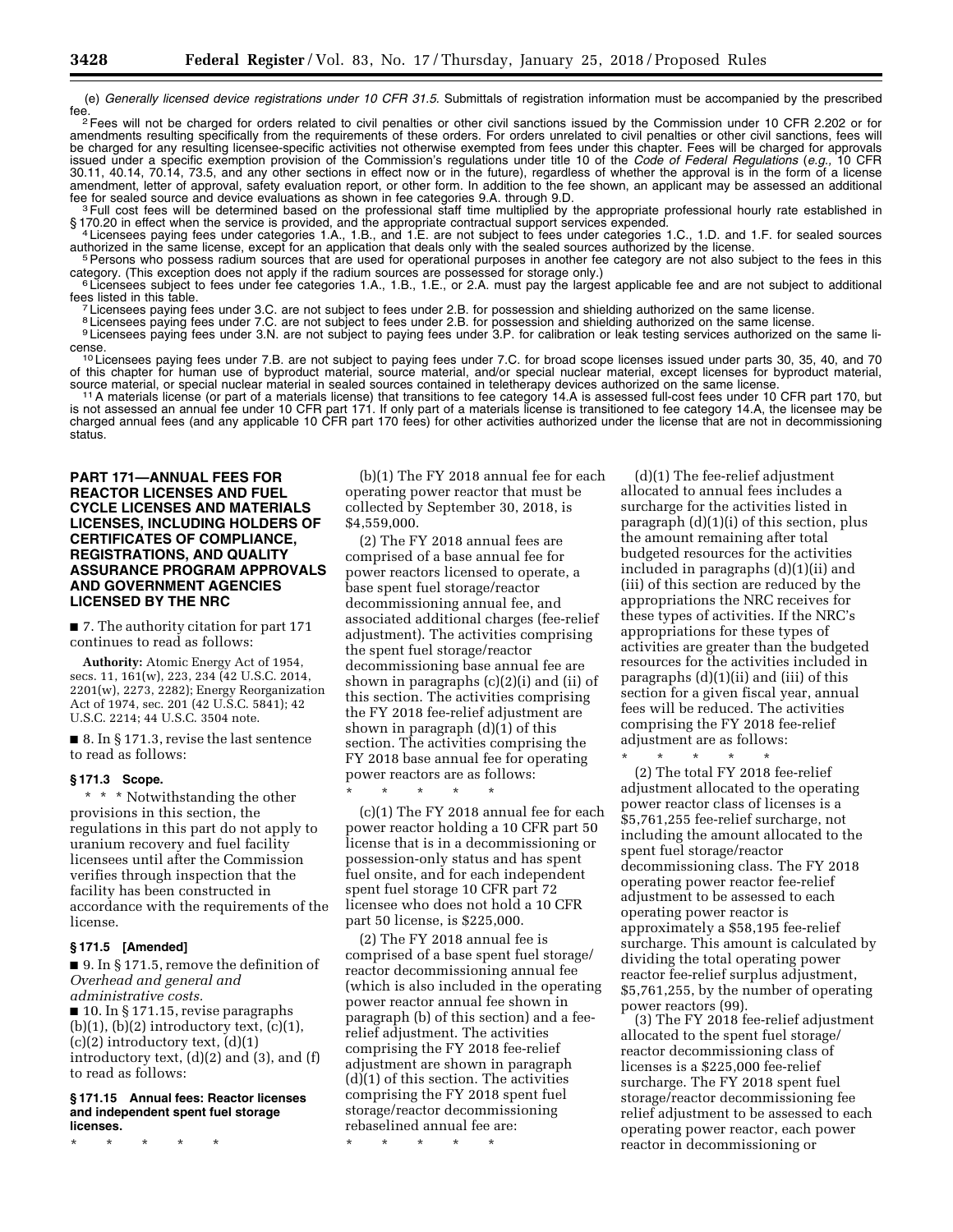(e) *Generally licensed device registrations under 10 CFR 31.5.* Submittals of registration information must be accompanied by the prescribed fee.

[2] Fees will not be charged for orders related to civil penalties or other civil sanctions issued by the Commission under 10 CFR 2.202 or for amendments resulting specifically from the requirements of these orders. For orders unrelated to civil penalties or other civil sanctions, fees will be charged for any resulting licensee-specific activities not otherwise exempted from fees under this chapter. Fees will be charged for approvals issued under a specific exemption provision of the Commission's regulations under title 10 of the *Code of Federal Regulations* (*e.g.,* 10 CFR 30.11, 40.14, 70.14, 73.5, and any other sections in effect now or in the future), regardless of whether the approval is in the form of a license amendment, letter of approval, safety evaluation report, or other form. In addition to the fee shown, an applicant may be assessed an additional fee for sealed source and device evaluations as shown in fee categories 9.A. through 9.D.

[3] Full cost fees will be determined based on the professional staff time multiplied by the appropriate professional hourly rate established in § 170.20 in effect when the service is provided, and the appropriate contractual support services expended.

[4] Licensees paying fees under categories 1.A., 1.B., and 1.E. are not subject to fees under categories 1.C., 1.D. and 1.F. for sealed sources authorized in the same license, except for an application that deals only with the sealed sources authorized by the license.

[5] Persons who possess radium sources that are used for operational purposes in another fee category are not also subject to the fees in this category. (This exception does not apply if the radium sources are possessed for storage only.)

[6] Licensees subject to fees under fee categories 1.A., 1.B., 1.E., or 2.A. must pay the largest applicable fee and are not subject to additional fees listed in this table.

[7] Licensees paying fees under 3.C. are not subject to fees under 2.B. for possession and shielding authorized on the same license.

[8] Licensees paying fees under 7.C. are not subject to fees under 2.B. for possession and shielding authorized on the same license.

[9] Licensees paying fees under 3.N. are not subject to paying fees under 3.P. for calibration or leak testing services authorized on the same license.

[10] Licensees paying fees under 7.B. are not subject to paying fees under 7.C. for broad scope licenses issued under parts 30, 35, 40, and 70 of this chapter for human use of byproduct material, source material, and/or special nuclear material, except licenses for byproduct material, source material, or special nuclear material in sealed sources contained in teletherapy devices authorized on the same license.

[11] A materials license (or part of a materials license) that transitions to fee category 14.A is assessed full-cost fees under 10 CFR part 170, but is not assessed an annual fee under 10 CFR part 171. If only part of a materials license is transitioned to fee category 14.A, the licensee may be charged annual fees (and any applicable 10 CFR part 170 fees) for other activities authorized under the license that are not in decommissioning status.

## PART 171—ANNUAL FEES FOR REACTOR LICENSES AND FUEL CYCLE LICENSES AND MATERIALS LICENSES, INCLUDING HOLDERS OF CERTIFICATES OF COMPLIANCE, REGISTRATIONS, AND QUALITY ASSURANCE PROGRAM APPROVALS AND GOVERNMENT AGENCIES LICENSED BY THE NRC

■ 7. The authority citation for part 171 continues to read as follows:

**Authority:** Atomic Energy Act of 1954, secs. 11, 161(w), 223, 234 (42 U.S.C. 2014, 2201(w), 2273, 2282); Energy Reorganization Act of 1974, sec. 201 (42 U.S.C. 5841); 42 U.S.C. 2214; 44 U.S.C. 3504 note.

■ 8. In § 171.3, revise the last sentence to read as follows:

### § 171.3 Scope.

\* \* \* Notwithstanding the other provisions in this section, the regulations in this part do not apply to uranium recovery and fuel facility licensees until after the Commission verifies through inspection that the facility has been constructed in accordance with the requirements of the license.

### § 171.5 [Amended]

■ 9. In § 171.5, remove the definition of *Overhead and general and administrative costs.*

■ 10. In § 171.15, revise paragraphs (b)(1), (b)(2) introductory text, (c)(1), (c)(2) introductory text, (d)(1) introductory text, (d)(2) and (3), and (f) to read as follows:

### § 171.15 Annual fees: Reactor licenses and independent spent fuel storage licenses.

\* \* \* \* \*

(b)(1) The FY 2018 annual fee for each operating power reactor that must be collected by September 30, 2018, is $4,559,000.

(2) The FY 2018 annual fees are comprised of a base annual fee for power reactors licensed to operate, a base spent fuel storage/reactor decommissioning annual fee, and associated additional charges (fee-relief adjustment). The activities comprising the spent fuel storage/reactor decommissioning base annual fee are shown in paragraphs (c)(2)(i) and (ii) of this section. The activities comprising the FY 2018 fee-relief adjustment are shown in paragraph (d)(1) of this section. The activities comprising the FY 2018 base annual fee for operating power reactors are as follows:

\* \* \* \* \*

(c)(1) The FY 2018 annual fee for each power reactor holding a 10 CFR part 50 license that is in a decommissioning or possession-only status and has spent fuel onsite, and for each independent spent fuel storage 10 CFR part 72 licensee who does not hold a 10 CFR part 50 license, is $225,000.

(2) The FY 2018 annual fee is comprised of a base spent fuel storage/reactor decommissioning annual fee (which is also included in the operating power reactor annual fee shown in paragraph (b) of this section) and a fee-relief adjustment. The activities comprising the FY 2018 fee-relief adjustment are shown in paragraph (d)(1) of this section. The activities comprising the FY 2018 spent fuel storage/reactor decommissioning rebaselined annual fee are:

\* \* \* \* \*

(d)(1) The fee-relief adjustment allocated to annual fees includes a surcharge for the activities listed in paragraph (d)(1)(i) of this section, plus the amount remaining after total budgeted resources for the activities included in paragraphs (d)(1)(ii) and (iii) of this section are reduced by the appropriations the NRC receives for these types of activities. If the NRC's appropriations for these types of activities are greater than the budgeted resources for the activities included in paragraphs (d)(1)(ii) and (iii) of this section for a given fiscal year, annual fees will be reduced. The activities comprising the FY 2018 fee-relief adjustment are as follows:

\* \* \* \* \*

(2) The total FY 2018 fee-relief adjustment allocated to the operating power reactor class of licenses is a $5,761,255 fee-relief surcharge, not including the amount allocated to the spent fuel storage/reactor decommissioning class. The FY 2018 operating power reactor fee-relief adjustment to be assessed to each operating power reactor is approximately a $58,195 fee-relief surcharge. This amount is calculated by dividing the total operating power reactor fee-relief surplus adjustment, $5,761,255, by the number of operating power reactors (99).

(3) The FY 2018 fee-relief adjustment allocated to the spent fuel storage/reactor decommissioning class of licenses is a $225,000 fee-relief surcharge. The FY 2018 spent fuel storage/reactor decommissioning fee relief adjustment to be assessed to each operating power reactor, each power reactor in decommissioning or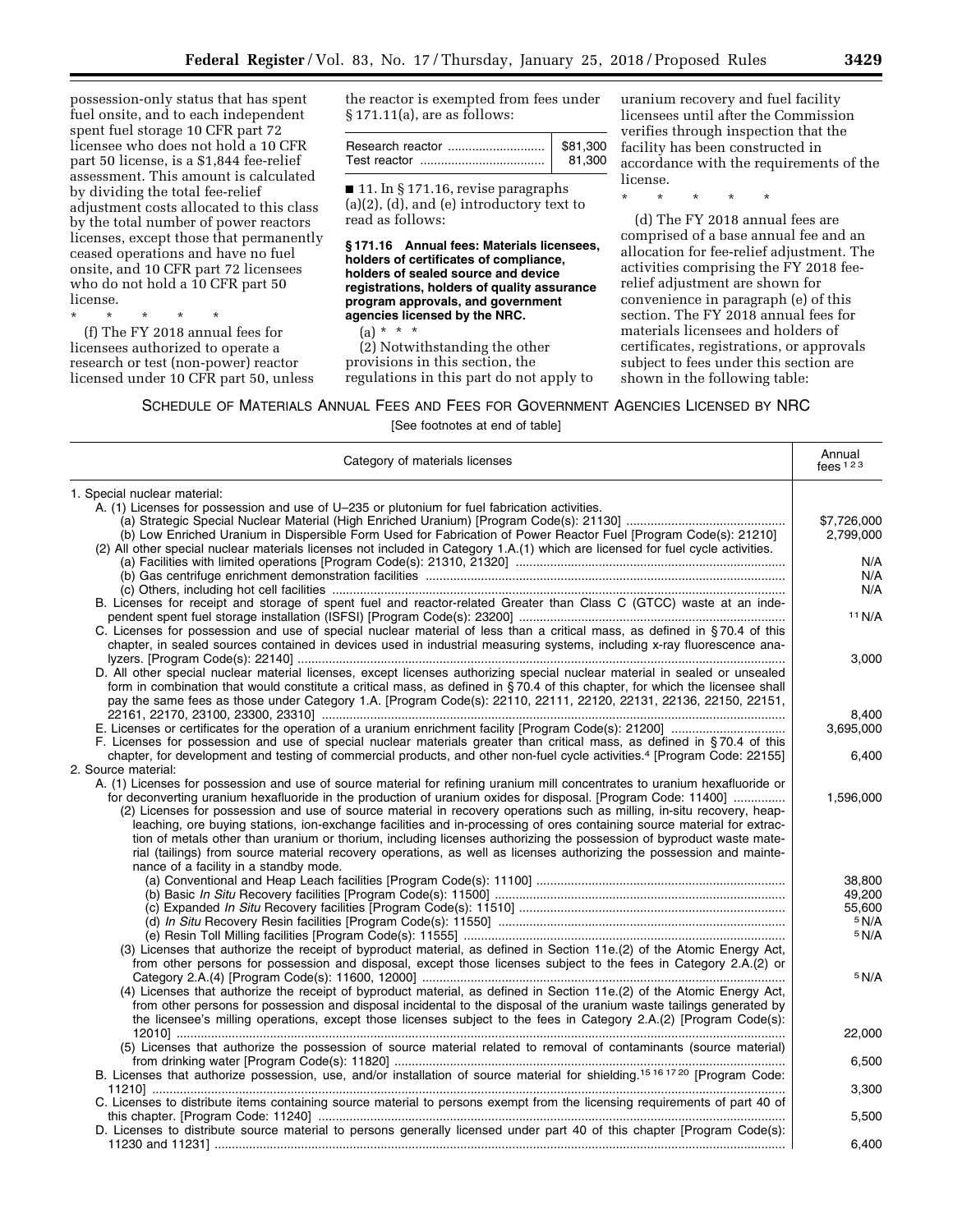possession-only status that has spent fuel onsite, and to each independent spent fuel storage 10 CFR part 72 licensee who does not hold a 10 CFR part 50 license, is a $1,844 fee-relief assessment. This amount is calculated by dividing the total fee-relief adjustment costs allocated to this class by the total number of power reactors licenses, except those that permanently ceased operations and have no fuel onsite, and 10 CFR part 72 licensees who do not hold a 10 CFR part 50 license.

\* \* \* \* \*

(f) The FY 2018 annual fees for licensees authorized to operate a research or test (non-power) reactor licensed under 10 CFR part 50, unless the reactor is exempted from fees under § 171.11(a), are as follows:

| | |
|---|---|
| Research reactor | $81,300 |
| Test reactor | 81,300 |

■ 11. In § 171.16, revise paragraphs (a)(2), (d), and (e) introductory text to read as follows:

**§ 171.16 Annual fees: Materials licensees, holders of certificates of compliance, holders of sealed source and device registrations, holders of quality assurance program approvals, and government agencies licensed by the NRC.**

(a) \* \* \*

(2) Notwithstanding the other provisions in this section, the regulations in this part do not apply to uranium recovery and fuel facility licensees until after the Commission verifies through inspection that the facility has been constructed in accordance with the requirements of the license.

\* \* \* \* \*

(d) The FY 2018 annual fees are comprised of a base annual fee and an allocation for fee-relief adjustment. The activities comprising the FY 2018 fee-relief adjustment are shown for convenience in paragraph (e) of this section. The FY 2018 annual fees for materials licensees and holders of certificates, registrations, or approvals subject to fees under this section are shown in the following table:

SCHEDULE OF MATERIALS ANNUAL FEES AND FEES FOR GOVERNMENT AGENCIES LICENSED BY NRC

[See footnotes at end of table]

| Category of materials licenses | Annual fees [1 2 3] |
|---|---|
| 1. Special nuclear material: | |
| A. (1) Licenses for possession and use of U–235 or plutonium for fuel fabrication activities. | |
| (a) Strategic Special Nuclear Material (High Enriched Uranium) [Program Code(s): 21130] | $7,726,000 |
| (b) Low Enriched Uranium in Dispersible Form Used for Fabrication of Power Reactor Fuel [Program Code(s): 21210] | 2,799,000 |
| (2) All other special nuclear materials licenses not included in Category 1.A.(1) which are licensed for fuel cycle activities. | |
| (a) Facilities with limited operations [Program Code(s): 21310, 21320] | N/A |
| (b) Gas centrifuge enrichment demonstration facilities | N/A |
| (c) Others, including hot cell facilities | N/A |
| B. Licenses for receipt and storage of spent fuel and reactor-related Greater than Class C (GTCC) waste at an independent spent fuel storage installation (ISFSI) [Program Code(s): 23200] | [11] N/A |
| C. Licenses for possession and use of special nuclear material of less than a critical mass, as defined in §70.4 of this chapter, in sealed sources contained in devices used in industrial measuring systems, including x-ray fluorescence analyzers. [Program Code(s): 22140] | 3,000 |
| D. All other special nuclear material licenses, except licenses authorizing special nuclear material in sealed or unsealed form in combination that would constitute a critical mass, as defined in §70.4 of this chapter, for which the licensee shall pay the same fees as those under Category 1.A. [Program Code(s): 22110, 22111, 22120, 22131, 22136, 22150, 22151, 22161, 22170, 23100, 23300, 23310] | 8,400 |
| E. Licenses or certificates for the operation of a uranium enrichment facility [Program Code(s): 21200] | 3,695,000 |
| F. Licenses for possession and use of special nuclear materials greater than critical mass, as defined in §70.4 of this chapter, for development and testing of commercial products, and other non-fuel cycle activities.[4] [Program Code: 22155] | 6,400 |
| 2. Source material: | |
| A. (1) Licenses for possession and use of source material for refining uranium mill concentrates to uranium hexafluoride or for deconverting uranium hexafluoride in the production of uranium oxides for disposal. [Program Code: 11400] | 1,596,000 |
| (2) Licenses for possession and use of source material in recovery operations such as milling, in-situ recovery, heap-leaching, ore buying stations, ion-exchange facilities and in-processing of ores containing source material for extraction of metals other than uranium or thorium, including licenses authorizing the possession of byproduct waste material (tailings) from source material recovery operations, as well as licenses authorizing the possession and maintenance of a facility in a standby mode. | |
| (a) Conventional and Heap Leach facilities [Program Code(s): 11100] | 38,800 |
| (b) Basic *In Situ* Recovery facilities [Program Code(s): 11500] | 49,200 |
| (c) Expanded *In Situ* Recovery facilities [Program Code(s): 11510] | 55,600 |
| (d) *In Situ* Recovery Resin facilities [Program Code(s): 11550] | [5] N/A |
| (e) Resin Toll Milling facilities [Program Code(s): 11555] | [5] N/A |
| (3) Licenses that authorize the receipt of byproduct material, as defined in Section 11e.(2) of the Atomic Energy Act, from other persons for possession and disposal, except those licenses subject to the fees in Category 2.A.(2) or Category 2.A.(4) [Program Code(s): 11600, 12000] | [5] N/A |
| (4) Licenses that authorize the receipt of byproduct material, as defined in Section 11e.(2) of the Atomic Energy Act, from other persons for possession and disposal incidental to the disposal of the uranium waste tailings generated by the licensee's milling operations, except those licenses subject to the fees in Category 2.A.(2) [Program Code(s): 12010] | 22,000 |
| (5) Licenses that authorize the possession of source material related to removal of contaminants (source material) from drinking water [Program Code(s): 11820] | 6,500 |
| B. Licenses that authorize possession, use, and/or installation of source material for shielding.[15 16 17 20] [Program Code: 11210] | 3,300 |
| C. Licenses to distribute items containing source material to persons exempt from the licensing requirements of part 40 of this chapter. [Program Code: 11240] | 5,500 |
| D. Licenses to distribute source material to persons generally licensed under part 40 of this chapter [Program Code(s): 11230 and 11231] | 6,400 |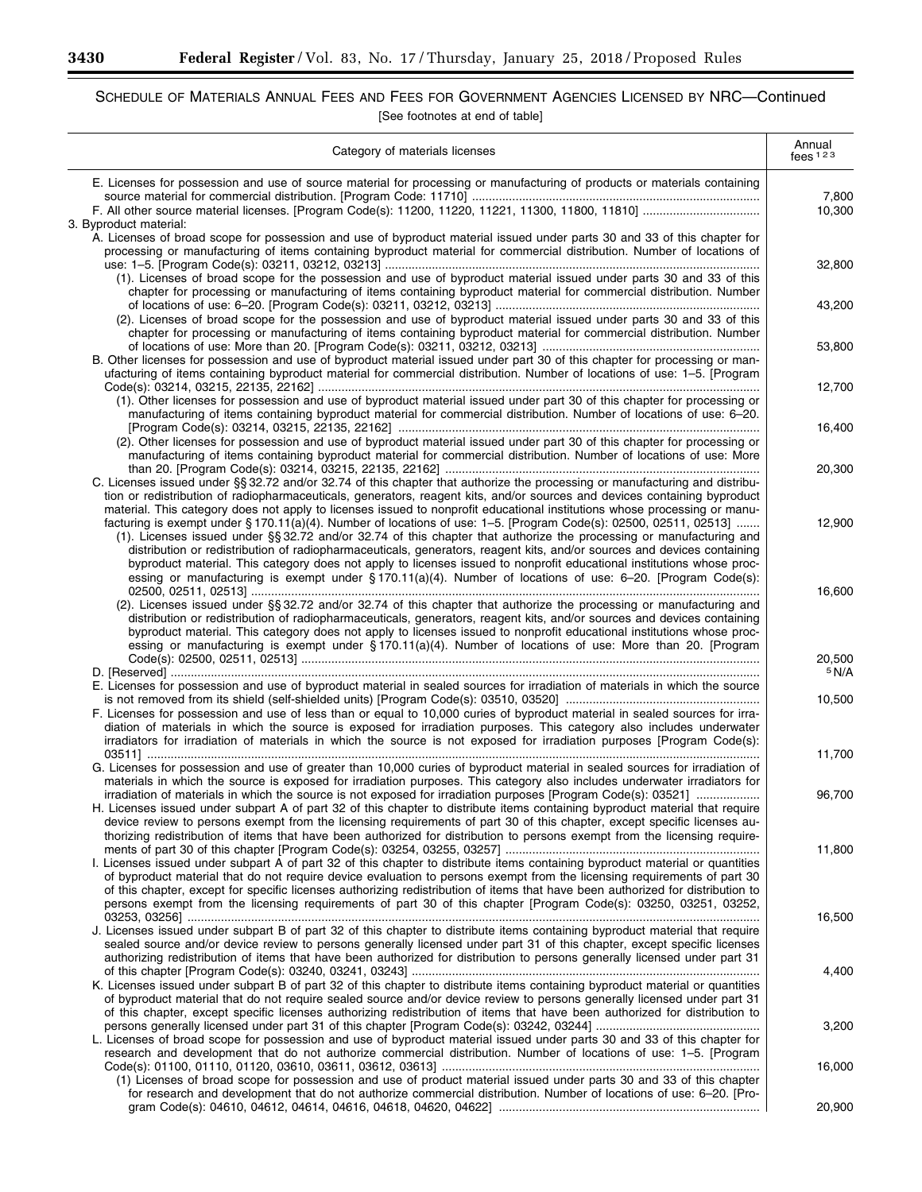SCHEDULE OF MATERIALS ANNUAL FEES AND FEES FOR GOVERNMENT AGENCIES LICENSED BY NRC—Continued

[See footnotes at end of table]

| Category of materials licenses | Annual fees [1 2 3] |
|---|---|
| E. Licenses for possession and use of source material for processing or manufacturing of products or materials containing source material for commercial distribution. [Program Code: 11710] | 7,800 |
| F. All other source material licenses. [Program Code(s): 11200, 11220, 11221, 11300, 11800, 11810] | 10,300 |
| 3. Byproduct material: | |
| A. Licenses of broad scope for possession and use of byproduct material issued under parts 30 and 33 of this chapter for processing or manufacturing of items containing byproduct material for commercial distribution. Number of locations of use: 1–5. [Program Code(s): 03211, 03212, 03213] | 32,800 |
| (1). Licenses of broad scope for the possession and use of byproduct material issued under parts 30 and 33 of this chapter for processing or manufacturing of items containing byproduct material for commercial distribution. Number of locations of use: 6–20. [Program Code(s): 03211, 03212, 03213] | 43,200 |
| (2). Licenses of broad scope for the possession and use of byproduct material issued under parts 30 and 33 of this chapter for processing or manufacturing of items containing byproduct material for commercial distribution. Number of locations of use: More than 20. [Program Code(s): 03211, 03212, 03213] | 53,800 |
| B. Other licenses for possession and use of byproduct material issued under part 30 of this chapter for processing or manufacturing of items containing byproduct material for commercial distribution. Number of locations of use: 1–5. [Program Code(s): 03214, 03215, 22135, 22162] | 12,700 |
| (1). Other licenses for possession and use of byproduct material issued under part 30 of this chapter for processing or manufacturing of items containing byproduct material for commercial distribution. Number of locations of use: 6–20. [Program Code(s): 03214, 03215, 22135, 22162] | 16,400 |
| (2). Other licenses for possession and use of byproduct material issued under part 30 of this chapter for processing or manufacturing of items containing byproduct material for commercial distribution. Number of locations of use: More than 20. [Program Code(s): 03214, 03215, 22135, 22162] | 20,300 |
| C. Licenses issued under §§ 32.72 and/or 32.74 of this chapter that authorize the processing or manufacturing and distribution or redistribution of radiopharmaceuticals, generators, reagent kits, and/or sources and devices containing byproduct material. This category does not apply to licenses issued to nonprofit educational institutions whose processing or manufacturing is exempt under § 170.11(a)(4). Number of locations of use: 1–5. [Program Code(s): 02500, 02511, 02513] | 12,900 |
| (1). Licenses issued under §§ 32.72 and/or 32.74 of this chapter that authorize the processing or manufacturing and distribution or redistribution of radiopharmaceuticals, generators, reagent kits, and/or sources and devices containing byproduct material. This category does not apply to licenses issued to nonprofit educational institutions whose processing or manufacturing is exempt under § 170.11(a)(4). Number of locations of use: 6–20. [Program Code(s): 02500, 02511, 02513] | 16,600 |
| (2). Licenses issued under §§ 32.72 and/or 32.74 of this chapter that authorize the processing or manufacturing and distribution or redistribution of radiopharmaceuticals, generators, reagent kits, and/or sources and devices containing byproduct material. This category does not apply to licenses issued to nonprofit educational institutions whose processing or manufacturing is exempt under § 170.11(a)(4). Number of locations of use: More than 20. [Program Code(s): 02500, 02511, 02513] | 20,500 |
| D. [Reserved] | [5] N/A |
| E. Licenses for possession and use of byproduct material in sealed sources for irradiation of materials in which the source is not removed from its shield (self-shielded units) [Program Code(s): 03510, 03520] | 10,500 |
| F. Licenses for possession and use of less than or equal to 10,000 curies of byproduct material in sealed sources for irradiation of materials in which the source is exposed for irradiation purposes. This category also includes underwater irradiators for irradiation of materials in which the source is not exposed for irradiation purposes [Program Code(s): 03511] | 11,700 |
| G. Licenses for possession and use of greater than 10,000 curies of byproduct material in sealed sources for irradiation of materials in which the source is exposed for irradiation purposes. This category also includes underwater irradiators for irradiation of materials in which the source is not exposed for irradiation purposes [Program Code(s): 03521] | 96,700 |
| H. Licenses issued under subpart A of part 32 of this chapter to distribute items containing byproduct material that require device review to persons exempt from the licensing requirements of part 30 of this chapter, except specific licenses authorizing redistribution of items that have been authorized for distribution to persons exempt from the licensing requirements of part 30 of this chapter [Program Code(s): 03254, 03255, 03257] | 11,800 |
| I. Licenses issued under subpart A of part 32 of this chapter to distribute items containing byproduct material or quantities of byproduct material that do not require device evaluation to persons exempt from the licensing requirements of part 30 of this chapter, except for specific licenses authorizing redistribution of items that have been authorized for distribution to persons exempt from the licensing requirements of part 30 of this chapter [Program Code(s): 03250, 03251, 03252, 03253, 03256] | 16,500 |
| J. Licenses issued under subpart B of part 32 of this chapter to distribute items containing byproduct material that require sealed source and/or device review to persons generally licensed under part 31 of this chapter, except specific licenses authorizing redistribution of items that have been authorized for distribution to persons generally licensed under part 31 of this chapter [Program Code(s): 03240, 03241, 03243] | 4,400 |
| K. Licenses issued under subpart B of part 32 of this chapter to distribute items containing byproduct material or quantities of byproduct material that do not require sealed source and/or device review to persons generally licensed under part 31 of this chapter, except specific licenses authorizing redistribution of items that have been authorized for distribution to persons generally licensed under part 31 of this chapter [Program Code(s): 03242, 03244] | 3,200 |
| L. Licenses of broad scope for possession and use of byproduct material issued under parts 30 and 33 of this chapter for research and development that do not authorize commercial distribution. Number of locations of use: 1–5. [Program Code(s): 01100, 01110, 01120, 03610, 03611, 03612, 03613] | 16,000 |
| (1) Licenses of broad scope for the possession and use of product material issued under parts 30 and 33 of this chapter for research and development that do not authorize commercial distribution. Number of locations of use: 6–20. [Program Code(s): 04610, 04612, 04614, 04616, 04618, 04620, 04622] | 20,900 |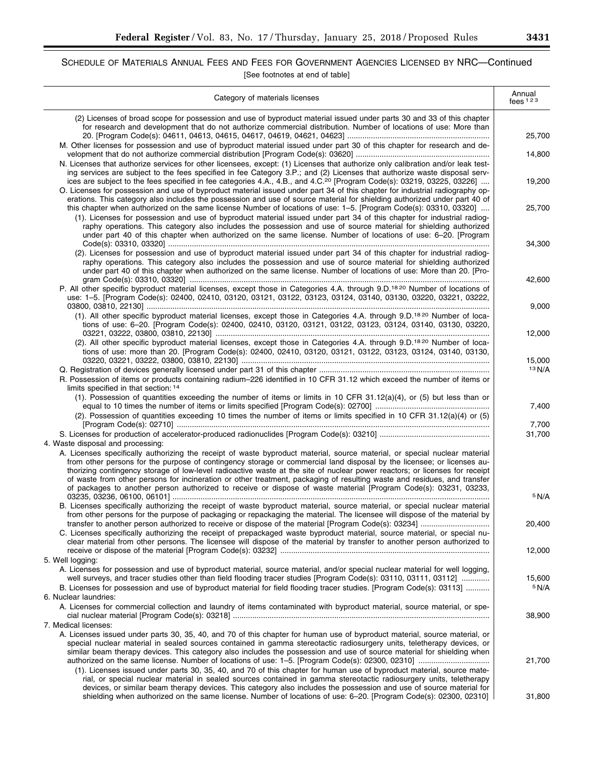SCHEDULE OF MATERIALS ANNUAL FEES AND FEES FOR GOVERNMENT AGENCIES LICENSED BY NRC—Continued

[See footnotes at end of table]

| Category of materials licenses | Annual fees [1 2 3] |
|---|---|
| (2) Licenses of broad scope for possession and use of byproduct material issued under parts 30 and 33 of this chapter for research and development that do not authorize commercial distribution. Number of locations of use: More than 20. [Program Code(s): 04611, 04613, 04615, 04617, 04619, 04621, 04623] | 25,700 |
| M. Other licenses for possession and use of byproduct material issued under part 30 of this chapter for research and development that do not authorize commercial distribution [Program Code(s): 03620] | 14,800 |
| N. Licenses that authorize services for other licensees, except: (1) Licenses that authorize only calibration and/or leak testing services are subject to the fees specified in fee Category 3.P.; and (2) Licenses that authorize waste disposal services are subject to the fees specified in fee categories 4.A., 4.B., and 4.C.[20] [Program Code(s): 03219, 03225, 03226] | 19,200 |
| O. Licenses for possession and use of byproduct material issued under part 34 of this chapter for industrial radiography operations. This category also includes the possession and use of source material for shielding authorized under part 40 of this chapter when authorized on the same license Number of locations of use: 1–5. [Program Code(s): 03310, 03320] | 25,700 |
| (1). Licenses for possession and use of byproduct material issued under part 34 of this chapter for industrial radiography operations. This category also includes the possession and use of source material for shielding authorized under part 40 of this chapter when authorized on the same license. Number of locations of use: 6–20. [Program Code(s): 03310, 03320] | 34,300 |
| (2). Licenses for possession and use of byproduct material issued under part 34 of this chapter for industrial radiography operations. This category also includes the possession and use of source material for shielding authorized under part 40 of this chapter when authorized on the same license. Number of locations of use: More than 20. [Program Code(s): 03310, 03320] | 42,600 |
| P. All other specific byproduct material licenses, except those in Categories 4.A. through 9.D.[18 20] Number of locations of use: 1–5. [Program Code(s): 02400, 02410, 03120, 03121, 03122, 03123, 03124, 03140, 03130, 03220, 03221, 03222, 03800, 03810, 22130] | 9,000 |
| (1). All other specific byproduct material licenses, except those in Categories 4.A. through 9.D.[18 20] Number of locations of use: 6–20. [Program Code(s): 02400, 02410, 03120, 03121, 03122, 03123, 03124, 03140, 03130, 03220, 03221, 03222, 03800, 03810, 22130] | 12,000 |
| (2). All other specific byproduct material licenses, except those in Categories 4.A. through 9.D.[18 20] Number of locations of use: more than 20. [Program Code(s): 02400, 02410, 03120, 03121, 03122, 03123, 03124, 03140, 03130, 03220, 03221, 03222, 03800, 03810, 22130] | 15,000 |
| Q. Registration of devices generally licensed under part 31 of this chapter | [13] N/A |
| R. Possession of items or products containing radium–226 identified in 10 CFR 31.12 which exceed the number of items or limits specified in that section: [14] | |
| (1). Possession of quantities exceeding the number of items or limits in 10 CFR 31.12(a)(4), or (5) but less than or equal to 10 times the number of items or limits specified [Program Code(s): 02700] | 7,400 |
| (2). Possession of quantities exceeding 10 times the number of items or limits specified in 10 CFR 31.12(a)(4) or (5) [Program Code(s): 02710] | 7,700 |
| S. Licenses for production of accelerator-produced radionuclides [Program Code(s): 03210] | 31,700 |
| 4. Waste disposal and processing: | |
| A. Licenses specifically authorizing the receipt of waste byproduct material, source material, or special nuclear material from other persons for the purpose of contingency storage or commercial land disposal by the licensee; or licenses authorizing contingency storage of low-level radioactive waste at the site of nuclear power reactors; or licenses for receipt of waste from other persons for incineration or other treatment, packaging of resulting waste and residues, and transfer of packages to another person authorized to receive or dispose of waste material [Program Code(s): 03231, 03233, 03235, 03236, 06100, 06101] | [5] N/A |
| B. Licenses specifically authorizing the receipt of waste byproduct material, source material, or special nuclear material from other persons for the purpose of packaging or repackaging the material. The licensee will dispose of the material by transfer to another person authorized to receive or dispose of the material [Program Code(s): 03234] | 20,400 |
| C. Licenses specifically authorizing the receipt of prepackaged waste byproduct material, source material, or special nuclear material from other persons. The licensee will dispose of the material by transfer to another person authorized to receive or dispose of the material [Program Code(s): 03232] | 12,000 |
| 5. Well logging: | |
| A. Licenses for possession and use of byproduct material, source material, and/or special nuclear material for well logging, well surveys, and tracer studies other than field flooding tracer studies [Program Code(s): 03110, 03111, 03112] | 15,600 |
| B. Licenses for possession and use of byproduct material for field flooding tracer studies. [Program Code(s): 03113] | [5] N/A |
| 6. Nuclear laundries: | |
| A. Licenses for commercial collection and laundry of items contaminated with byproduct material, source material, or special nuclear material [Program Code(s): 03218] | 38,900 |
| 7. Medical licenses: | |
| A. Licenses issued under parts 30, 35, 40, and 70 of this chapter for human use of byproduct material, source material, or special nuclear material in sealed sources contained in gamma stereotactic radiosurgery units, teletherapy devices, or similar beam therapy devices. This category also includes the possession and use of source material for shielding when authorized on the same license. Number of locations of use: 1–5. [Program Code(s): 02300, 02310] | 21,700 |
| (1). Licenses issued under parts 30, 35, 40, and 70 of this chapter for human use of byproduct material, source material, or special nuclear material in sealed sources contained in gamma stereotactic radiosurgery units, teletherapy devices, or similar beam therapy devices. This category also includes the possession and use of source material for shielding when authorized on the same license. Number of locations of use: 6–20. [Program Code(s): 02300, 02310] | 31,800 |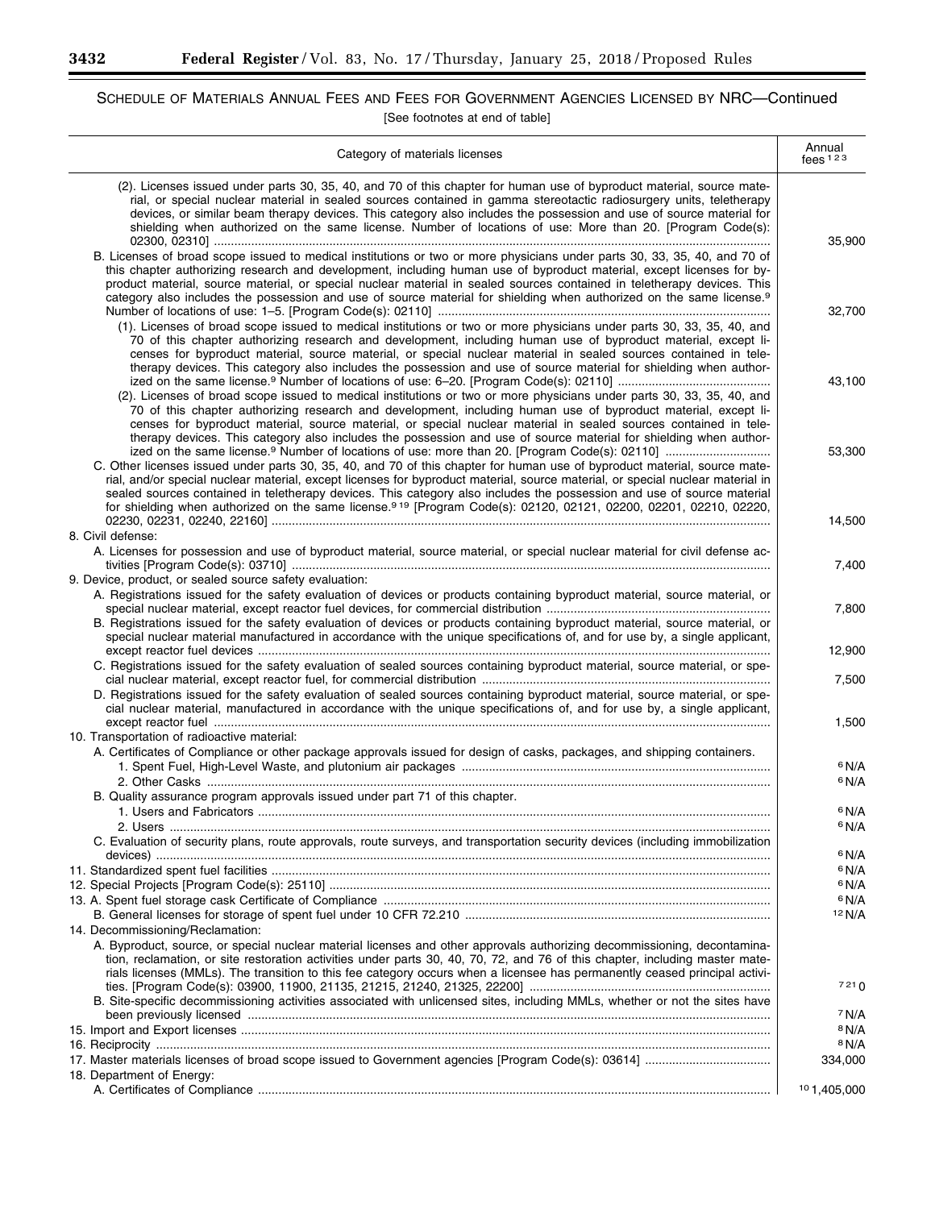SCHEDULE OF MATERIALS ANNUAL FEES AND FEES FOR GOVERNMENT AGENCIES LICENSED BY NRC—Continued

[See footnotes at end of table]

| Category of materials licenses | Annual fees [1 2 3] |
|---|---|
| (2). Licenses issued under parts 30, 35, 40, and 70 of this chapter for human use of byproduct material, source material, or special nuclear material in sealed sources contained in gamma stereotactic radiosurgery units, teletherapy devices, or similar beam therapy devices. This category also includes the possession and use of source material for shielding when authorized on the same license. Number of locations of use: More than 20. [Program Code(s): 02300, 02310] | 35,900 |
| B. Licenses of broad scope issued to medical institutions or two or more physicians under parts 30, 33, 35, 40, and 70 of this chapter authorizing research and development, including human use of byproduct material, except licenses for byproduct material, source material, or special nuclear material in sealed sources contained in teletherapy devices. This category also includes the possession and use of source material for shielding when authorized on the same license.[9] Number of locations of use: 1–5. [Program Code(s): 02110] | 32,700 |
| (1). Licenses of broad scope issued to medical institutions or two or more physicians under parts 30, 33, 35, 40, and 70 of this chapter authorizing research and development, including human use of byproduct material, except licenses for byproduct material, source material, or special nuclear material in sealed sources contained in teletherapy devices. This category also includes the possession and use of source material for shielding when authorized on the same license.[9] Number of locations of use: 6–20. [Program Code(s): 02110] | 43,100 |
| (2). Licenses of broad scope issued to medical institutions or two or more physicians under parts 30, 33, 35, 40, and 70 of this chapter authorizing research and development, including human use of byproduct material, except licenses for byproduct material, source material, or special nuclear material in sealed sources contained in teletherapy devices. This category also includes the possession and use of source material for shielding when authorized on the same license.[9] Number of locations of use: more than 20. [Program Code(s): 02110] | 53,300 |
| C. Other licenses issued under parts 30, 35, 40, and 70 of this chapter for human use of byproduct material, source material, and/or special nuclear material, except licenses for byproduct material, source material, or special nuclear material in sealed sources contained in teletherapy devices. This category also includes the possession and use of source material for shielding when authorized on the same license.[9 19] [Program Code(s): 02120, 02121, 02200, 02201, 02210, 02220, 02230, 02231, 02240, 22160] | 14,500 |
| 8. Civil defense: | |
| A. Licenses for possession and use of byproduct material, source material, or special nuclear material for civil defense activities [Program Code(s): 03710] | 7,400 |
| 9. Device, product, or sealed source safety evaluation: | |
| A. Registrations issued for the safety evaluation of devices or products containing byproduct material, source material, or special nuclear material, except reactor fuel devices, for commercial distribution | 7,800 |
| B. Registrations issued for the safety evaluation of devices or products containing byproduct material, source material, or special nuclear material manufactured in accordance with the unique specifications of, and for use by, a single applicant, except reactor fuel devices | 12,900 |
| C. Registrations issued for the safety evaluation of sealed sources containing byproduct material, source material, or special nuclear material, except reactor fuel, for commercial distribution | 7,500 |
| D. Registrations issued for the safety evaluation of sealed sources containing byproduct material, source material, or special nuclear material, manufactured in accordance with the unique specifications of, and for use by, a single applicant, except reactor fuel | 1,500 |
| 10. Transportation of radioactive material: | |
| A. Certificates of Compliance or other package approvals issued for design of casks, packages, and shipping containers. | |
| 1. Spent Fuel, High-Level Waste, and plutonium air packages | [6] N/A |
| 2. Other Casks | [6] N/A |
| B. Quality assurance program approvals issued under part 71 of this chapter. | |
| 1. Users and Fabricators | [6] N/A |
| 2. Users | [6] N/A |
| C. Evaluation of security plans, route approvals, route surveys, and transportation security devices (including immobilization devices) | [6] N/A |
| 11. Standardized spent fuel facilities | [6] N/A |
| 12. Special Projects [Program Code(s): 25110] | [6] N/A |
| 13. A. Spent fuel storage cask Certificate of Compliance | [6] N/A |
| B. General licenses for storage of spent fuel under 10 CFR 72.210 | [12] N/A |
| 14. Decommissioning/Reclamation: | |
| A. Byproduct, source, or special nuclear material licenses and other approvals authorizing decommissioning, decontamination, reclamation, or site restoration activities under parts 30, 40, 70, 72, and 76 of this chapter, including master materials licenses (MMLs). The transition to this fee category occurs when a licensee has permanently ceased principal activities. [Program Code(s): 03900, 11900, 21135, 21215, 21240, 21325, 22200] | [7 21] 0 |
| B. Site-specific decommissioning activities associated with unlicensed sites, including MMLs, whether or not the sites have been previously licensed | [7] N/A |
| 15. Import and Export licenses | [8] N/A |
| 16. Reciprocity | [8] N/A |
| 17. Master materials licenses of broad scope issued to Government agencies [Program Code(s): 03614] | 334,000 |
| 18. Department of Energy: | |
| A. Certificates of Compliance | [10] 1,405,000 |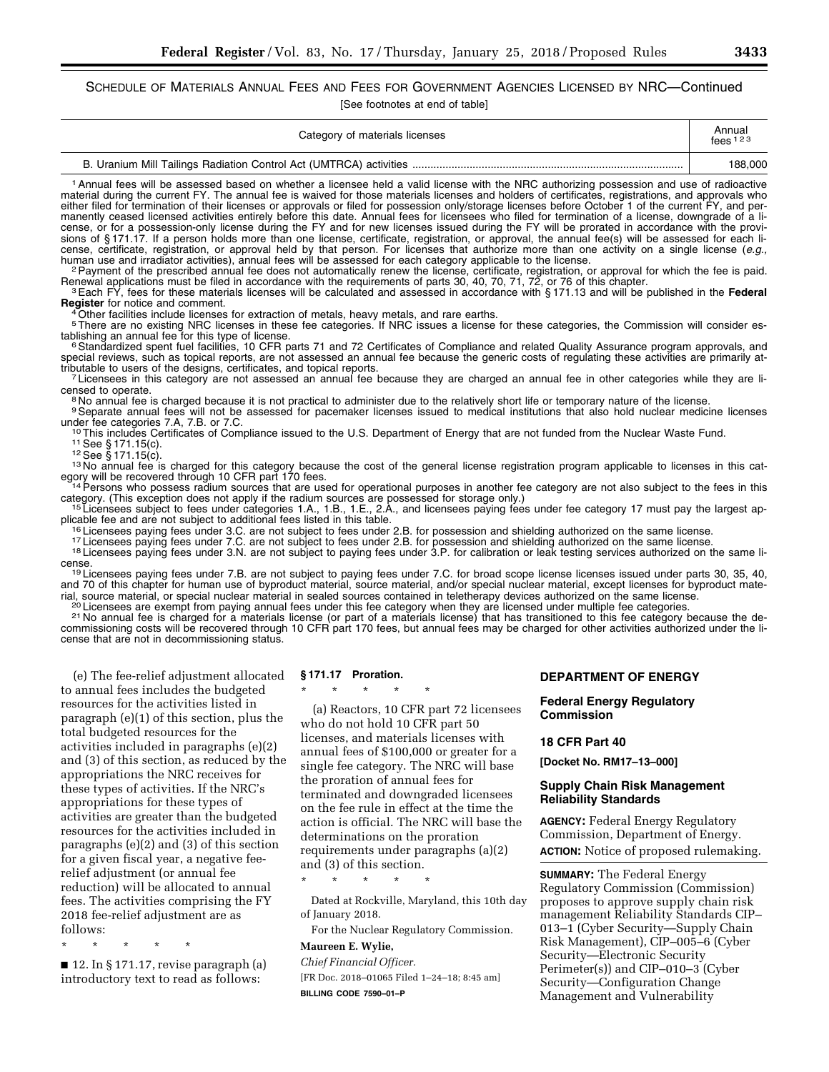SCHEDULE OF MATERIALS ANNUAL FEES AND FEES FOR GOVERNMENT AGENCIES LICENSED BY NRC—Continued

[See footnotes at end of table]

| Category of materials licenses | Annual fees [1 2 3] |
| --- | --- |
| B. Uranium Mill Tailings Radiation Control Act (UMTRCA) activities | 188,000 |

[1] Annual fees will be assessed based on whether a licensee held a valid license with the NRC authorizing possession and use of radioactive material during the current FY. The annual fee is waived for those materials licenses and holders of certificates, registrations, and approvals who either filed for termination of their licenses or approvals or filed for possession only/storage licenses before October 1 of the current FY, and permanently ceased licensed activities entirely before this date. Annual fees for licensees who filed for termination of a license, downgrade of a license, or for a possession-only license during the FY and for new licenses issued during the FY will be prorated in accordance with the provisions of § 171.17. If a person holds more than one license, certificate, registration, or approval, the annual fee(s) will be assessed for each license, certificate, registration, or approval held by that person. For licenses that authorize more than one activity on a single license (*e.g.,* human use and irradiator activities), annual fees will be assessed for each category applicable to the license.

[2] Payment of the prescribed annual fee does not automatically renew the license, certificate, registration, or approval for which the fee is paid. Renewal applications must be filed in accordance with the requirements of parts 30, 40, 70, 71, 72, or 76 of this chapter.

[3] Each FY, fees for these materials licenses will be calculated and assessed in accordance with § 171.13 and will be published in the **Federal Register** for notice and comment.

[4] Other facilities include licenses for extraction of metals, heavy metals, and rare earths.

[5] There are no existing NRC licenses in these fee categories. If NRC issues a license for these categories, the Commission will consider establishing an annual fee for this type of license.

[6] Standardized spent fuel facilities, 10 CFR parts 71 and 72 Certificates of Compliance and related Quality Assurance program approvals, and special reviews, such as topical reports, are not assessed an annual fee because the generic costs of regulating these activities are primarily attributable to users of the designs, certificates, and topical reports.

[7] Licensees in this category are not assessed an annual fee because they are charged an annual fee in other categories while they are licensed to operate.

[8] No annual fee is charged because it is not practical to administer due to the relatively short life or temporary nature of the license.

[9] Separate annual fees will not be assessed for pacemaker licenses issued to medical institutions that also hold nuclear medicine licenses under fee categories 7.A, 7.B. or 7.C.

[10] This includes Certificates of Compliance issued to the U.S. Department of Energy that are not funded from the Nuclear Waste Fund.

[11] See § 171.15(c).

[12] See § 171.15(c).

[13] No annual fee is charged for this category because the cost of the general license registration program applicable to licenses in this category will be recovered through 10 CFR part 170 fees.

[14] Persons who possess radium sources that are used for operational purposes in another fee category are not also subject to the fees in this category. (This exception does not apply if the radium sources are possessed for storage only.)

[15] Licensees subject to fees under categories 1.A., 1.B., 1.E., 2.A., and licensees paying fees under fee category 17 must pay the largest applicable fee and are not subject to additional fees listed in this table.

[16] Licensees paying fees under 3.C. are not subject to fees under 2.B. for possession and shielding authorized on the same license.

[17] Licensees paying fees under 7.C. are not subject to fees under 2.B. for possession and shielding authorized on the same license.

[18] Licensees paying fees under 3.N. are not subject to paying fees under 3.P. for calibration or leak testing services authorized on the same license.

[19] Licensees paying fees under 7.B. are not subject to paying fees under 7.C. for broad scope license licenses issued under parts 30, 35, 40, and 70 of this chapter for human use of byproduct material, source material, and/or special nuclear material, except licenses for byproduct material, source material, or special nuclear material in sealed sources contained in teletherapy devices authorized on the same license.

[20] Licensees are exempt from paying annual fees under this fee category when they are licensed under multiple fee categories.

[21] No annual fee is charged for a materials license (or part of a materials license) that has transitioned to this fee category because the decommissioning costs will be recovered through 10 CFR part 170 fees, but annual fees may be charged for other activities authorized under the license that are not in decommissioning status.

(e) The fee-relief adjustment allocated to annual fees includes the budgeted resources for the activities listed in paragraph (e)(1) of this section, plus the total budgeted resources for the activities included in paragraphs (e)(2) and (3) of this section, as reduced by the appropriations the NRC receives for these types of activities. If the NRC's appropriations for these types of activities are greater than the budgeted resources for the activities included in paragraphs (e)(2) and (3) of this section for a given fiscal year, a negative fee-relief adjustment (or annual fee reduction) will be allocated to annual fees. The activities comprising the FY 2018 fee-relief adjustment are as follows:

\* \* \* \* \*

■ 12. In § 171.17, revise paragraph (a) introductory text to read as follows:

**§ 171.17 Proration.**

\* \* \* \* \*

(a) Reactors, 10 CFR part 72 licensees who do not hold 10 CFR part 50 licenses, and materials licenses with annual fees of $100,000 or greater for a single fee category. The NRC will base the proration of annual fees for terminated and downgraded licensees on the fee rule in effect at the time the action is official. The NRC will base the determinations on the proration requirements under paragraphs (a)(2) and (3) of this section.

\* \* \* \* \*

Dated at Rockville, Maryland, this 10th day of January 2018.

For the Nuclear Regulatory Commission.

**Maureen E. Wylie,**

*Chief Financial Officer.*

[FR Doc. 2018–01065 Filed 1–24–18; 8:45 am]

**BILLING CODE 7590–01–P**

## DEPARTMENT OF ENERGY

### Federal Energy Regulatory Commission

### 18 CFR Part 40

**[Docket No. RM17–13–000]**

### Supply Chain Risk Management Reliability Standards

**AGENCY:** Federal Energy Regulatory Commission, Department of Energy.

**ACTION:** Notice of proposed rulemaking.

**SUMMARY:** The Federal Energy Regulatory Commission (Commission) proposes to approve supply chain risk management Reliability Standards CIP–013–1 (Cyber Security—Supply Chain Risk Management), CIP–005–6 (Cyber Security—Electronic Security Perimeter(s)) and CIP–010–3 (Cyber Security—Configuration Change Management and Vulnerability